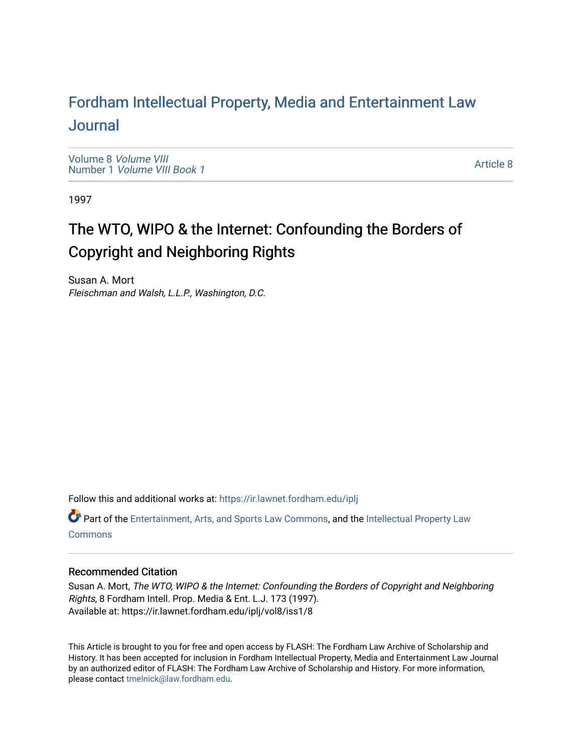# Fordham Intellectual Property, Media and Entertainment Law Journal

Volume 8 *Volume VIII*
Number 1 *Volume VIII Book 1*

Article 8

1997

## The WTO, WIPO & the Internet: Confounding the Borders of Copyright and Neighboring Rights

Susan A. Mort
*Fleischman and Walsh, L.L.P., Washington, D.C.*

Follow this and additional works at: https://ir.lawnet.fordham.edu/iplj

Part of the Entertainment, Arts, and Sports Law Commons, and the Intellectual Property Law Commons

### Recommended Citation

Susan A. Mort, *The WTO, WIPO & the Internet: Confounding the Borders of Copyright and Neighboring Rights*, 8 Fordham Intell. Prop. Media & Ent. L.J. 173 (1997).
Available at: https://ir.lawnet.fordham.edu/iplj/vol8/iss1/8

This Article is brought to you for free and open access by FLASH: The Fordham Law Archive of Scholarship and History. It has been accepted for inclusion in Fordham Intellectual Property, Media and Entertainment Law Journal by an authorized editor of FLASH: The Fordham Law Archive of Scholarship and History. For more information, please contact tmelnick@law.fordham.edu.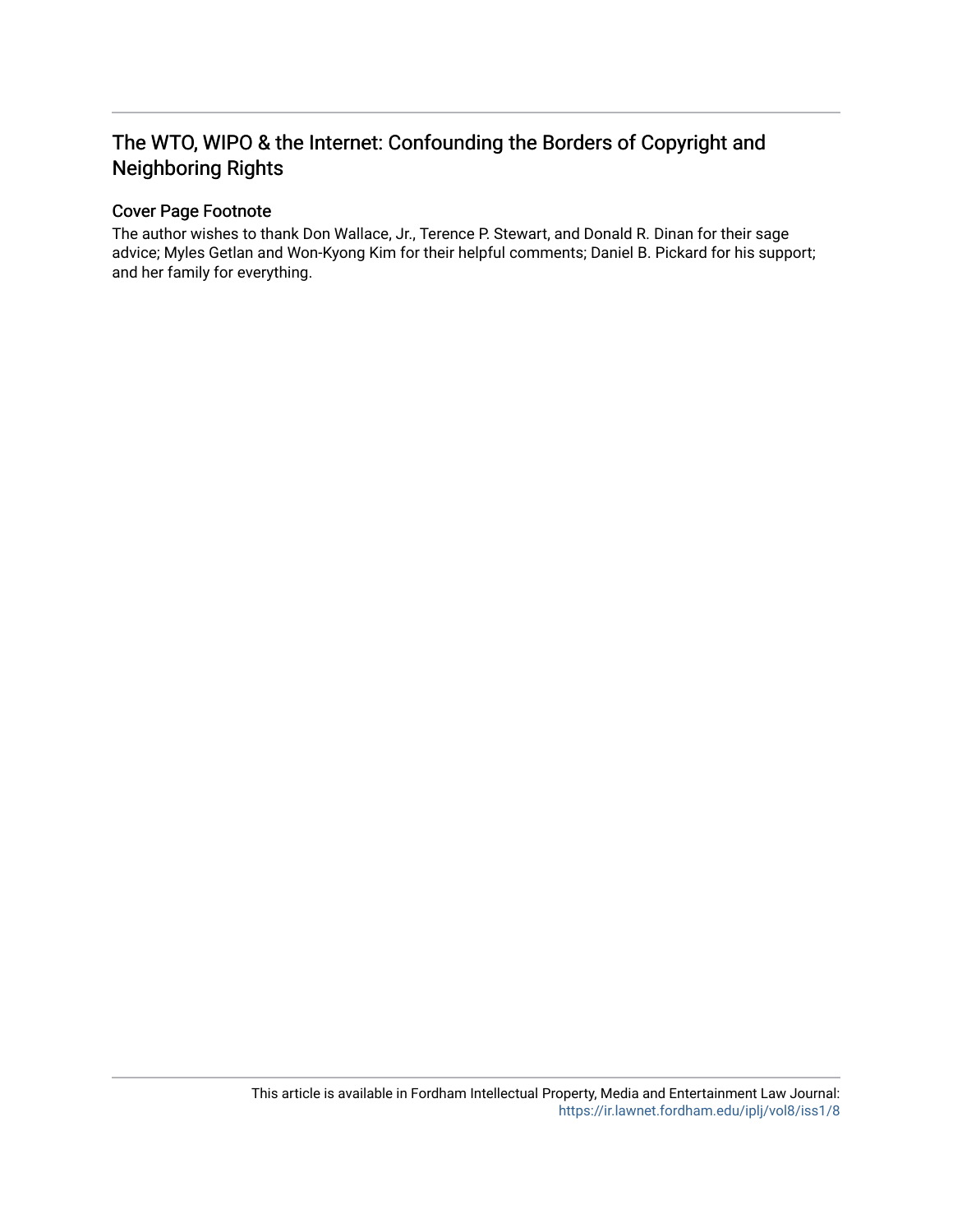## The WTO, WIPO & the Internet: Confounding the Borders of Copyright and Neighboring Rights

### Cover Page Footnote

The author wishes to thank Don Wallace, Jr., Terence P. Stewart, and Donald R. Dinan for their sage advice; Myles Getlan and Won-Kyong Kim for their helpful comments; Daniel B. Pickard for his support; and her family for everything.

This article is available in Fordham Intellectual Property, Media and Entertainment Law Journal: https://ir.lawnet.fordham.edu/iplj/vol8/iss1/8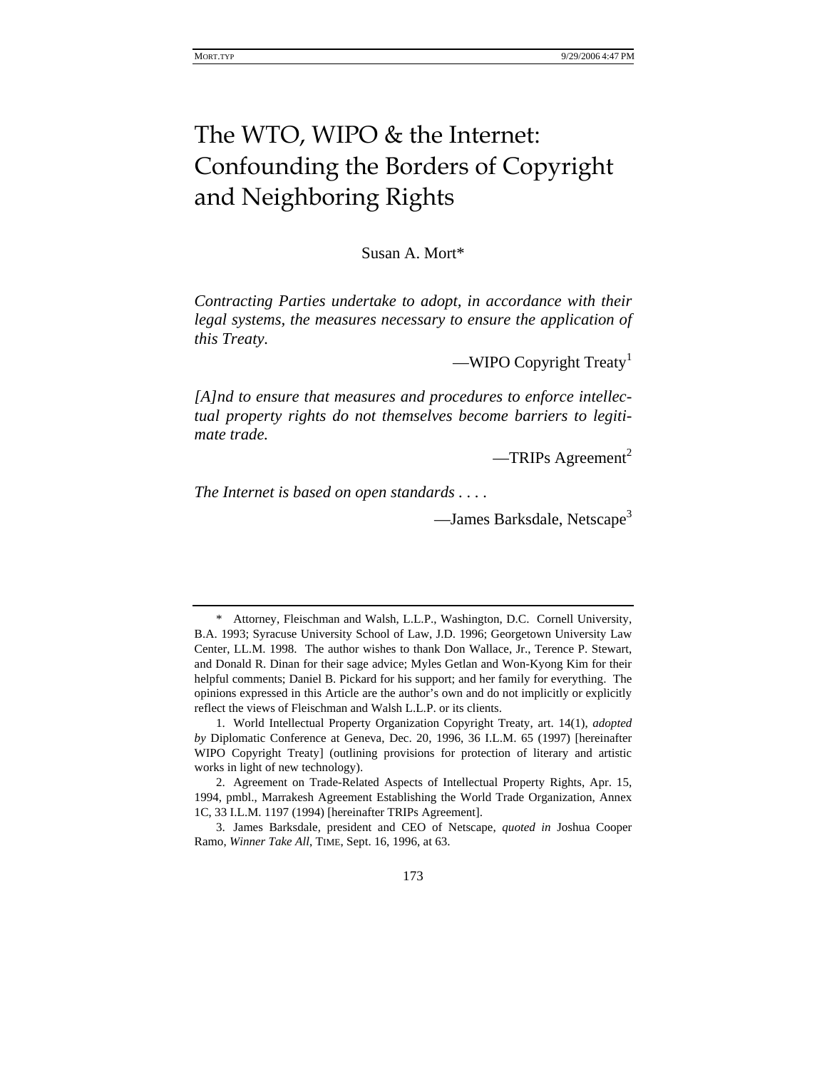# The WTO, WIPO & the Internet: Confounding the Borders of Copyright and Neighboring Rights

Susan A. Mort*

*Contracting Parties undertake to adopt, in accordance with their legal systems, the measures necessary to ensure the application of this Treaty.*

—WIPO Copyright Treaty[1]

*[A]nd to ensure that measures and procedures to enforce intellectual property rights do not themselves become barriers to legitimate trade.*

—TRIPs Agreement[2]

*The Internet is based on open standards . . . .*

—James Barksdale, Netscape[3]

---

\* Attorney, Fleischman and Walsh, L.L.P., Washington, D.C. Cornell University, B.A. 1993; Syracuse University School of Law, J.D. 1996; Georgetown University Law Center, LL.M. 1998. The author wishes to thank Don Wallace, Jr., Terence P. Stewart, and Donald R. Dinan for their sage advice; Myles Getlan and Won-Kyong Kim for their helpful comments; Daniel B. Pickard for his support; and her family for everything. The opinions expressed in this Article are the author's own and do not implicitly or explicitly reflect the views of Fleischman and Walsh L.L.P. or its clients.

1. World Intellectual Property Organization Copyright Treaty, art. 14(1), *adopted by* Diplomatic Conference at Geneva, Dec. 20, 1996, 36 I.L.M. 65 (1997) [hereinafter WIPO Copyright Treaty] (outlining provisions for protection of literary and artistic works in light of new technology).

2. Agreement on Trade-Related Aspects of Intellectual Property Rights, Apr. 15, 1994, pmbl., Marrakesh Agreement Establishing the World Trade Organization, Annex 1C, 33 I.L.M. 1197 (1994) [hereinafter TRIPs Agreement].

3. James Barksdale, president and CEO of Netscape, *quoted in* Joshua Cooper Ramo, *Winner Take All*, TIME, Sept. 16, 1996, at 63.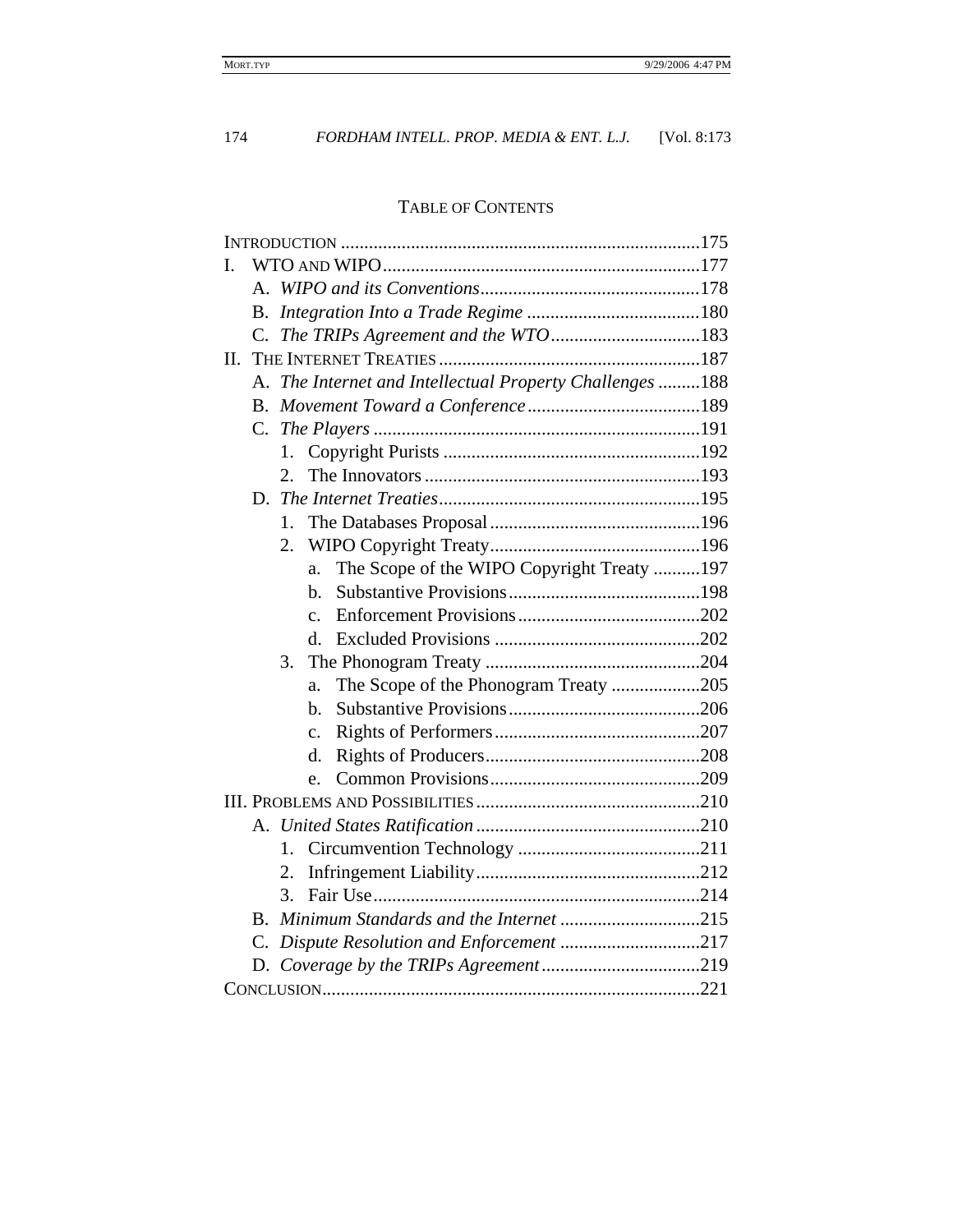## TABLE OF CONTENTS

INTRODUCTION ......175

I. WTO AND WIPO ......177
- A. *WIPO and its Conventions* ......178
- B. *Integration Into a Trade Regime* ......180
- C. *The TRIPs Agreement and the WTO* ......183

II. THE INTERNET TREATIES ......187
- A. *The Internet and Intellectual Property Challenges* ......188
- B. *Movement Toward a Conference* ......189
- C. *The Players* ......191
  1. Copyright Purists ......192
  2. The Innovators ......193
- D. *The Internet Treaties* ......195
  1. The Databases Proposal ......196
  2. WIPO Copyright Treaty ......196
     - a. The Scope of the WIPO Copyright Treaty ......197
     - b. Substantive Provisions ......198
     - c. Enforcement Provisions ......202
     - d. Excluded Provisions ......202
  3. The Phonogram Treaty ......204
     - a. The Scope of the Phonogram Treaty ......205
     - b. Substantive Provisions ......206
     - c. Rights of Performers ......207
     - d. Rights of Producers ......208
     - e. Common Provisions ......209

III. PROBLEMS AND POSSIBILITIES ......210
- A. *United States Ratification* ......210
  1. Circumvention Technology ......211
  2. Infringement Liability ......212
  3. Fair Use ......214
- B. *Minimum Standards and the Internet* ......215
- C. *Dispute Resolution and Enforcement* ......217
- D. *Coverage by the TRIPs Agreement* ......219

CONCLUSION ......221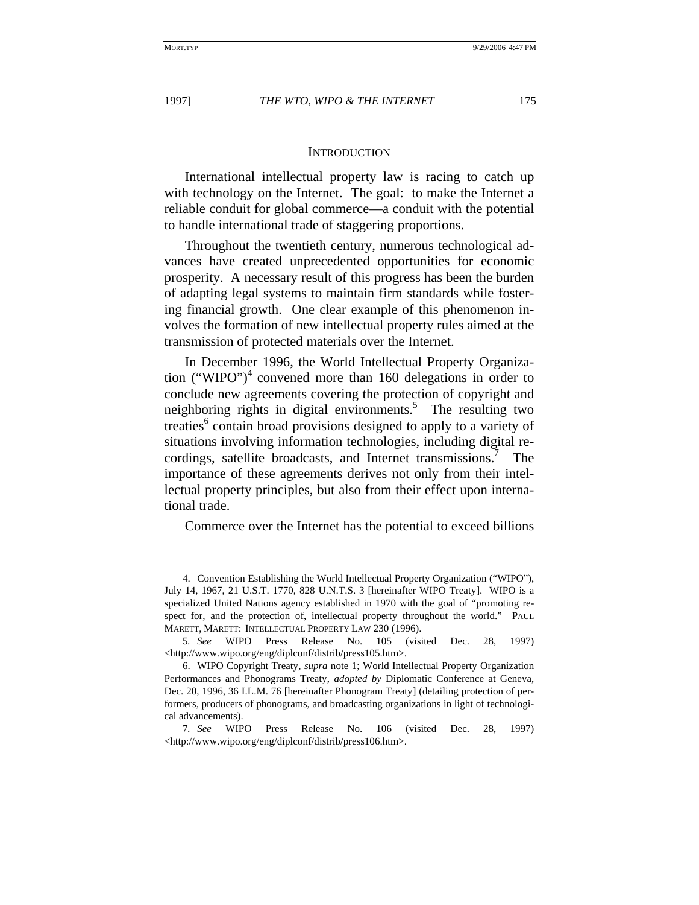## Introduction

International intellectual property law is racing to catch up with technology on the Internet. The goal: to make the Internet a reliable conduit for global commerce—a conduit with the potential to handle international trade of staggering proportions.

Throughout the twentieth century, numerous technological advances have created unprecedented opportunities for economic prosperity. A necessary result of this progress has been the burden of adapting legal systems to maintain firm standards while fostering financial growth. One clear example of this phenomenon involves the formation of new intellectual property rules aimed at the transmission of protected materials over the Internet.

In December 1996, the World Intellectual Property Organization ("WIPO")[4] convened more than 160 delegations in order to conclude new agreements covering the protection of copyright and neighboring rights in digital environments.[5] The resulting two treaties[6] contain broad provisions designed to apply to a variety of situations involving information technologies, including digital recordings, satellite broadcasts, and Internet transmissions.[7] The importance of these agreements derives not only from their intellectual property principles, but also from their effect upon international trade.

Commerce over the Internet has the potential to exceed billions

---

4. Convention Establishing the World Intellectual Property Organization ("WIPO"), July 14, 1967, 21 U.S.T. 1770, 828 U.N.T.S. 3 [hereinafter WIPO Treaty]. WIPO is a specialized United Nations agency established in 1970 with the goal of "promoting respect for, and the protection of, intellectual property throughout the world." PAUL MARETT, MARETT: INTELLECTUAL PROPERTY LAW 230 (1996).

5. *See* WIPO Press Release No. 105 (visited Dec. 28, 1997) <http://www.wipo.org/eng/diplconf/distrib/press105.htm>.

6. WIPO Copyright Treaty, *supra* note 1; World Intellectual Property Organization Performances and Phonograms Treaty, *adopted by* Diplomatic Conference at Geneva, Dec. 20, 1996, 36 I.L.M. 76 [hereinafter Phonogram Treaty] (detailing protection of performers, producers of phonograms, and broadcasting organizations in light of technological advancements).

7. *See* WIPO Press Release No. 106 (visited Dec. 28, 1997) <http://www.wipo.org/eng/diplconf/distrib/press106.htm>.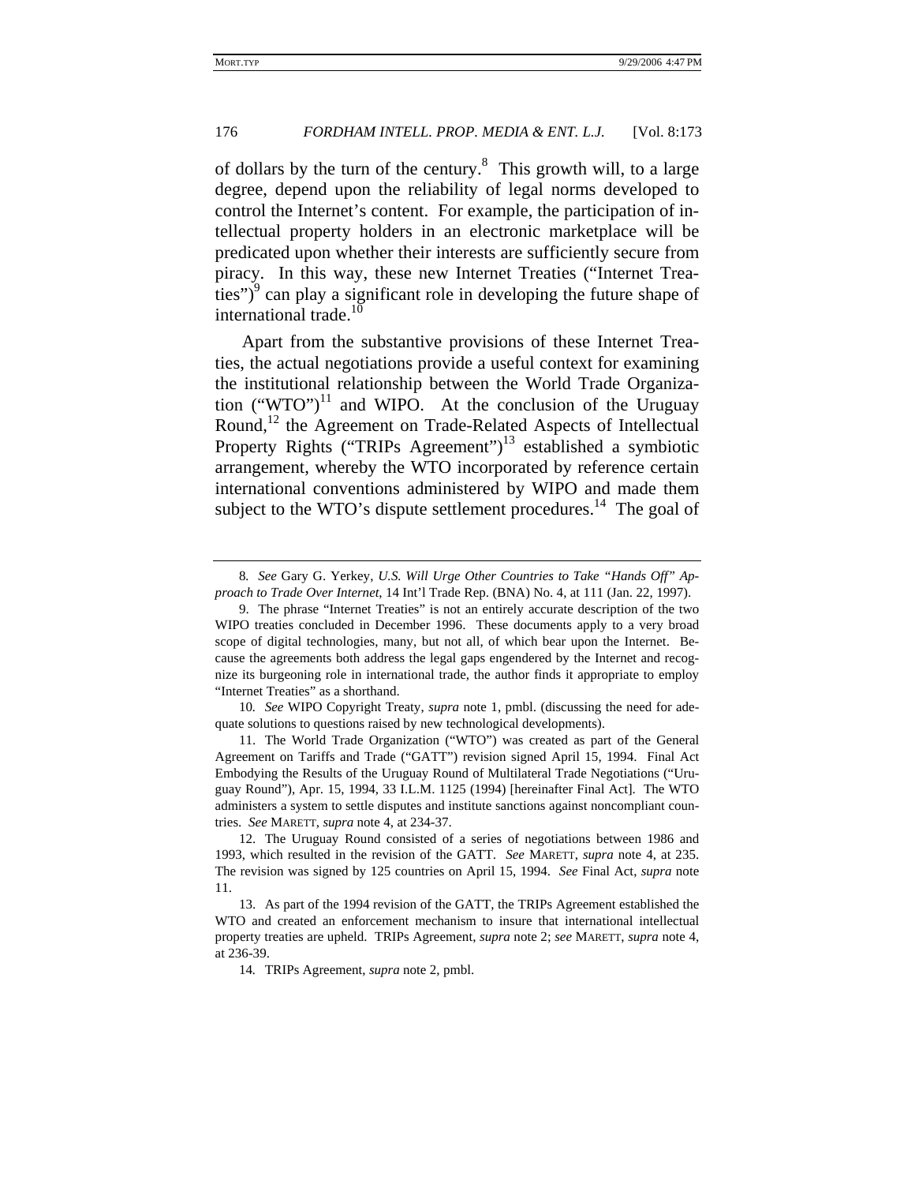of dollars by the turn of the century.[8] This growth will, to a large degree, depend upon the reliability of legal norms developed to control the Internet's content. For example, the participation of intellectual property holders in an electronic marketplace will be predicated upon whether their interests are sufficiently secure from piracy. In this way, these new Internet Treaties ("Internet Treaties")[9] can play a significant role in developing the future shape of international trade.[10]

Apart from the substantive provisions of these Internet Treaties, the actual negotiations provide a useful context for examining the institutional relationship between the World Trade Organization ("WTO")[11] and WIPO. At the conclusion of the Uruguay Round,[12] the Agreement on Trade-Related Aspects of Intellectual Property Rights ("TRIPs Agreement")[13] established a symbiotic arrangement, whereby the WTO incorporated by reference certain international conventions administered by WIPO and made them subject to the WTO's dispute settlement procedures.[14] The goal of

---

8. *See* Gary G. Yerkey, *U.S. Will Urge Other Countries to Take "Hands Off" Approach to Trade Over Internet*, 14 Int'l Trade Rep. (BNA) No. 4, at 111 (Jan. 22, 1997).

9. The phrase "Internet Treaties" is not an entirely accurate description of the two WIPO treaties concluded in December 1996. These documents apply to a very broad scope of digital technologies, many, but not all, of which bear upon the Internet. Because the agreements both address the legal gaps engendered by the Internet and recognize its burgeoning role in international trade, the author finds it appropriate to employ "Internet Treaties" as a shorthand.

10. *See* WIPO Copyright Treaty, *supra* note 1, pmbl. (discussing the need for adequate solutions to questions raised by new technological developments).

11. The World Trade Organization ("WTO") was created as part of the General Agreement on Tariffs and Trade ("GATT") revision signed April 15, 1994. Final Act Embodying the Results of the Uruguay Round of Multilateral Trade Negotiations ("Uruguay Round"), Apr. 15, 1994, 33 I.L.M. 1125 (1994) [hereinafter Final Act]. The WTO administers a system to settle disputes and institute sanctions against noncompliant countries. *See* MARETT, *supra* note 4, at 234-37.

12. The Uruguay Round consisted of a series of negotiations between 1986 and 1993, which resulted in the revision of the GATT. *See* MARETT, *supra* note 4, at 235. The revision was signed by 125 countries on April 15, 1994. *See* Final Act, *supra* note 11.

13. As part of the 1994 revision of the GATT, the TRIPs Agreement established the WTO and created an enforcement mechanism to insure that international intellectual property treaties are upheld. TRIPs Agreement, *supra* note 2; *see* MARETT, *supra* note 4, at 236-39.

14. TRIPs Agreement, *supra* note 2, pmbl.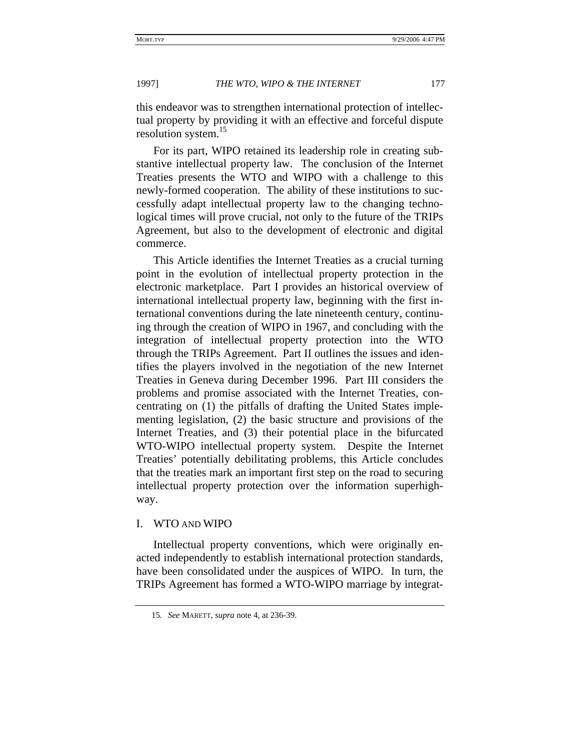this endeavor was to strengthen international protection of intellectual property by providing it with an effective and forceful dispute resolution system.[15]

For its part, WIPO retained its leadership role in creating substantive intellectual property law. The conclusion of the Internet Treaties presents the WTO and WIPO with a challenge to this newly-formed cooperation. The ability of these institutions to successfully adapt intellectual property law to the changing technological times will prove crucial, not only to the future of the TRIPs Agreement, but also to the development of electronic and digital commerce.

This Article identifies the Internet Treaties as a crucial turning point in the evolution of intellectual property protection in the electronic marketplace. Part I provides an historical overview of international intellectual property law, beginning with the first international conventions during the late nineteenth century, continuing through the creation of WIPO in 1967, and concluding with the integration of intellectual property protection into the WTO through the TRIPs Agreement. Part II outlines the issues and identifies the players involved in the negotiation of the new Internet Treaties in Geneva during December 1996. Part III considers the problems and promise associated with the Internet Treaties, concentrating on (1) the pitfalls of drafting the United States implementing legislation, (2) the basic structure and provisions of the Internet Treaties, and (3) their potential place in the bifurcated WTO-WIPO intellectual property system. Despite the Internet Treaties' potentially debilitating problems, this Article concludes that the treaties mark an important first step on the road to securing intellectual property protection over the information superhighway.

## I. WTO AND WIPO

Intellectual property conventions, which were originally enacted independently to establish international protection standards, have been consolidated under the auspices of WIPO. In turn, the TRIPs Agreement has formed a WTO-WIPO marriage by integrat-

---

15. *See* MARETT, *supra* note 4, at 236-39.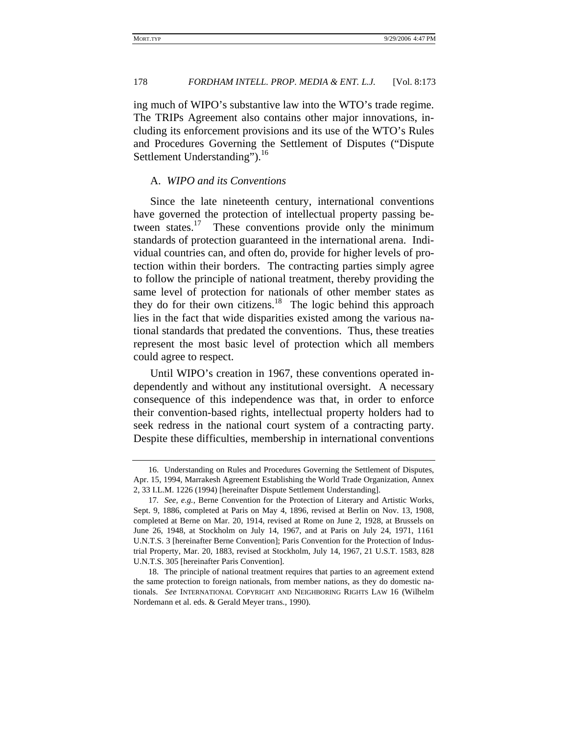ing much of WIPO's substantive law into the WTO's trade regime. The TRIPs Agreement also contains other major innovations, including its enforcement provisions and its use of the WTO's Rules and Procedures Governing the Settlement of Disputes ("Dispute Settlement Understanding").[16]

### A. *WIPO and its Conventions*

Since the late nineteenth century, international conventions have governed the protection of intellectual property passing between states.[17] These conventions provide only the minimum standards of protection guaranteed in the international arena. Individual countries can, and often do, provide for higher levels of protection within their borders. The contracting parties simply agree to follow the principle of national treatment, thereby providing the same level of protection for nationals of other member states as they do for their own citizens.[18] The logic behind this approach lies in the fact that wide disparities existed among the various national standards that predated the conventions. Thus, these treaties represent the most basic level of protection which all members could agree to respect.

Until WIPO's creation in 1967, these conventions operated independently and without any institutional oversight. A necessary consequence of this independence was that, in order to enforce their convention-based rights, intellectual property holders had to seek redress in the national court system of a contracting party. Despite these difficulties, membership in international conventions

---

16. Understanding on Rules and Procedures Governing the Settlement of Disputes, Apr. 15, 1994, Marrakesh Agreement Establishing the World Trade Organization, Annex 2, 33 I.L.M. 1226 (1994) [hereinafter Dispute Settlement Understanding].

17. *See, e.g.*, Berne Convention for the Protection of Literary and Artistic Works, Sept. 9, 1886, completed at Paris on May 4, 1896, revised at Berlin on Nov. 13, 1908, completed at Berne on Mar. 20, 1914, revised at Rome on June 2, 1928, at Brussels on June 26, 1948, at Stockholm on July 14, 1967, and at Paris on July 24, 1971, 1161 U.N.T.S. 3 [hereinafter Berne Convention]; Paris Convention for the Protection of Industrial Property, Mar. 20, 1883, revised at Stockholm, July 14, 1967, 21 U.S.T. 1583, 828 U.N.T.S. 305 [hereinafter Paris Convention].

18. The principle of national treatment requires that parties to an agreement extend the same protection to foreign nationals, from member nations, as they do domestic nationals. *See* INTERNATIONAL COPYRIGHT AND NEIGHBORING RIGHTS LAW 16 (Wilhelm Nordemann et al. eds. & Gerald Meyer trans., 1990).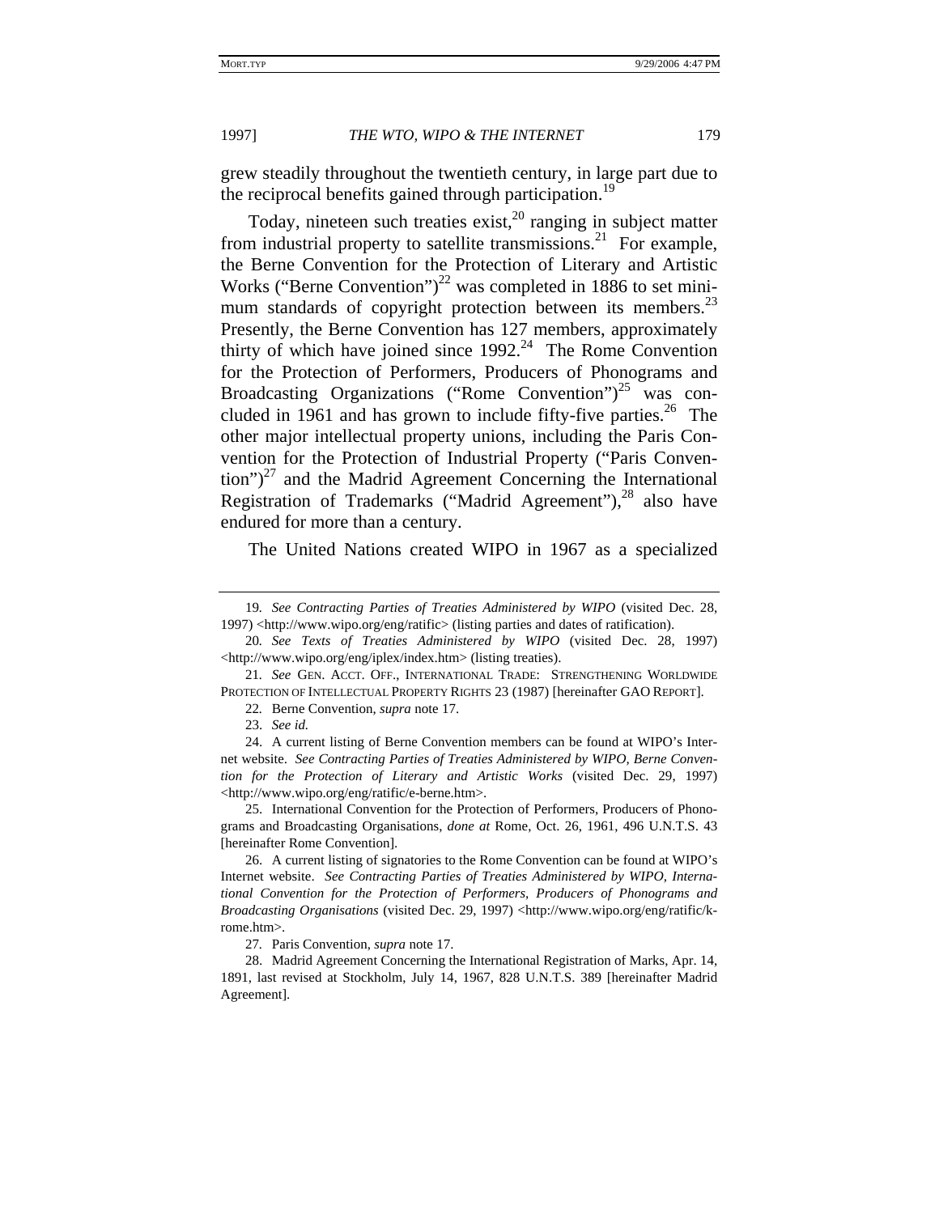grew steadily throughout the twentieth century, in large part due to the reciprocal benefits gained through participation.[19]

Today, nineteen such treaties exist,[20] ranging in subject matter from industrial property to satellite transmissions.[21] For example, the Berne Convention for the Protection of Literary and Artistic Works ("Berne Convention")[22] was completed in 1886 to set minimum standards of copyright protection between its members.[23] Presently, the Berne Convention has 127 members, approximately thirty of which have joined since 1992.[24] The Rome Convention for the Protection of Performers, Producers of Phonograms and Broadcasting Organizations ("Rome Convention")[25] was concluded in 1961 and has grown to include fifty-five parties.[26] The other major intellectual property unions, including the Paris Convention for the Protection of Industrial Property ("Paris Convention")[27] and the Madrid Agreement Concerning the International Registration of Trademarks ("Madrid Agreement"),[28] also have endured for more than a century.

The United Nations created WIPO in 1967 as a specialized

---

19. *See Contracting Parties of Treaties Administered by WIPO* (visited Dec. 28, 1997) <http://www.wipo.org/eng/ratific> (listing parties and dates of ratification).

20. *See Texts of Treaties Administered by WIPO* (visited Dec. 28, 1997) <http://www.wipo.org/eng/iplex/index.htm> (listing treaties).

21. *See* GEN. ACCT. OFF., INTERNATIONAL TRADE: STRENGTHENING WORLDWIDE PROTECTION OF INTELLECTUAL PROPERTY RIGHTS 23 (1987) [hereinafter GAO REPORT].

22. Berne Convention, *supra* note 17.

23. *See id.*

24. A current listing of Berne Convention members can be found at WIPO's Internet website. *See Contracting Parties of Treaties Administered by WIPO, Berne Convention for the Protection of Literary and Artistic Works* (visited Dec. 29, 1997) <http://www.wipo.org/eng/ratific/e-berne.htm>.

25. International Convention for the Protection of Performers, Producers of Phonograms and Broadcasting Organisations, *done at* Rome, Oct. 26, 1961, 496 U.N.T.S. 43 [hereinafter Rome Convention].

26. A current listing of signatories to the Rome Convention can be found at WIPO's Internet website. *See Contracting Parties of Treaties Administered by WIPO, International Convention for the Protection of Performers, Producers of Phonograms and Broadcasting Organisations* (visited Dec. 29, 1997) <http://www.wipo.org/eng/ratific/k-rome.htm>.

27. Paris Convention, *supra* note 17.

28. Madrid Agreement Concerning the International Registration of Marks, Apr. 14, 1891, last revised at Stockholm, July 14, 1967, 828 U.N.T.S. 389 [hereinafter Madrid Agreement].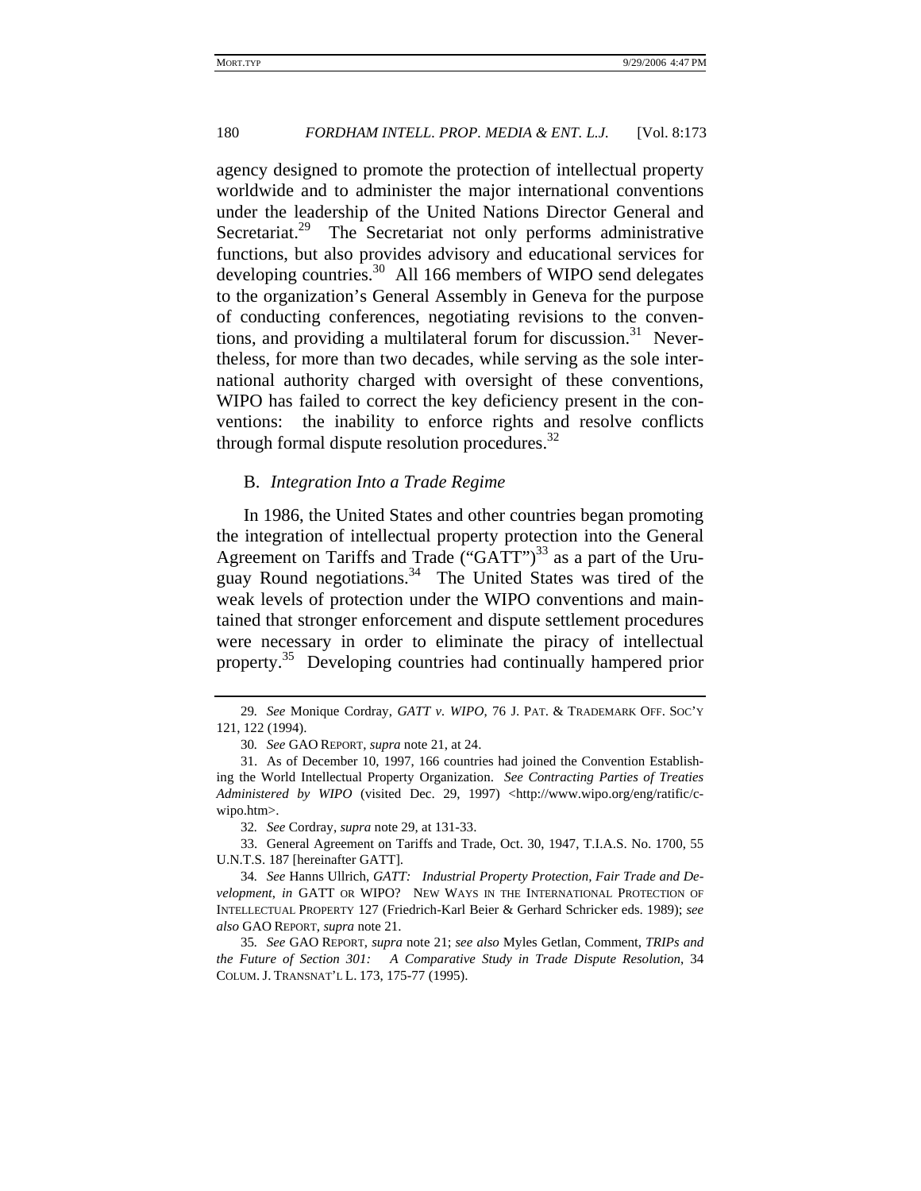agency designed to promote the protection of intellectual property worldwide and to administer the major international conventions under the leadership of the United Nations Director General and Secretariat.[29] The Secretariat not only performs administrative functions, but also provides advisory and educational services for developing countries.[30] All 166 members of WIPO send delegates to the organization's General Assembly in Geneva for the purpose of conducting conferences, negotiating revisions to the conventions, and providing a multilateral forum for discussion.[31] Nevertheless, for more than two decades, while serving as the sole international authority charged with oversight of these conventions, WIPO has failed to correct the key deficiency present in the conventions: the inability to enforce rights and resolve conflicts through formal dispute resolution procedures.[32]

### B. *Integration Into a Trade Regime*

In 1986, the United States and other countries began promoting the integration of intellectual property protection into the General Agreement on Tariffs and Trade ("GATT")[33] as a part of the Uruguay Round negotiations.[34] The United States was tired of the weak levels of protection under the WIPO conventions and maintained that stronger enforcement and dispute settlement procedures were necessary in order to eliminate the piracy of intellectual property.[35] Developing countries had continually hampered prior

---

29. *See* Monique Cordray, *GATT v. WIPO*, 76 J. PAT. & TRADEMARK OFF. SOC'Y 121, 122 (1994).

30. *See* GAO REPORT, *supra* note 21, at 24.

31. As of December 10, 1997, 166 countries had joined the Convention Establishing the World Intellectual Property Organization. *See Contracting Parties of Treaties Administered by WIPO* (visited Dec. 29, 1997) <http://www.wipo.org/eng/ratific/c-wipo.htm>.

32. *See* Cordray, *supra* note 29, at 131-33.

33. General Agreement on Tariffs and Trade, Oct. 30, 1947, T.I.A.S. No. 1700, 55 U.N.T.S. 187 [hereinafter GATT].

34. *See* Hanns Ullrich, *GATT: Industrial Property Protection, Fair Trade and Development*, *in* GATT OR WIPO? NEW WAYS IN THE INTERNATIONAL PROTECTION OF INTELLECTUAL PROPERTY 127 (Friedrich-Karl Beier & Gerhard Schricker eds. 1989); *see also* GAO REPORT, *supra* note 21.

35. *See* GAO REPORT, *supra* note 21; *see also* Myles Getlan, Comment, *TRIPs and the Future of Section 301: A Comparative Study in Trade Dispute Resolution*, 34 COLUM. J. TRANSNAT'L L. 173, 175-77 (1995).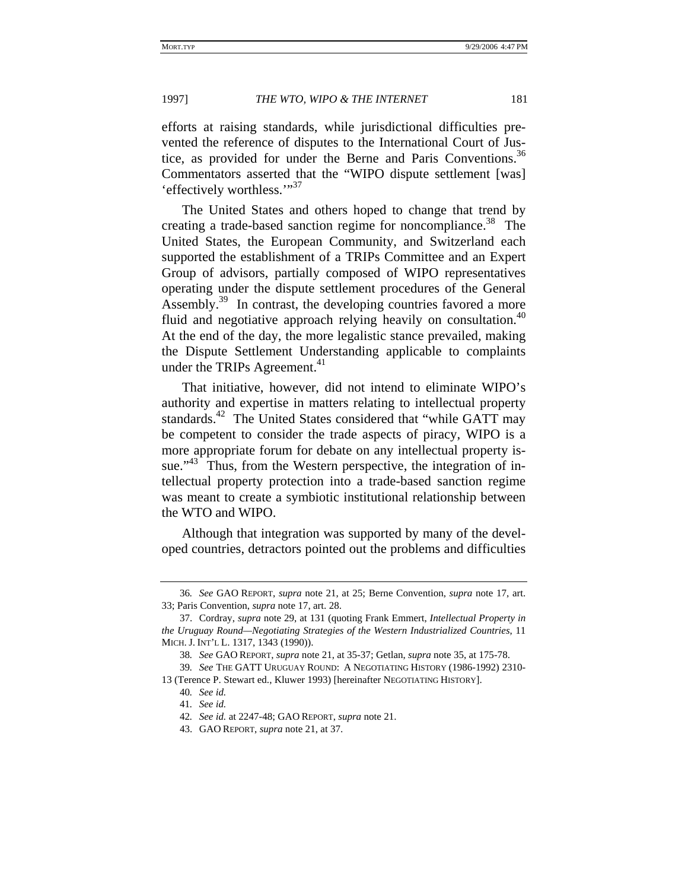efforts at raising standards, while jurisdictional difficulties prevented the reference of disputes to the International Court of Justice, as provided for under the Berne and Paris Conventions.[36] Commentators asserted that the "WIPO dispute settlement [was] 'effectively worthless.'"[37]

The United States and others hoped to change that trend by creating a trade-based sanction regime for noncompliance.[38] The United States, the European Community, and Switzerland each supported the establishment of a TRIPs Committee and an Expert Group of advisors, partially composed of WIPO representatives operating under the dispute settlement procedures of the General Assembly.[39] In contrast, the developing countries favored a more fluid and negotiative approach relying heavily on consultation.[40] At the end of the day, the more legalistic stance prevailed, making the Dispute Settlement Understanding applicable to complaints under the TRIPs Agreement.[41]

That initiative, however, did not intend to eliminate WIPO's authority and expertise in matters relating to intellectual property standards.[42] The United States considered that "while GATT may be competent to consider the trade aspects of piracy, WIPO is a more appropriate forum for debate on any intellectual property issue."[43] Thus, from the Western perspective, the integration of intellectual property protection into a trade-based sanction regime was meant to create a symbiotic institutional relationship between the WTO and WIPO.

Although that integration was supported by many of the developed countries, detractors pointed out the problems and difficulties

---

36. *See* GAO REPORT, *supra* note 21, at 25; Berne Convention, *supra* note 17, art. 33; Paris Convention, *supra* note 17, art. 28.

37. Cordray, *supra* note 29, at 131 (quoting Frank Emmert, *Intellectual Property in the Uruguay Round—Negotiating Strategies of the Western Industrialized Countries*, 11 MICH. J. INT'L L. 1317, 1343 (1990)).

38. *See* GAO REPORT, *supra* note 21, at 35-37; Getlan, *supra* note 35, at 175-78.

39. *See* THE GATT URUGUAY ROUND: A NEGOTIATING HISTORY (1986-1992) 2310-13 (Terence P. Stewart ed., Kluwer 1993) [hereinafter NEGOTIATING HISTORY].

40. *See id.*

41. *See id.*

42. *See id.* at 2247-48; GAO REPORT, *supra* note 21.

43. GAO REPORT, *supra* note 21, at 37.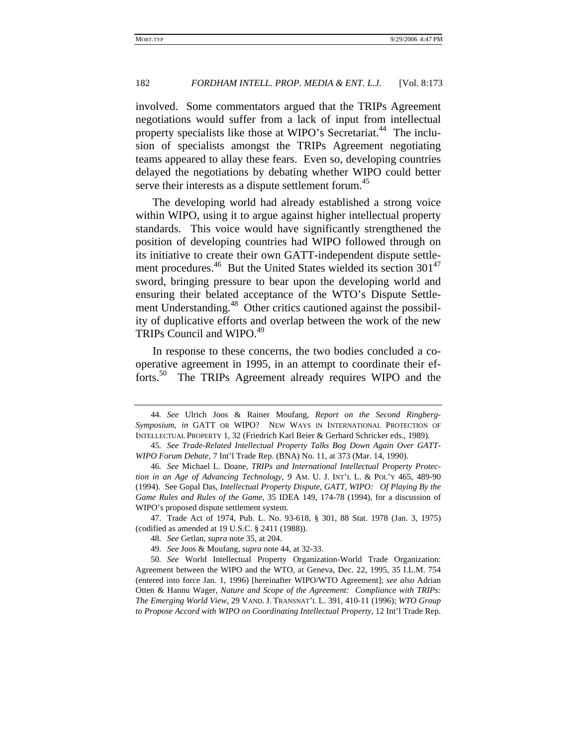involved. Some commentators argued that the TRIPs Agreement negotiations would suffer from a lack of input from intellectual property specialists like those at WIPO's Secretariat.[44] The inclusion of specialists amongst the TRIPs Agreement negotiating teams appeared to allay these fears. Even so, developing countries delayed the negotiations by debating whether WIPO could better serve their interests as a dispute settlement forum.[45]

The developing world had already established a strong voice within WIPO, using it to argue against higher intellectual property standards. This voice would have significantly strengthened the position of developing countries had WIPO followed through on its initiative to create their own GATT-independent dispute settlement procedures.[46] But the United States wielded its section 301[47] sword, bringing pressure to bear upon the developing world and ensuring their belated acceptance of the WTO's Dispute Settlement Understanding.[48] Other critics cautioned against the possibility of duplicative efforts and overlap between the work of the new TRIPs Council and WIPO.[49]

In response to these concerns, the two bodies concluded a cooperative agreement in 1995, in an attempt to coordinate their efforts.[50] The TRIPs Agreement already requires WIPO and the

---

44. *See* Ulrich Joos & Rainer Moufang, *Report on the Second Ringberg-Symposium*, *in* GATT OR WIPO? NEW WAYS IN INTERNATIONAL PROTECTION OF INTELLECTUAL PROPERTY 1, 32 (Friedrich Karl Beier & Gerhard Schricker eds., 1989).

45. *See Trade-Related Intellectual Property Talks Bog Down Again Over GATT-WIPO Forum Debate*, 7 Int'l Trade Rep. (BNA) No. 11, at 373 (Mar. 14, 1990).

46. *See* Michael L. Doane, *TRIPs and International Intellectual Property Protection in an Age of Advancing Technology*, 9 AM. U. J. INT'L L. & POL'Y 465, 489-90 (1994). See Gopal Das, *Intellectual Property Dispute, GATT, WIPO: Of Playing By the Game Rules and Rules of the Game*, 35 IDEA 149, 174-78 (1994), for a discussion of WIPO's proposed dispute settlement system.

47. Trade Act of 1974, Pub. L. No. 93-618, § 301, 88 Stat. 1978 (Jan. 3, 1975) (codified as amended at 19 U.S.C. § 2411 (1988)).

48. *See* Getlan, *supra* note 35, at 204.

49. *See* Joos & Moufang, *supra* note 44, at 32-33.

50. *See* World Intellectual Property Organization-World Trade Organization: Agreement between the WIPO and the WTO, at Geneva, Dec. 22, 1995, 35 I.L.M. 754 (entered into force Jan. 1, 1996) [hereinafter WIPO/WTO Agreement]; *see also* Adrian Otten & Hannu Wager, *Nature and Scope of the Agreement: Compliance with TRIPs: The Emerging World View*, 29 VAND. J. TRANSNAT'L L. 391, 410-11 (1996); *WTO Group to Propose Accord with WIPO on Coordinating Intellectual Property*, 12 Int'l Trade Rep.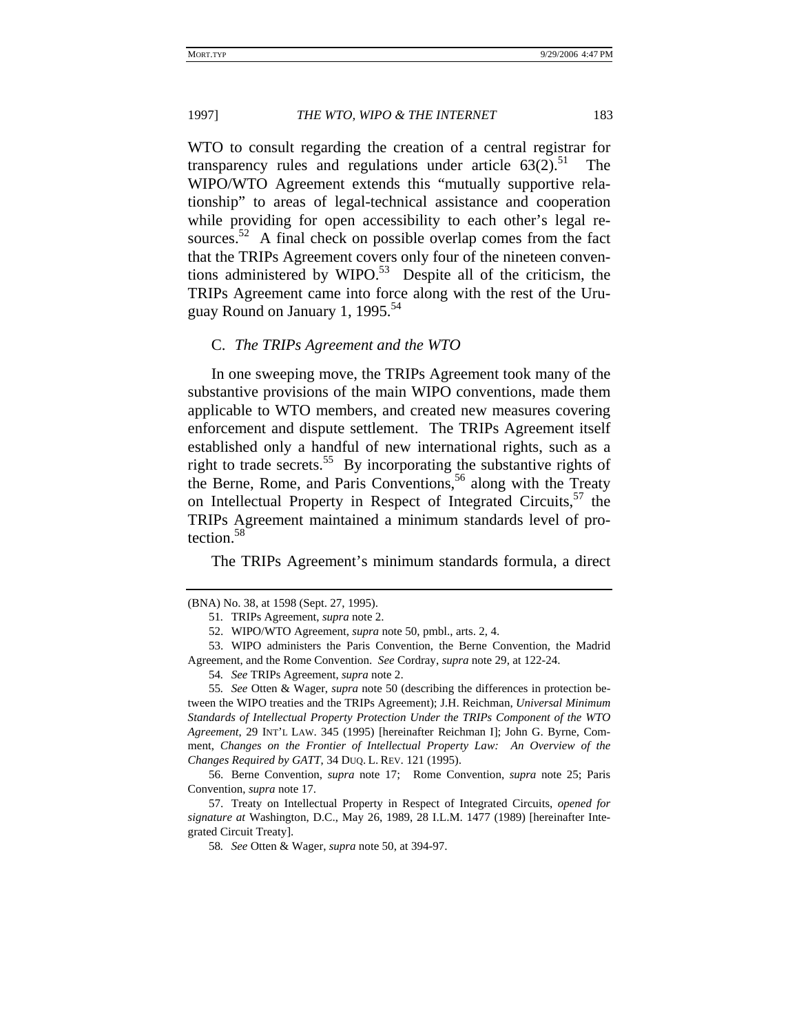WTO to consult regarding the creation of a central registrar for transparency rules and regulations under article 63(2).[51] The WIPO/WTO Agreement extends this "mutually supportive relationship" to areas of legal-technical assistance and cooperation while providing for open accessibility to each other's legal resources.[52] A final check on possible overlap comes from the fact that the TRIPs Agreement covers only four of the nineteen conventions administered by WIPO.[53] Despite all of the criticism, the TRIPs Agreement came into force along with the rest of the Uruguay Round on January 1, 1995.[54]

### C. *The TRIPs Agreement and the WTO*

In one sweeping move, the TRIPs Agreement took many of the substantive provisions of the main WIPO conventions, made them applicable to WTO members, and created new measures covering enforcement and dispute settlement. The TRIPs Agreement itself established only a handful of new international rights, such as a right to trade secrets.[55] By incorporating the substantive rights of the Berne, Rome, and Paris Conventions,[56] along with the Treaty on Intellectual Property in Respect of Integrated Circuits,[57] the TRIPs Agreement maintained a minimum standards level of protection.[58]

The TRIPs Agreement's minimum standards formula, a direct

---

(BNA) No. 38, at 1598 (Sept. 27, 1995).

51. TRIPs Agreement, *supra* note 2.

52. WIPO/WTO Agreement, *supra* note 50, pmbl., arts. 2, 4.

53. WIPO administers the Paris Convention, the Berne Convention, the Madrid Agreement, and the Rome Convention. *See* Cordray, *supra* note 29, at 122-24.

54. *See* TRIPs Agreement, *supra* note 2.

55. *See* Otten & Wager, *supra* note 50 (describing the differences in protection between the WIPO treaties and the TRIPs Agreement); J.H. Reichman, *Universal Minimum Standards of Intellectual Property Protection Under the TRIPs Component of the WTO Agreement*, 29 INT'L LAW. 345 (1995) [hereinafter Reichman I]; John G. Byrne, Comment, *Changes on the Frontier of Intellectual Property Law: An Overview of the Changes Required by GATT*, 34 DUQ. L. REV. 121 (1995).

56. Berne Convention, *supra* note 17; Rome Convention, *supra* note 25; Paris Convention, *supra* note 17.

57. Treaty on Intellectual Property in Respect of Integrated Circuits, *opened for signature at* Washington, D.C., May 26, 1989, 28 I.L.M. 1477 (1989) [hereinafter Integrated Circuit Treaty].

58. *See* Otten & Wager, *supra* note 50, at 394-97.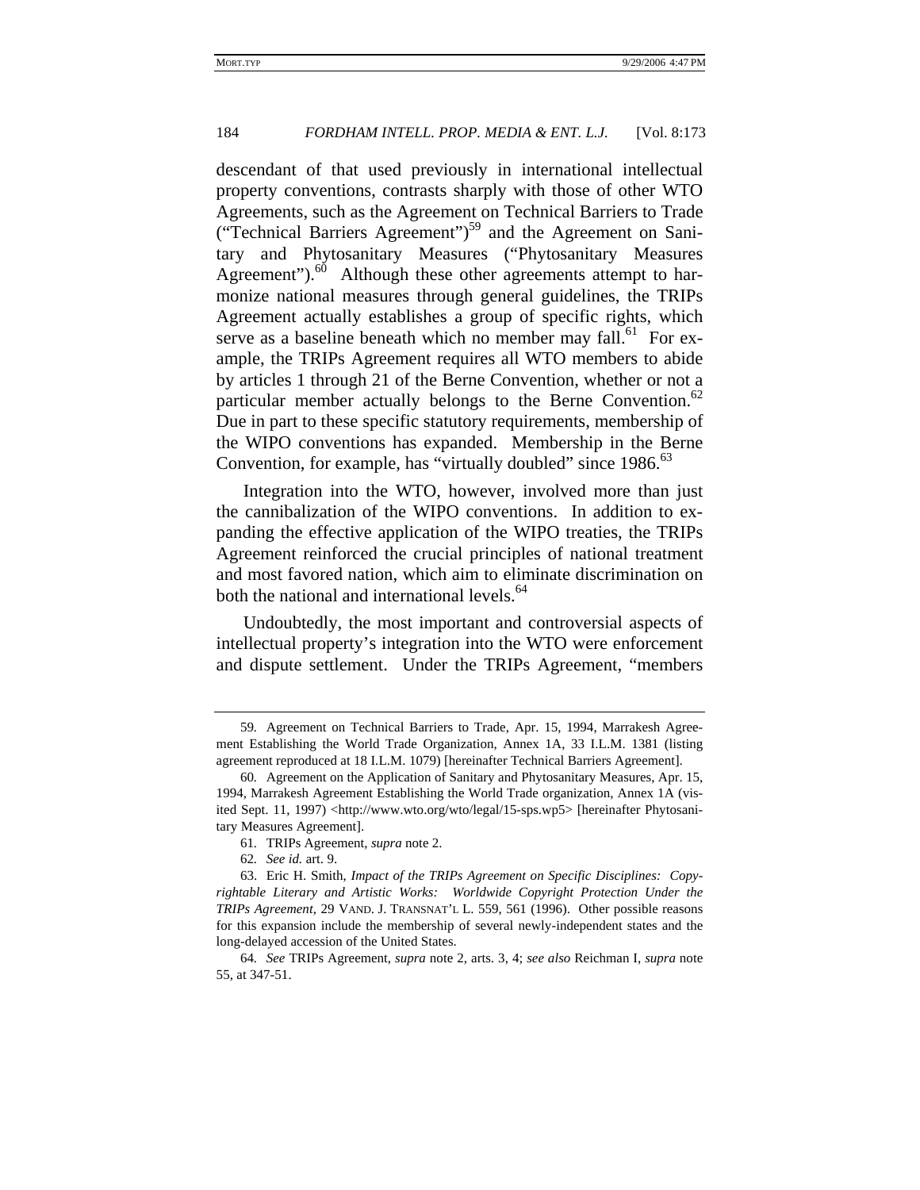descendant of that used previously in international intellectual property conventions, contrasts sharply with those of other WTO Agreements, such as the Agreement on Technical Barriers to Trade ("Technical Barriers Agreement")[59] and the Agreement on Sanitary and Phytosanitary Measures ("Phytosanitary Measures Agreement").[60] Although these other agreements attempt to harmonize national measures through general guidelines, the TRIPs Agreement actually establishes a group of specific rights, which serve as a baseline beneath which no member may fall.[61] For example, the TRIPs Agreement requires all WTO members to abide by articles 1 through 21 of the Berne Convention, whether or not a particular member actually belongs to the Berne Convention.[62] Due in part to these specific statutory requirements, membership of the WIPO conventions has expanded. Membership in the Berne Convention, for example, has "virtually doubled" since 1986.[63]

Integration into the WTO, however, involved more than just the cannibalization of the WIPO conventions. In addition to expanding the effective application of the WIPO treaties, the TRIPs Agreement reinforced the crucial principles of national treatment and most favored nation, which aim to eliminate discrimination on both the national and international levels.[64]

Undoubtedly, the most important and controversial aspects of intellectual property's integration into the WTO were enforcement and dispute settlement. Under the TRIPs Agreement, "members

---

59. Agreement on Technical Barriers to Trade, Apr. 15, 1994, Marrakesh Agreement Establishing the World Trade Organization, Annex 1A, 33 I.L.M. 1381 (listing agreement reproduced at 18 I.L.M. 1079) [hereinafter Technical Barriers Agreement].

60. Agreement on the Application of Sanitary and Phytosanitary Measures, Apr. 15, 1994, Marrakesh Agreement Establishing the World Trade organization, Annex 1A (visited Sept. 11, 1997) <http://www.wto.org/wto/legal/15-sps.wp5> [hereinafter Phytosanitary Measures Agreement].

61. TRIPs Agreement, *supra* note 2.

62. *See id.* art. 9.

63. Eric H. Smith, *Impact of the TRIPs Agreement on Specific Disciplines: Copyrightable Literary and Artistic Works: Worldwide Copyright Protection Under the TRIPs Agreement*, 29 VAND. J. TRANSNAT'L L. 559, 561 (1996). Other possible reasons for this expansion include the membership of several newly-independent states and the long-delayed accession of the United States.

64. *See* TRIPs Agreement, *supra* note 2, arts. 3, 4; *see also* Reichman I, *supra* note 55, at 347-51.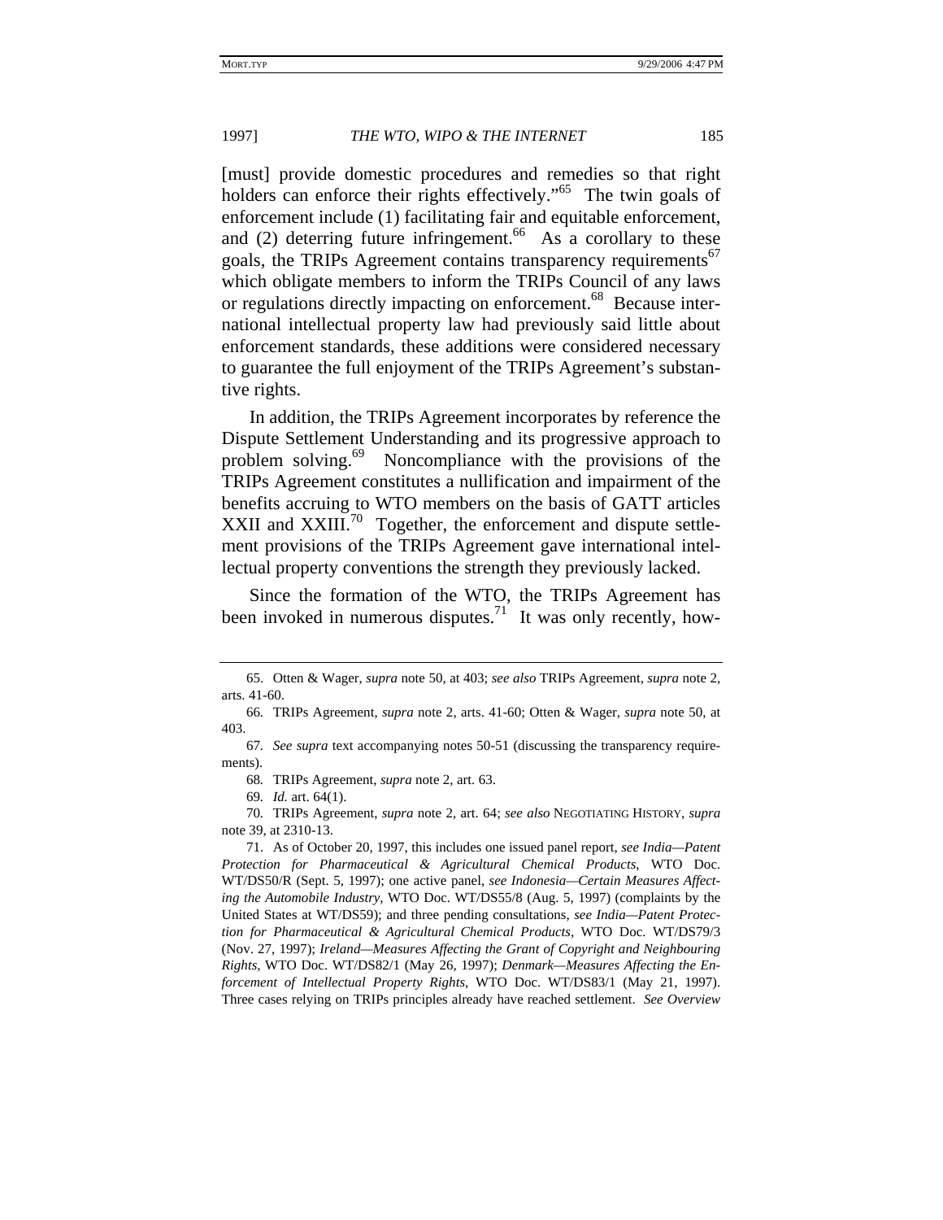[must] provide domestic procedures and remedies so that right holders can enforce their rights effectively."[65] The twin goals of enforcement include (1) facilitating fair and equitable enforcement, and (2) deterring future infringement.[66] As a corollary to these goals, the TRIPs Agreement contains transparency requirements[67] which obligate members to inform the TRIPs Council of any laws or regulations directly impacting on enforcement.[68] Because international intellectual property law had previously said little about enforcement standards, these additions were considered necessary to guarantee the full enjoyment of the TRIPs Agreement's substantive rights.

In addition, the TRIPs Agreement incorporates by reference the Dispute Settlement Understanding and its progressive approach to problem solving.[69] Noncompliance with the provisions of the TRIPs Agreement constitutes a nullification and impairment of the benefits accruing to WTO members on the basis of GATT articles XXII and XXIII.[70] Together, the enforcement and dispute settlement provisions of the TRIPs Agreement gave international intellectual property conventions the strength they previously lacked.

Since the formation of the WTO, the TRIPs Agreement has been invoked in numerous disputes.[71] It was only recently, how-

65. Otten & Wager, *supra* note 50, at 403; *see also* TRIPs Agreement, *supra* note 2, arts. 41-60.

66. TRIPs Agreement, *supra* note 2, arts. 41-60; Otten & Wager, *supra* note 50, at 403.

67. *See supra* text accompanying notes 50-51 (discussing the transparency requirements).

68. TRIPs Agreement, *supra* note 2, art. 63.

69. *Id.* art. 64(1).

70. TRIPs Agreement, *supra* note 2, art. 64; *see also* NEGOTIATING HISTORY, *supra* note 39, at 2310-13.

71. As of October 20, 1997, this includes one issued panel report, *see India—Patent Protection for Pharmaceutical & Agricultural Chemical Products*, WTO Doc. WT/DS50/R (Sept. 5, 1997); one active panel, *see Indonesia—Certain Measures Affecting the Automobile Industry*, WTO Doc. WT/DS55/8 (Aug. 5, 1997) (complaints by the United States at WT/DS59); and three pending consultations, *see India—Patent Protection for Pharmaceutical & Agricultural Chemical Products*, WTO Doc. WT/DS79/3 (Nov. 27, 1997); *Ireland—Measures Affecting the Grant of Copyright and Neighbouring Rights*, WTO Doc. WT/DS82/1 (May 26, 1997); *Denmark—Measures Affecting the Enforcement of Intellectual Property Rights*, WTO Doc. WT/DS83/1 (May 21, 1997). Three cases relying on TRIPs principles already have reached settlement. *See Overview*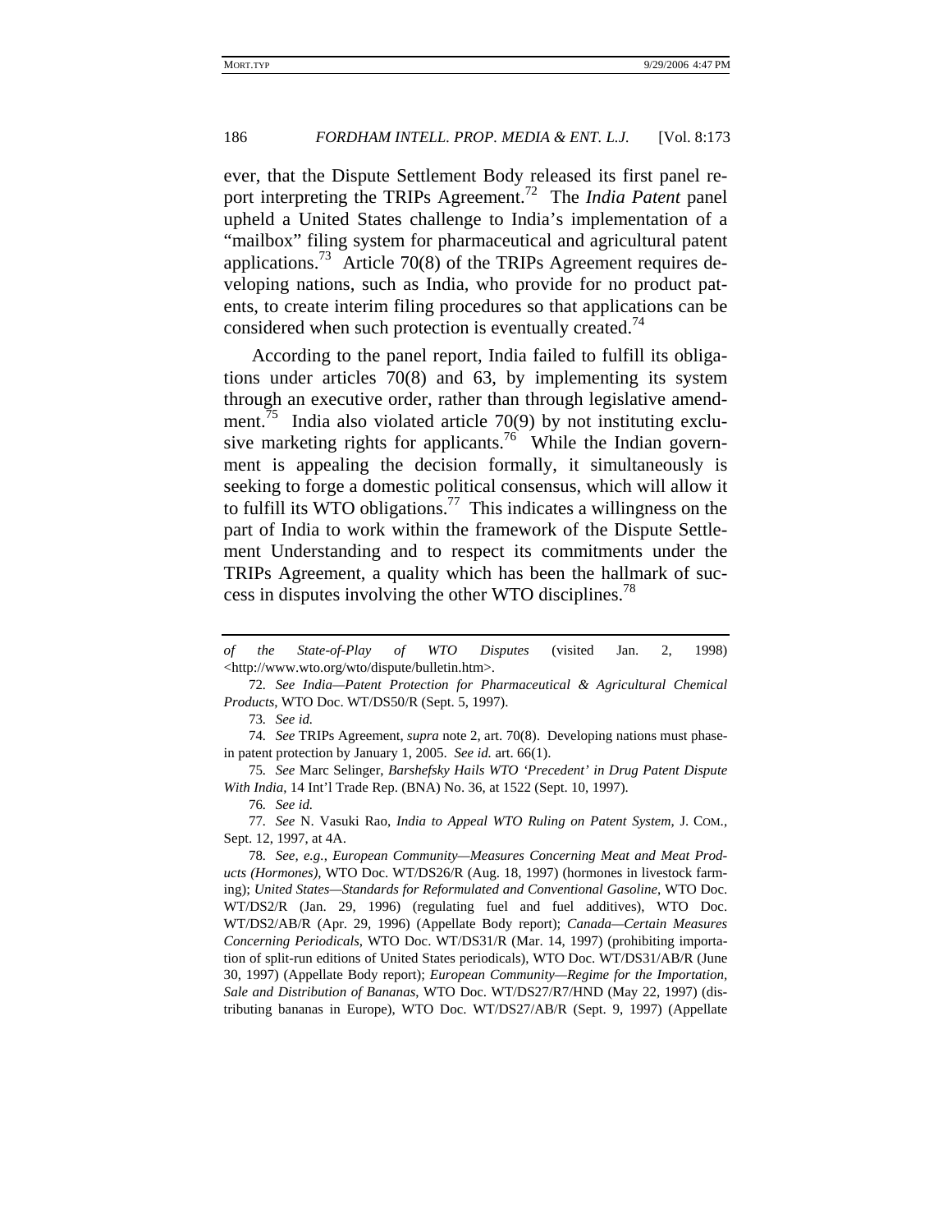ever, that the Dispute Settlement Body released its first panel report interpreting the TRIPs Agreement.[72] The *India Patent* panel upheld a United States challenge to India's implementation of a "mailbox" filing system for pharmaceutical and agricultural patent applications.[73] Article 70(8) of the TRIPs Agreement requires developing nations, such as India, who provide for no product patents, to create interim filing procedures so that applications can be considered when such protection is eventually created.[74]

According to the panel report, India failed to fulfill its obligations under articles 70(8) and 63, by implementing its system through an executive order, rather than through legislative amendment.[75] India also violated article 70(9) by not instituting exclusive marketing rights for applicants.[76] While the Indian government is appealing the decision formally, it simultaneously is seeking to forge a domestic political consensus, which will allow it to fulfill its WTO obligations.[77] This indicates a willingness on the part of India to work within the framework of the Dispute Settlement Understanding and to respect its commitments under the TRIPs Agreement, a quality which has been the hallmark of success in disputes involving the other WTO disciplines.[78]

---

*of the State-of-Play of WTO Disputes* (visited Jan. 2, 1998) <http://www.wto.org/wto/dispute/bulletin.htm>.

72. *See India—Patent Protection for Pharmaceutical & Agricultural Chemical Products*, WTO Doc. WT/DS50/R (Sept. 5, 1997).

73. *See id.*

74. *See* TRIPs Agreement, *supra* note 2, art. 70(8). Developing nations must phase-in patent protection by January 1, 2005. *See id.* art. 66(1).

75. *See* Marc Selinger, *Barshefsky Hails WTO 'Precedent' in Drug Patent Dispute With India*, 14 Int'l Trade Rep. (BNA) No. 36, at 1522 (Sept. 10, 1997).

76. *See id.*

77. *See* N. Vasuki Rao, *India to Appeal WTO Ruling on Patent System*, J. COM., Sept. 12, 1997, at 4A.

78. *See, e.g.*, *European Community—Measures Concerning Meat and Meat Products (Hormones)*, WTO Doc. WT/DS26/R (Aug. 18, 1997) (hormones in livestock farming); *United States—Standards for Reformulated and Conventional Gasoline*, WTO Doc. WT/DS2/R (Jan. 29, 1996) (regulating fuel and fuel additives), WTO Doc. WT/DS2/AB/R (Apr. 29, 1996) (Appellate Body report); *Canada—Certain Measures Concerning Periodicals*, WTO Doc. WT/DS31/R (Mar. 14, 1997) (prohibiting importation of split-run editions of United States periodicals), WTO Doc. WT/DS31/AB/R (June 30, 1997) (Appellate Body report); *European Community—Regime for the Importation, Sale and Distribution of Bananas*, WTO Doc. WT/DS27/R7/HND (May 22, 1997) (distributing bananas in Europe), WTO Doc. WT/DS27/AB/R (Sept. 9, 1997) (Appellate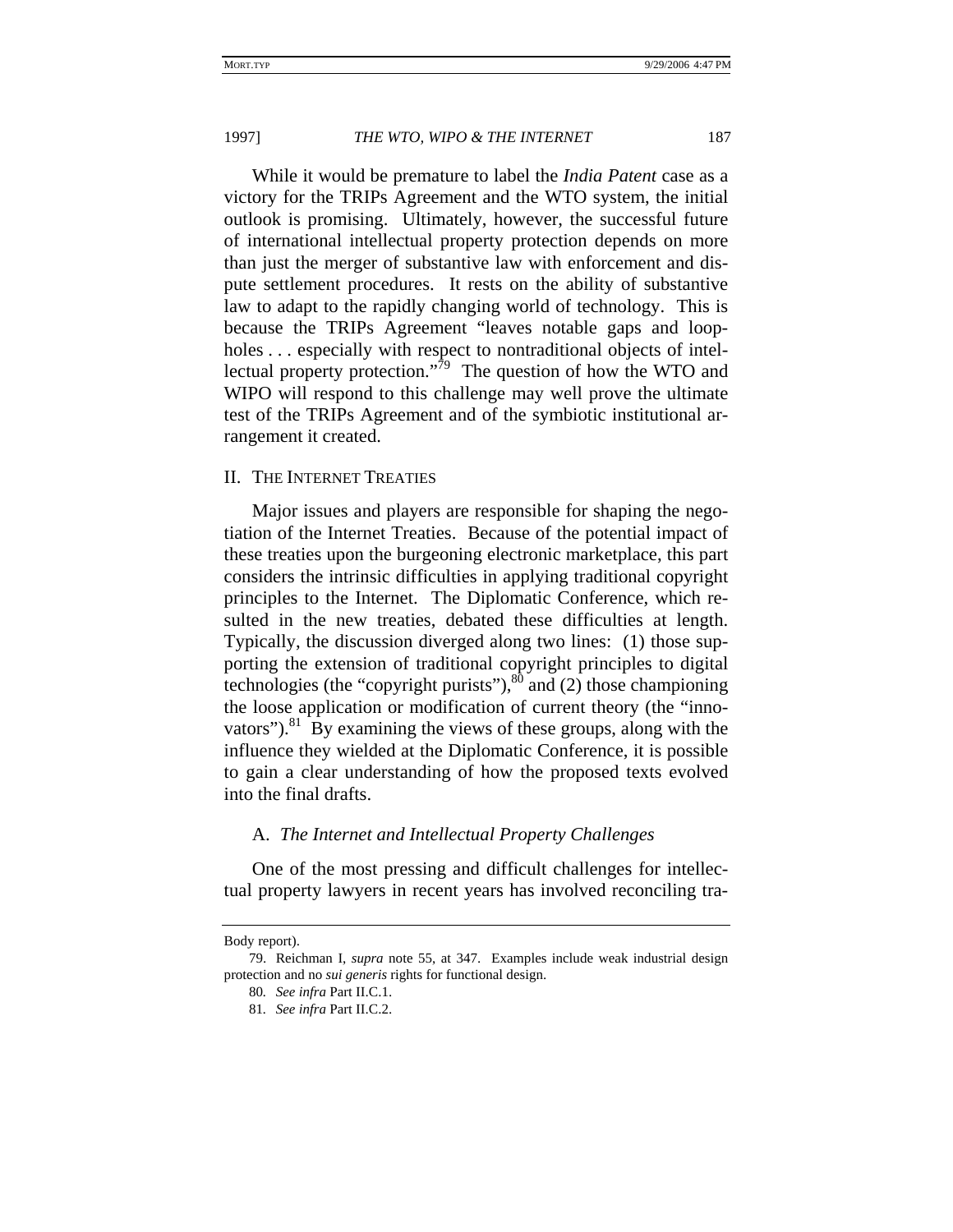While it would be premature to label the *India Patent* case as a victory for the TRIPs Agreement and the WTO system, the initial outlook is promising. Ultimately, however, the successful future of international intellectual property protection depends on more than just the merger of substantive law with enforcement and dispute settlement procedures. It rests on the ability of substantive law to adapt to the rapidly changing world of technology. This is because the TRIPs Agreement "leaves notable gaps and loopholes . . . especially with respect to nontraditional objects of intellectual property protection."[79] The question of how the WTO and WIPO will respond to this challenge may well prove the ultimate test of the TRIPs Agreement and of the symbiotic institutional arrangement it created.

## II. THE INTERNET TREATIES

Major issues and players are responsible for shaping the negotiation of the Internet Treaties. Because of the potential impact of these treaties upon the burgeoning electronic marketplace, this part considers the intrinsic difficulties in applying traditional copyright principles to the Internet. The Diplomatic Conference, which resulted in the new treaties, debated these difficulties at length. Typically, the discussion diverged along two lines: (1) those supporting the extension of traditional copyright principles to digital technologies (the "copyright purists"),[80] and (2) those championing the loose application or modification of current theory (the "innovators").[81] By examining the views of these groups, along with the influence they wielded at the Diplomatic Conference, it is possible to gain a clear understanding of how the proposed texts evolved into the final drafts.

### A. *The Internet and Intellectual Property Challenges*

One of the most pressing and difficult challenges for intellectual property lawyers in recent years has involved reconciling tra-

---

Body report).

79. Reichman I, *supra* note 55, at 347. Examples include weak industrial design protection and no *sui generis* rights for functional design.

80. *See infra* Part II.C.1.

81. *See infra* Part II.C.2.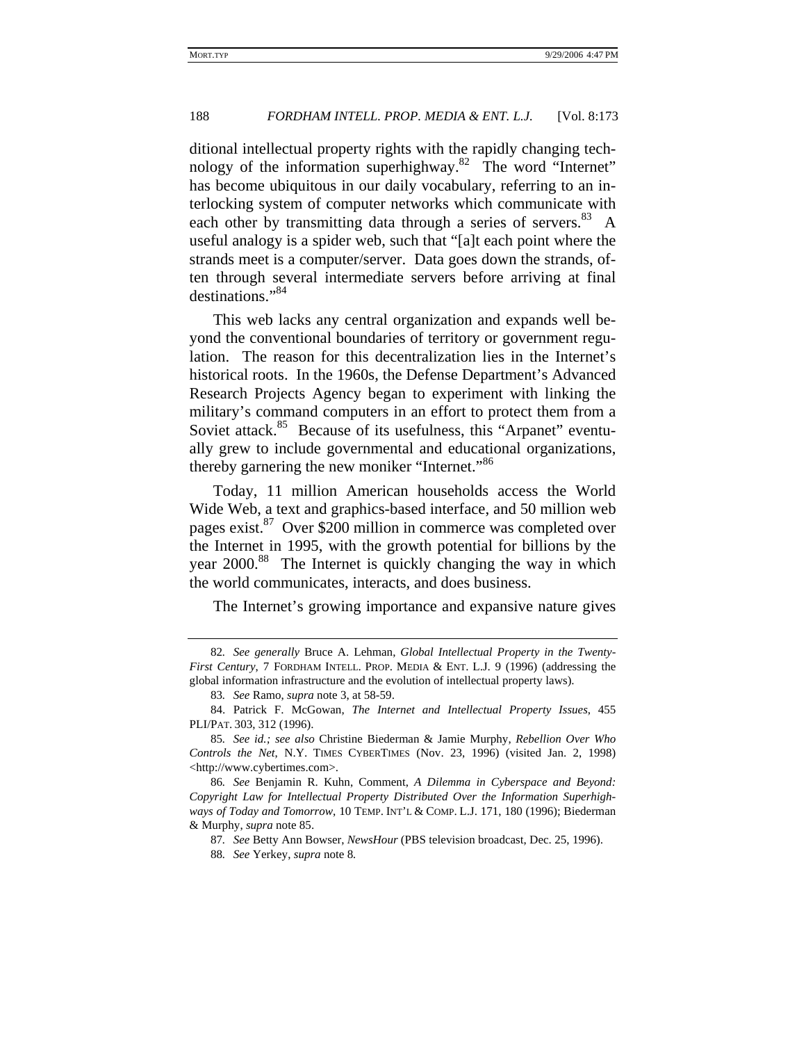ditional intellectual property rights with the rapidly changing technology of the information superhighway.[82] The word "Internet" has become ubiquitous in our daily vocabulary, referring to an interlocking system of computer networks which communicate with each other by transmitting data through a series of servers.[83] A useful analogy is a spider web, such that "[a]t each point where the strands meet is a computer/server. Data goes down the strands, often through several intermediate servers before arriving at final destinations."[84]

This web lacks any central organization and expands well beyond the conventional boundaries of territory or government regulation. The reason for this decentralization lies in the Internet's historical roots. In the 1960s, the Defense Department's Advanced Research Projects Agency began to experiment with linking the military's command computers in an effort to protect them from a Soviet attack.[85] Because of its usefulness, this "Arpanet" eventually grew to include governmental and educational organizations, thereby garnering the new moniker "Internet."[86]

Today, 11 million American households access the World Wide Web, a text and graphics-based interface, and 50 million web pages exist.[87] Over $200 million in commerce was completed over the Internet in 1995, with the growth potential for billions by the year 2000.[88] The Internet is quickly changing the way in which the world communicates, interacts, and does business.

The Internet's growing importance and expansive nature gives

---

82. *See generally* Bruce A. Lehman, *Global Intellectual Property in the Twenty-First Century*, 7 FORDHAM INTELL. PROP. MEDIA & ENT. L.J. 9 (1996) (addressing the global information infrastructure and the evolution of intellectual property laws).

83. *See* Ramo, *supra* note 3, at 58-59.

84. Patrick F. McGowan, *The Internet and Intellectual Property Issues*, 455 PLI/PAT. 303, 312 (1996).

85. *See id.; see also* Christine Biederman & Jamie Murphy, *Rebellion Over Who Controls the Net*, N.Y. TIMES CYBERTIMES (Nov. 23, 1996) (visited Jan. 2, 1998) <http://www.cybertimes.com>.

86. *See* Benjamin R. Kuhn, Comment, *A Dilemma in Cyberspace and Beyond: Copyright Law for Intellectual Property Distributed Over the Information Superhighways of Today and Tomorrow*, 10 TEMP. INT'L & COMP. L.J. 171, 180 (1996); Biederman & Murphy, *supra* note 85.

87. *See* Betty Ann Bowser, *NewsHour* (PBS television broadcast, Dec. 25, 1996).

88. *See* Yerkey, *supra* note 8.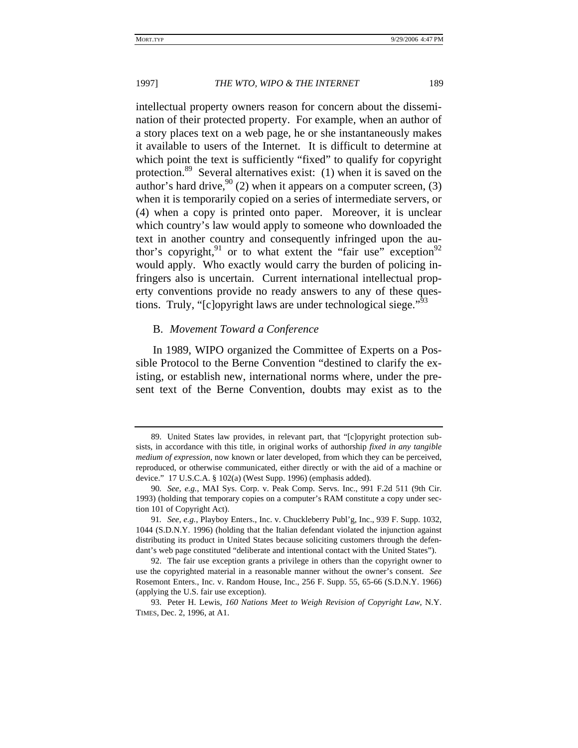intellectual property owners reason for concern about the dissemination of their protected property. For example, when an author of a story places text on a web page, he or she instantaneously makes it available to users of the Internet. It is difficult to determine at which point the text is sufficiently "fixed" to qualify for copyright protection.[89] Several alternatives exist: (1) when it is saved on the author's hard drive,[90] (2) when it appears on a computer screen, (3) when it is temporarily copied on a series of intermediate servers, or (4) when a copy is printed onto paper. Moreover, it is unclear which country's law would apply to someone who downloaded the text in another country and consequently infringed upon the author's copyright,[91] or to what extent the "fair use" exception[92] would apply. Who exactly would carry the burden of policing infringers also is uncertain. Current international intellectual property conventions provide no ready answers to any of these questions. Truly, "[c]opyright laws are under technological siege."[93]

### B. *Movement Toward a Conference*

In 1989, WIPO organized the Committee of Experts on a Possible Protocol to the Berne Convention "destined to clarify the existing, or establish new, international norms where, under the present text of the Berne Convention, doubts may exist as to the

---

89. United States law provides, in relevant part, that "[c]opyright protection subsists, in accordance with this title, in original works of authorship *fixed in any tangible medium of expression*, now known or later developed, from which they can be perceived, reproduced, or otherwise communicated, either directly or with the aid of a machine or device." 17 U.S.C.A. § 102(a) (West Supp. 1996) (emphasis added).

90. *See, e.g.*, MAI Sys. Corp. v. Peak Comp. Servs. Inc., 991 F.2d 511 (9th Cir. 1993) (holding that temporary copies on a computer's RAM constitute a copy under section 101 of Copyright Act).

91. *See, e.g.*, Playboy Enters., Inc. v. Chuckleberry Publ'g, Inc., 939 F. Supp. 1032, 1044 (S.D.N.Y. 1996) (holding that the Italian defendant violated the injunction against distributing its product in United States because soliciting customers through the defendant's web page constituted "deliberate and intentional contact with the United States").

92. The fair use exception grants a privilege in others than the copyright owner to use the copyrighted material in a reasonable manner without the owner's consent. *See* Rosemont Enters., Inc. v. Random House, Inc., 256 F. Supp. 55, 65-66 (S.D.N.Y. 1966) (applying the U.S. fair use exception).

93. Peter H. Lewis, *160 Nations Meet to Weigh Revision of Copyright Law*, N.Y. TIMES, Dec. 2, 1996, at A1.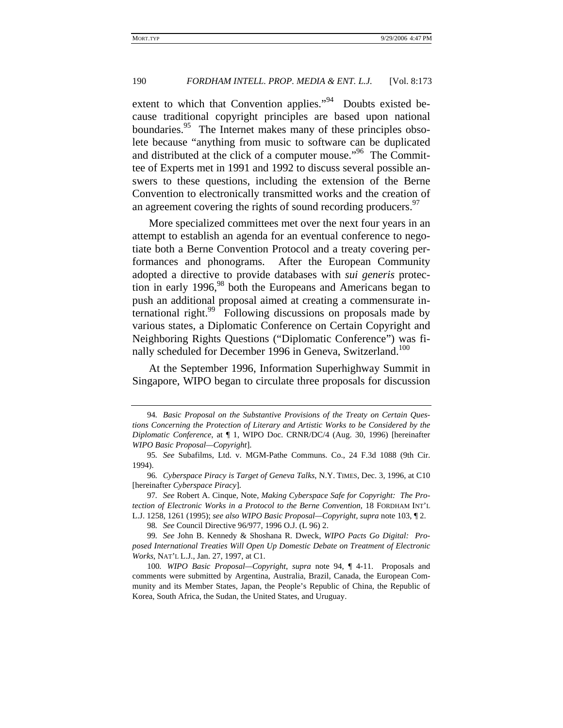extent to which that Convention applies."[94] Doubts existed because traditional copyright principles are based upon national boundaries.[95] The Internet makes many of these principles obsolete because "anything from music to software can be duplicated and distributed at the click of a computer mouse."[96] The Committee of Experts met in 1991 and 1992 to discuss several possible answers to these questions, including the extension of the Berne Convention to electronically transmitted works and the creation of an agreement covering the rights of sound recording producers.[97]

More specialized committees met over the next four years in an attempt to establish an agenda for an eventual conference to negotiate both a Berne Convention Protocol and a treaty covering performances and phonograms. After the European Community adopted a directive to provide databases with *sui generis* protection in early 1996,[98] both the Europeans and Americans began to push an additional proposal aimed at creating a commensurate international right.[99] Following discussions on proposals made by various states, a Diplomatic Conference on Certain Copyright and Neighboring Rights Questions ("Diplomatic Conference") was finally scheduled for December 1996 in Geneva, Switzerland.[100]

At the September 1996, Information Superhighway Summit in Singapore, WIPO began to circulate three proposals for discussion

---

94. *Basic Proposal on the Substantive Provisions of the Treaty on Certain Questions Concerning the Protection of Literary and Artistic Works to be Considered by the Diplomatic Conference*, at ¶ 1, WIPO Doc. CRNR/DC/4 (Aug. 30, 1996) [hereinafter *WIPO Basic Proposal—Copyright*].

95. *See* Subafilms, Ltd. v. MGM-Pathe Communs. Co., 24 F.3d 1088 (9th Cir. 1994).

96. *Cyberspace Piracy is Target of Geneva Talks*, N.Y. TIMES, Dec. 3, 1996, at C10 [hereinafter *Cyberspace Piracy*].

97. *See* Robert A. Cinque, Note, *Making Cyberspace Safe for Copyright: The Protection of Electronic Works in a Protocol to the Berne Convention*, 18 FORDHAM INT'L L.J. 1258, 1261 (1995); *see also WIPO Basic Proposal—Copyright*, *supra* note 103, ¶ 2.

98. *See* Council Directive 96/977, 1996 O.J. (L 96) 2.

99. *See* John B. Kennedy & Shoshana R. Dweck, *WIPO Pacts Go Digital: Proposed International Treaties Will Open Up Domestic Debate on Treatment of Electronic Works*, NAT'L L.J., Jan. 27, 1997, at C1.

100. *WIPO Basic Proposal—Copyright*, *supra* note 94, ¶ 4-11. Proposals and comments were submitted by Argentina, Australia, Brazil, Canada, the European Community and its Member States, Japan, the People's Republic of China, the Republic of Korea, South Africa, the Sudan, the United States, and Uruguay.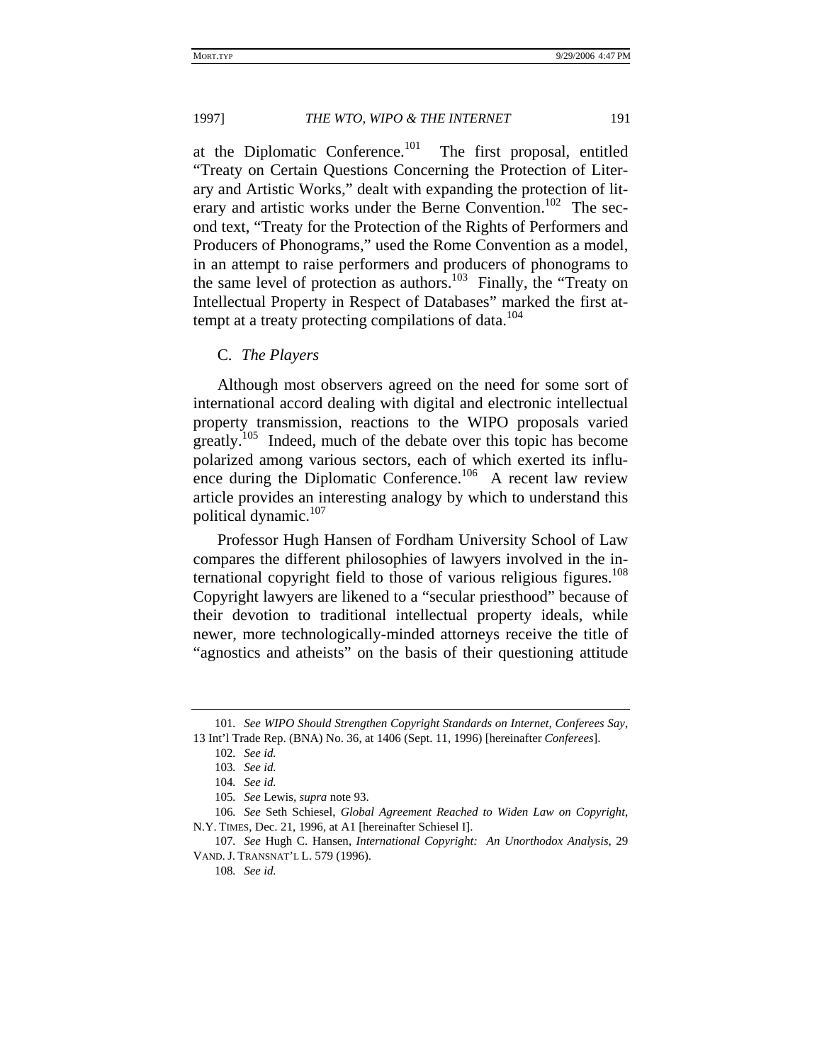at the Diplomatic Conference.[101] The first proposal, entitled "Treaty on Certain Questions Concerning the Protection of Literary and Artistic Works," dealt with expanding the protection of literary and artistic works under the Berne Convention.[102] The second text, "Treaty for the Protection of the Rights of Performers and Producers of Phonograms," used the Rome Convention as a model, in an attempt to raise performers and producers of phonograms to the same level of protection as authors.[103] Finally, the "Treaty on Intellectual Property in Respect of Databases" marked the first attempt at a treaty protecting compilations of data.[104]

### C. *The Players*

Although most observers agreed on the need for some sort of international accord dealing with digital and electronic intellectual property transmission, reactions to the WIPO proposals varied greatly.[105] Indeed, much of the debate over this topic has become polarized among various sectors, each of which exerted its influence during the Diplomatic Conference.[106] A recent law review article provides an interesting analogy by which to understand this political dynamic.[107]

Professor Hugh Hansen of Fordham University School of Law compares the different philosophies of lawyers involved in the international copyright field to those of various religious figures.[108] Copyright lawyers are likened to a "secular priesthood" because of their devotion to traditional intellectual property ideals, while newer, more technologically-minded attorneys receive the title of "agnostics and atheists" on the basis of their questioning attitude

---

101. *See WIPO Should Strengthen Copyright Standards on Internet, Conferees Say*, 13 Int'l Trade Rep. (BNA) No. 36, at 1406 (Sept. 11, 1996) [hereinafter *Conferees*].

102. *See id.*

103. *See id.*

104. *See id.*

105. *See* Lewis, *supra* note 93.

106. *See* Seth Schiesel, *Global Agreement Reached to Widen Law on Copyright*, N.Y. TIMES, Dec. 21, 1996, at A1 [hereinafter Schiesel I].

107. *See* Hugh C. Hansen, *International Copyright: An Unorthodox Analysis*, 29 VAND. J. TRANSNAT'L L. 579 (1996).

108. *See id.*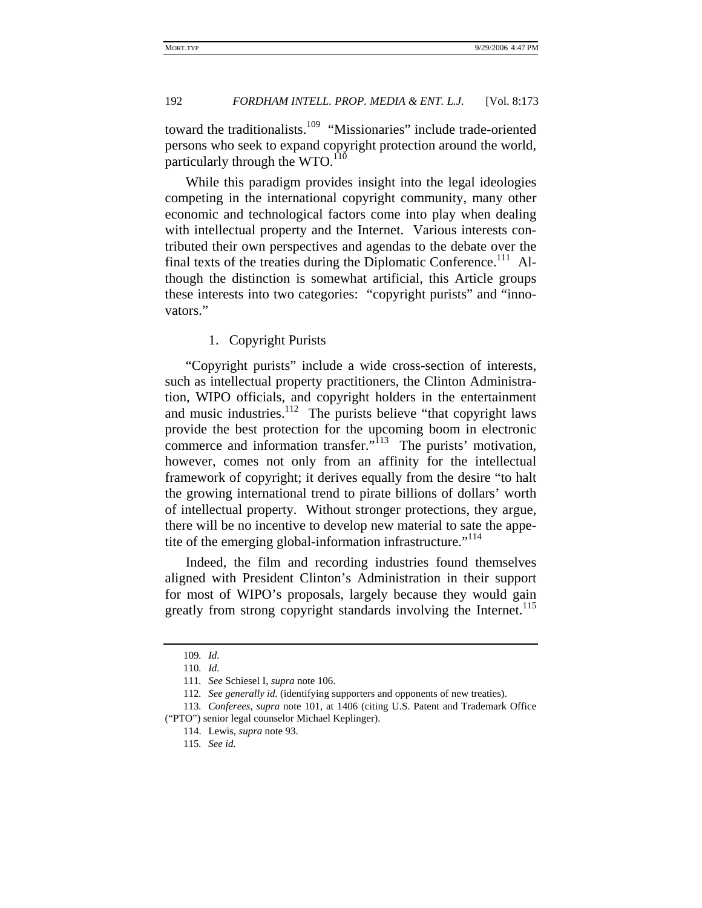toward the traditionalists.[109] "Missionaries" include trade-oriented persons who seek to expand copyright protection around the world, particularly through the WTO.[110]

While this paradigm provides insight into the legal ideologies competing in the international copyright community, many other economic and technological factors come into play when dealing with intellectual property and the Internet. Various interests contributed their own perspectives and agendas to the debate over the final texts of the treaties during the Diplomatic Conference.[111] Although the distinction is somewhat artificial, this Article groups these interests into two categories: "copyright purists" and "innovators."

### 1. Copyright Purists

"Copyright purists" include a wide cross-section of interests, such as intellectual property practitioners, the Clinton Administration, WIPO officials, and copyright holders in the entertainment and music industries.[112] The purists believe "that copyright laws provide the best protection for the upcoming boom in electronic commerce and information transfer."[113] The purists' motivation, however, comes not only from an affinity for the intellectual framework of copyright; it derives equally from the desire "to halt the growing international trend to pirate billions of dollars' worth of intellectual property. Without stronger protections, they argue, there will be no incentive to develop new material to sate the appetite of the emerging global-information infrastructure."[114]

Indeed, the film and recording industries found themselves aligned with President Clinton's Administration in their support for most of WIPO's proposals, largely because they would gain greatly from strong copyright standards involving the Internet.[115]

---

109. *Id.*

110. *Id.*

111. *See* Schiesel I, *supra* note 106.

112. *See generally id.* (identifying supporters and opponents of new treaties).

113. *Conferees*, *supra* note 101, at 1406 (citing U.S. Patent and Trademark Office ("PTO") senior legal counselor Michael Keplinger).

114. Lewis, *supra* note 93.

115. *See id.*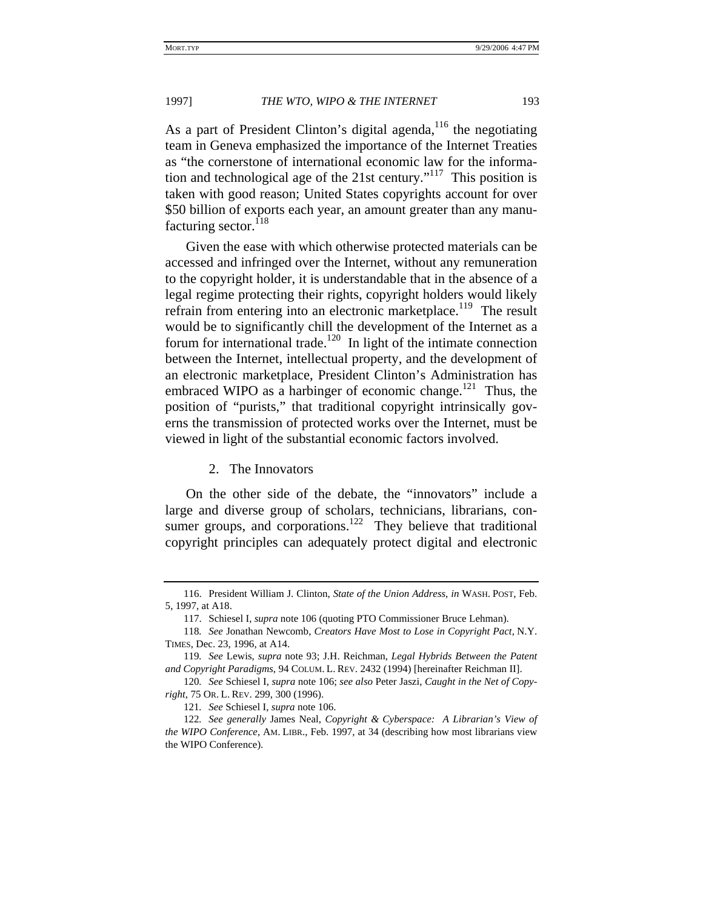As a part of President Clinton's digital agenda,[116] the negotiating team in Geneva emphasized the importance of the Internet Treaties as "the cornerstone of international economic law for the information and technological age of the 21st century."[117] This position is taken with good reason; United States copyrights account for over $50 billion of exports each year, an amount greater than any manufacturing sector.[118]

Given the ease with which otherwise protected materials can be accessed and infringed over the Internet, without any remuneration to the copyright holder, it is understandable that in the absence of a legal regime protecting their rights, copyright holders would likely refrain from entering into an electronic marketplace.[119] The result would be to significantly chill the development of the Internet as a forum for international trade.[120] In light of the intimate connection between the Internet, intellectual property, and the development of an electronic marketplace, President Clinton's Administration has embraced WIPO as a harbinger of economic change.[121] Thus, the position of "purists," that traditional copyright intrinsically governs the transmission of protected works over the Internet, must be viewed in light of the substantial economic factors involved.

### 2. The Innovators

On the other side of the debate, the "innovators" include a large and diverse group of scholars, technicians, librarians, consumer groups, and corporations.[122] They believe that traditional copyright principles can adequately protect digital and electronic

---

116. President William J. Clinton, *State of the Union Address*, *in* WASH. POST, Feb. 5, 1997, at A18.

117. Schiesel I, *supra* note 106 (quoting PTO Commissioner Bruce Lehman).

118. *See* Jonathan Newcomb, *Creators Have Most to Lose in Copyright Pact*, N.Y. TIMES, Dec. 23, 1996, at A14.

119. *See* Lewis, *supra* note 93; J.H. Reichman, *Legal Hybrids Between the Patent and Copyright Paradigms*, 94 COLUM. L. REV. 2432 (1994) [hereinafter Reichman II].

120. *See* Schiesel I, *supra* note 106; *see also* Peter Jaszi, *Caught in the Net of Copyright*, 75 OR. L. REV. 299, 300 (1996).

121. *See* Schiesel I, *supra* note 106.

122. *See generally* James Neal, *Copyright & Cyberspace: A Librarian's View of the WIPO Conference*, AM. LIBR., Feb. 1997, at 34 (describing how most librarians view the WIPO Conference).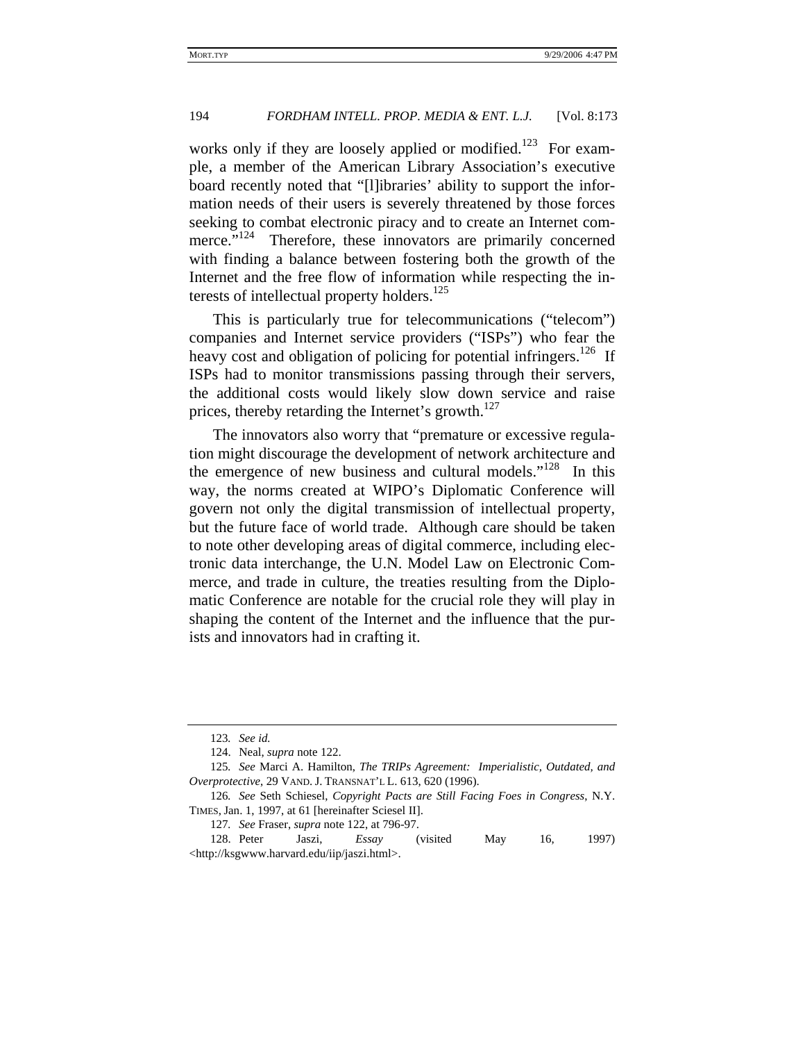works only if they are loosely applied or modified.[123] For example, a member of the American Library Association's executive board recently noted that "[l]ibraries' ability to support the information needs of their users is severely threatened by those forces seeking to combat electronic piracy and to create an Internet commerce."[124] Therefore, these innovators are primarily concerned with finding a balance between fostering both the growth of the Internet and the free flow of information while respecting the interests of intellectual property holders.[125]

This is particularly true for telecommunications ("telecom") companies and Internet service providers ("ISPs") who fear the heavy cost and obligation of policing for potential infringers.[126] If ISPs had to monitor transmissions passing through their servers, the additional costs would likely slow down service and raise prices, thereby retarding the Internet's growth.[127]

The innovators also worry that "premature or excessive regulation might discourage the development of network architecture and the emergence of new business and cultural models."[128] In this way, the norms created at WIPO's Diplomatic Conference will govern not only the digital transmission of intellectual property, but the future face of world trade. Although care should be taken to note other developing areas of digital commerce, including electronic data interchange, the U.N. Model Law on Electronic Commerce, and trade in culture, the treaties resulting from the Diplomatic Conference are notable for the crucial role they will play in shaping the content of the Internet and the influence that the purists and innovators had in crafting it.

---

123. *See id.*

124. Neal, *supra* note 122.

125. *See* Marci A. Hamilton, *The TRIPs Agreement: Imperialistic, Outdated, and Overprotective*, 29 VAND. J. TRANSNAT'L L. 613, 620 (1996).

126. *See* Seth Schiesel, *Copyright Pacts are Still Facing Foes in Congress*, N.Y. TIMES, Jan. 1, 1997, at 61 [hereinafter Sciesel II].

127. *See* Fraser, *supra* note 122, at 796-97.

128. Peter Jaszi, *Essay* (visited May 16, 1997) <http://ksgwww.harvard.edu/iip/jaszi.html>.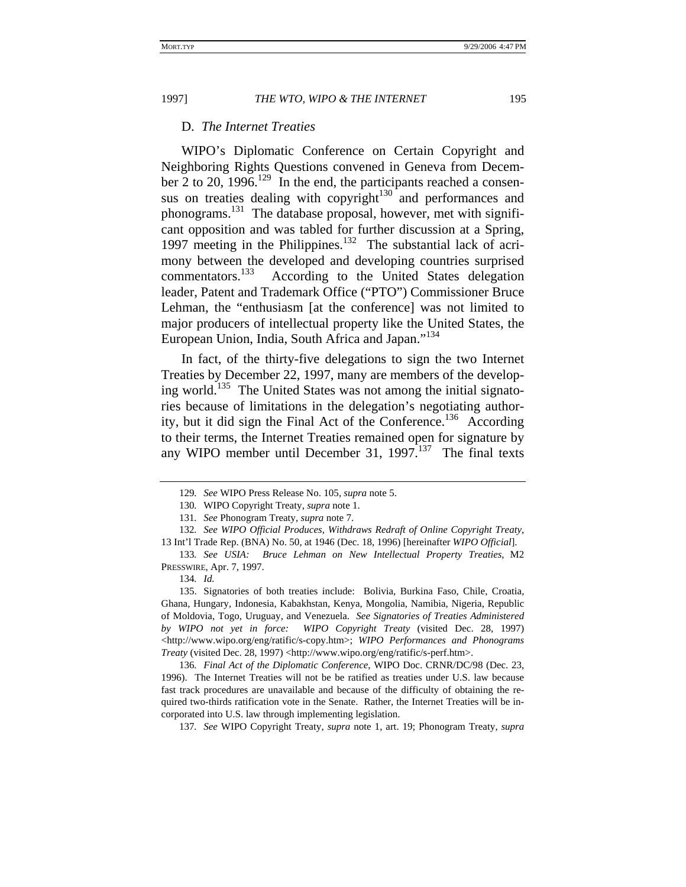### D. *The Internet Treaties*

WIPO's Diplomatic Conference on Certain Copyright and Neighboring Rights Questions convened in Geneva from December 2 to 20, 1996.[129] In the end, the participants reached a consensus on treaties dealing with copyright[130] and performances and phonograms.[131] The database proposal, however, met with significant opposition and was tabled for further discussion at a Spring, 1997 meeting in the Philippines.[132] The substantial lack of acrimony between the developed and developing countries surprised commentators.[133] According to the United States delegation leader, Patent and Trademark Office ("PTO") Commissioner Bruce Lehman, the "enthusiasm [at the conference] was not limited to major producers of intellectual property like the United States, the European Union, India, South Africa and Japan."[134]

In fact, of the thirty-five delegations to sign the two Internet Treaties by December 22, 1997, many are members of the developing world.[135] The United States was not among the initial signatories because of limitations in the delegation's negotiating authority, but it did sign the Final Act of the Conference.[136] According to their terms, the Internet Treaties remained open for signature by any WIPO member until December 31, 1997.[137] The final texts

---

129. *See* WIPO Press Release No. 105, *supra* note 5.

130. WIPO Copyright Treaty, *supra* note 1.

131. *See* Phonogram Treaty, *supra* note 7.

132. *See WIPO Official Produces, Withdraws Redraft of Online Copyright Treaty*, 13 Int'l Trade Rep. (BNA) No. 50, at 1946 (Dec. 18, 1996) [hereinafter *WIPO Official*].

133. *See USIA: Bruce Lehman on New Intellectual Property Treaties*, M2 PRESSWIRE, Apr. 7, 1997.

134. *Id.*

135. Signatories of both treaties include: Bolivia, Burkina Faso, Chile, Croatia, Ghana, Hungary, Indonesia, Kabakhstan, Kenya, Mongolia, Namibia, Nigeria, Republic of Moldovia, Togo, Uruguay, and Venezuela. *See Signatories of Treaties Administered by WIPO not yet in force: WIPO Copyright Treaty* (visited Dec. 28, 1997) <http://www.wipo.org/eng/ratific/s-copy.htm>; *WIPO Performances and Phonograms Treaty* (visited Dec. 28, 1997) <http://www.wipo.org/eng/ratific/s-perf.htm>.

136. *Final Act of the Diplomatic Conference*, WIPO Doc. CRNR/DC/98 (Dec. 23, 1996). The Internet Treaties will not be be ratified as treaties under U.S. law because fast track procedures are unavailable and because of the difficulty of obtaining the required two-thirds ratification vote in the Senate. Rather, the Internet Treaties will be incorporated into U.S. law through implementing legislation.

137. *See* WIPO Copyright Treaty, *supra* note 1, art. 19; Phonogram Treaty, *supra*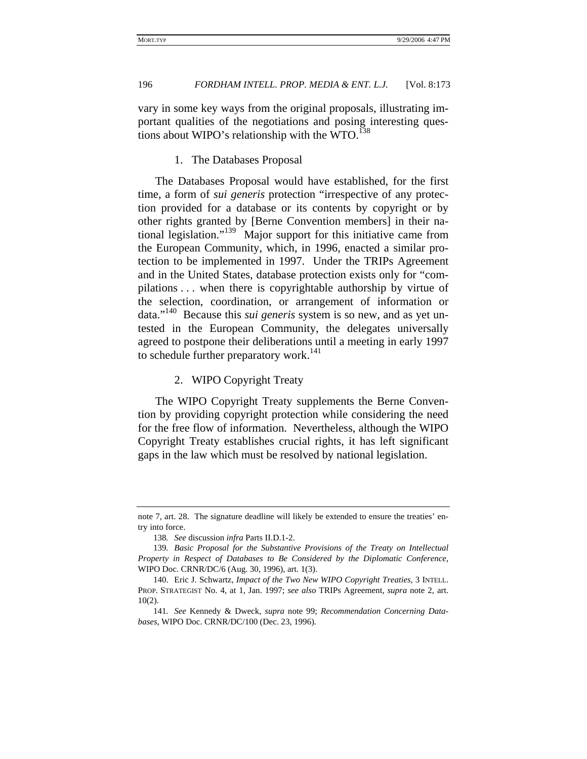vary in some key ways from the original proposals, illustrating important qualities of the negotiations and posing interesting questions about WIPO's relationship with the WTO.[138]

### 1. The Databases Proposal

The Databases Proposal would have established, for the first time, a form of *sui generis* protection "irrespective of any protection provided for a database or its contents by copyright or by other rights granted by [Berne Convention members] in their national legislation."[139] Major support for this initiative came from the European Community, which, in 1996, enacted a similar protection to be implemented in 1997. Under the TRIPs Agreement and in the United States, database protection exists only for "compilations . . . when there is copyrightable authorship by virtue of the selection, coordination, or arrangement of information or data."[140] Because this *sui generis* system is so new, and as yet untested in the European Community, the delegates universally agreed to postpone their deliberations until a meeting in early 1997 to schedule further preparatory work.[141]

### 2. WIPO Copyright Treaty

The WIPO Copyright Treaty supplements the Berne Convention by providing copyright protection while considering the need for the free flow of information. Nevertheless, although the WIPO Copyright Treaty establishes crucial rights, it has left significant gaps in the law which must be resolved by national legislation.

---

note 7, art. 28. The signature deadline will likely be extended to ensure the treaties' entry into force.

138. *See* discussion *infra* Parts II.D.1-2.

139. *Basic Proposal for the Substantive Provisions of the Treaty on Intellectual Property in Respect of Databases to Be Considered by the Diplomatic Conference*, WIPO Doc. CRNR/DC/6 (Aug. 30, 1996), art. 1(3).

140. Eric J. Schwartz, *Impact of the Two New WIPO Copyright Treaties*, 3 INTELL. PROP. STRATEGIST No. 4, at 1, Jan. 1997; *see also* TRIPs Agreement, *supra* note 2, art. 10(2).

141. *See* Kennedy & Dweck, *supra* note 99; *Recommendation Concerning Databases*, WIPO Doc. CRNR/DC/100 (Dec. 23, 1996).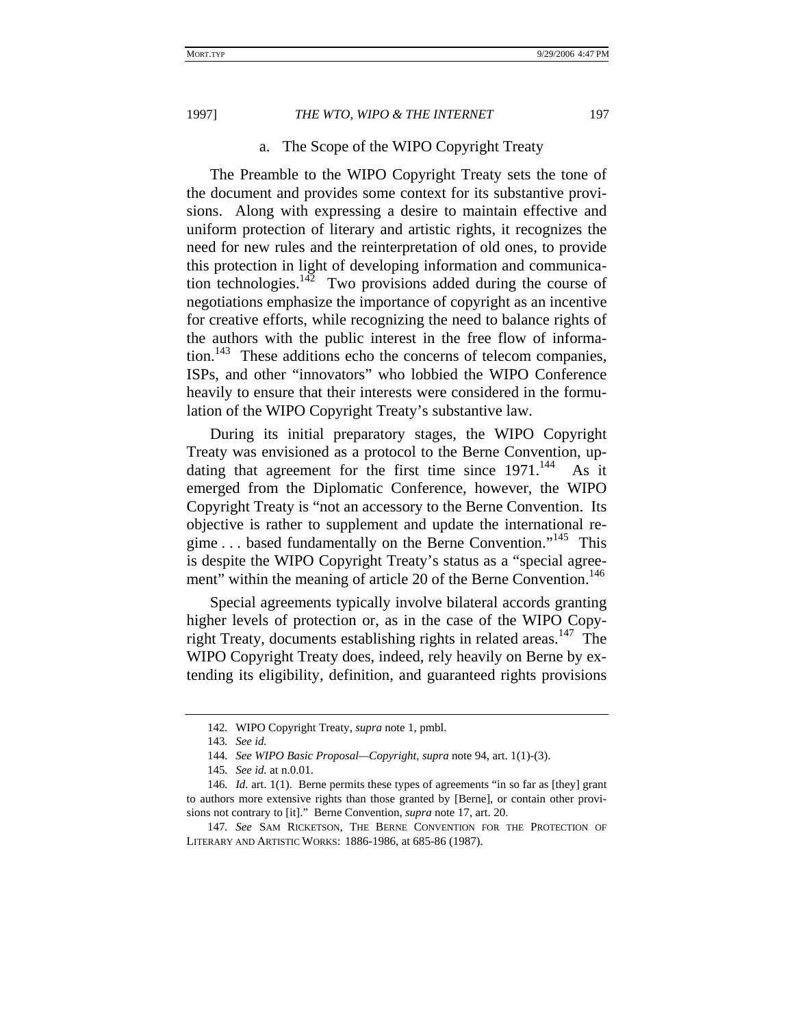#### a. The Scope of the WIPO Copyright Treaty

The Preamble to the WIPO Copyright Treaty sets the tone of the document and provides some context for its substantive provisions. Along with expressing a desire to maintain effective and uniform protection of literary and artistic rights, it recognizes the need for new rules and the reinterpretation of old ones, to provide this protection in light of developing information and communication technologies.[142] Two provisions added during the course of negotiations emphasize the importance of copyright as an incentive for creative efforts, while recognizing the need to balance rights of the authors with the public interest in the free flow of information.[143] These additions echo the concerns of telecom companies, ISPs, and other "innovators" who lobbied the WIPO Conference heavily to ensure that their interests were considered in the formulation of the WIPO Copyright Treaty's substantive law.

During its initial preparatory stages, the WIPO Copyright Treaty was envisioned as a protocol to the Berne Convention, updating that agreement for the first time since 1971.[144] As it emerged from the Diplomatic Conference, however, the WIPO Copyright Treaty is "not an accessory to the Berne Convention. Its objective is rather to supplement and update the international regime . . . based fundamentally on the Berne Convention."[145] This is despite the WIPO Copyright Treaty's status as a "special agreement" within the meaning of article 20 of the Berne Convention.[146]

Special agreements typically involve bilateral accords granting higher levels of protection or, as in the case of the WIPO Copyright Treaty, documents establishing rights in related areas.[147] The WIPO Copyright Treaty does, indeed, rely heavily on Berne by extending its eligibility, definition, and guaranteed rights provisions

---

142. WIPO Copyright Treaty, *supra* note 1, pmbl.

143. *See id.*

144. *See WIPO Basic Proposal—Copyright*, *supra* note 94, art. 1(1)-(3).

145. *See id.* at n.0.01.

146. *Id.* art. 1(1). Berne permits these types of agreements "in so far as [they] grant to authors more extensive rights than those granted by [Berne], or contain other provisions not contrary to [it]." Berne Convention, *supra* note 17, art. 20.

147. *See* SAM RICKETSON, THE BERNE CONVENTION FOR THE PROTECTION OF LITERARY AND ARTISTIC WORKS: 1886-1986, at 685-86 (1987).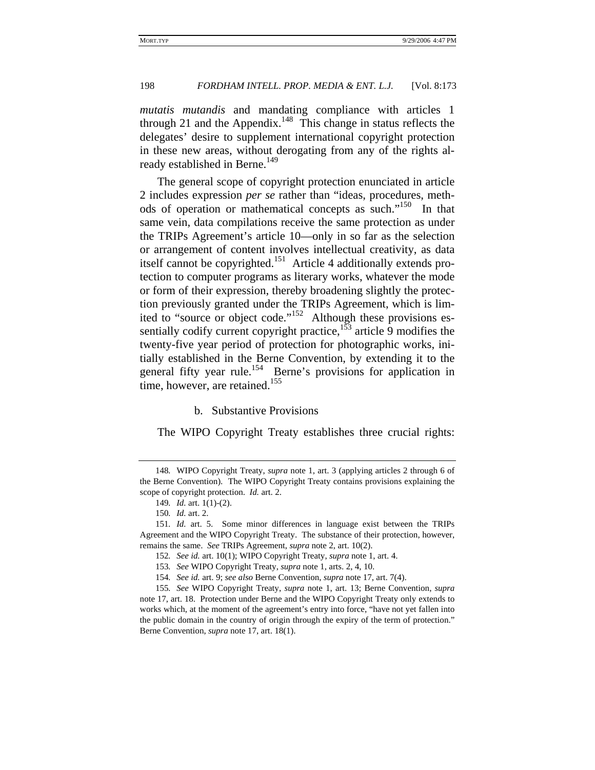*mutatis mutandis* and mandating compliance with articles 1 through 21 and the Appendix.[148] This change in status reflects the delegates' desire to supplement international copyright protection in these new areas, without derogating from any of the rights already established in Berne.[149]

The general scope of copyright protection enunciated in article 2 includes expression *per se* rather than "ideas, procedures, methods of operation or mathematical concepts as such."[150] In that same vein, data compilations receive the same protection as under the TRIPs Agreement's article 10—only in so far as the selection or arrangement of content involves intellectual creativity, as data itself cannot be copyrighted.[151] Article 4 additionally extends protection to computer programs as literary works, whatever the mode or form of their expression, thereby broadening slightly the protection previously granted under the TRIPs Agreement, which is limited to "source or object code."[152] Although these provisions essentially codify current copyright practice,[153] article 9 modifies the twenty-five year period of protection for photographic works, initially established in the Berne Convention, by extending it to the general fifty year rule.[154] Berne's provisions for application in time, however, are retained.[155]

#### b. Substantive Provisions

The WIPO Copyright Treaty establishes three crucial rights:

---

148. WIPO Copyright Treaty, *supra* note 1, art. 3 (applying articles 2 through 6 of the Berne Convention). The WIPO Copyright Treaty contains provisions explaining the scope of copyright protection. *Id.* art. 2.

149. *Id.* art. 1(1)-(2).

150. *Id.* art. 2.

151. *Id.* art. 5. Some minor differences in language exist between the TRIPs Agreement and the WIPO Copyright Treaty. The substance of their protection, however, remains the same. *See* TRIPs Agreement, *supra* note 2, art. 10(2).

152. *See id.* art. 10(1); WIPO Copyright Treaty, *supra* note 1, art. 4.

153. *See* WIPO Copyright Treaty, *supra* note 1, arts. 2, 4, 10.

154. *See id.* art. 9; *see also* Berne Convention, *supra* note 17, art. 7(4).

155. *See* WIPO Copyright Treaty, *supra* note 1, art. 13; Berne Convention, *supra* note 17, art. 18. Protection under Berne and the WIPO Copyright Treaty only extends to works which, at the moment of the agreement's entry into force, "have not yet fallen into the public domain in the country of origin through the expiry of the term of protection." Berne Convention, *supra* note 17, art. 18(1).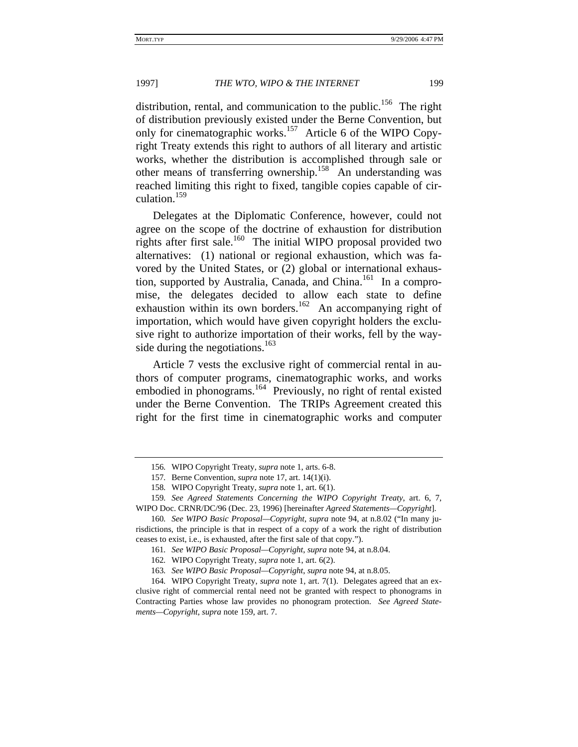distribution, rental, and communication to the public.[156] The right of distribution previously existed under the Berne Convention, but only for cinematographic works.[157] Article 6 of the WIPO Copyright Treaty extends this right to authors of all literary and artistic works, whether the distribution is accomplished through sale or other means of transferring ownership.[158] An understanding was reached limiting this right to fixed, tangible copies capable of circulation.[159]

Delegates at the Diplomatic Conference, however, could not agree on the scope of the doctrine of exhaustion for distribution rights after first sale.[160] The initial WIPO proposal provided two alternatives: (1) national or regional exhaustion, which was favored by the United States, or (2) global or international exhaustion, supported by Australia, Canada, and China.[161] In a compromise, the delegates decided to allow each state to define exhaustion within its own borders.[162] An accompanying right of importation, which would have given copyright holders the exclusive right to authorize importation of their works, fell by the wayside during the negotiations.[163]

Article 7 vests the exclusive right of commercial rental in authors of computer programs, cinematographic works, and works embodied in phonograms.[164] Previously, no right of rental existed under the Berne Convention. The TRIPs Agreement created this right for the first time in cinematographic works and computer

---

156. WIPO Copyright Treaty, *supra* note 1, arts. 6-8.

157. Berne Convention, *supra* note 17, art. 14(1)(i).

158. WIPO Copyright Treaty, *supra* note 1, art. 6(1).

159. *See Agreed Statements Concerning the WIPO Copyright Treaty*, art. 6, 7, WIPO Doc. CRNR/DC/96 (Dec. 23, 1996) [hereinafter *Agreed Statements—Copyright*].

160. *See WIPO Basic Proposal—Copyright*, *supra* note 94, at n.8.02 ("In many jurisdictions, the principle is that in respect of a copy of a work the right of distribution ceases to exist, i.e., is exhausted, after the first sale of that copy.").

161. *See WIPO Basic Proposal—Copyright*, *supra* note 94, at n.8.04.

162. WIPO Copyright Treaty, *supra* note 1, art. 6(2).

163. *See WIPO Basic Proposal—Copyright*, *supra* note 94, at n.8.05.

164. WIPO Copyright Treaty, *supra* note 1, art. 7(1). Delegates agreed that an exclusive right of commercial rental need not be granted with respect to phonograms in Contracting Parties whose law provides no phonogram protection. *See Agreed Statements—Copyright*, *supra* note 159, art. 7.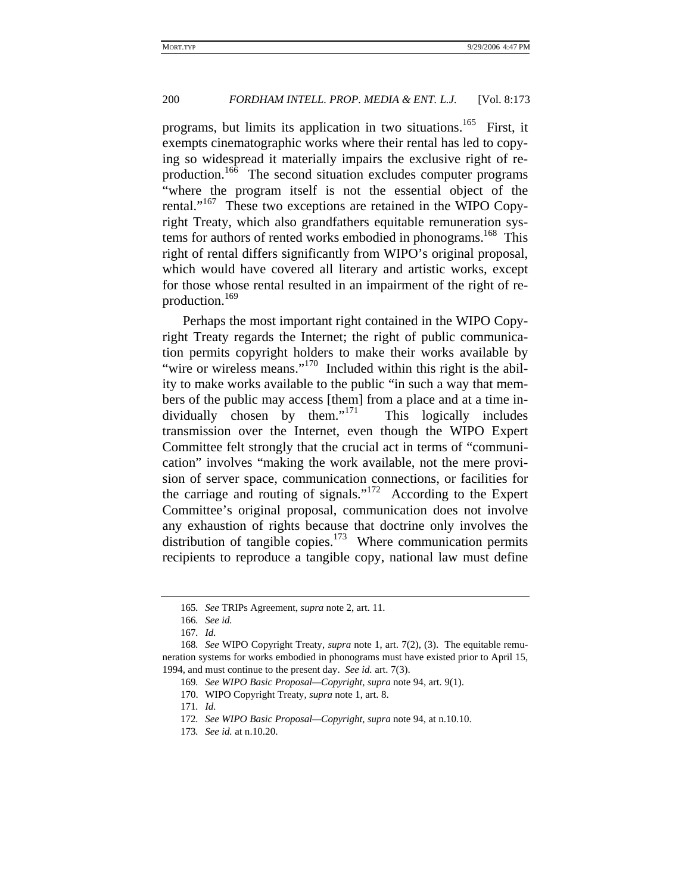programs, but limits its application in two situations.[165] First, it exempts cinematographic works where their rental has led to copying so widespread it materially impairs the exclusive right of reproduction.[166] The second situation excludes computer programs "where the program itself is not the essential object of the rental."[167] These two exceptions are retained in the WIPO Copyright Treaty, which also grandfathers equitable remuneration systems for authors of rented works embodied in phonograms.[168] This right of rental differs significantly from WIPO's original proposal, which would have covered all literary and artistic works, except for those whose rental resulted in an impairment of the right of reproduction.[169]

Perhaps the most important right contained in the WIPO Copyright Treaty regards the Internet; the right of public communication permits copyright holders to make their works available by "wire or wireless means."[170] Included within this right is the ability to make works available to the public "in such a way that members of the public may access [them] from a place and at a time individually chosen by them."[171] This logically includes transmission over the Internet, even though the WIPO Expert Committee felt strongly that the crucial act in terms of "communication" involves "making the work available, not the mere provision of server space, communication connections, or facilities for the carriage and routing of signals."[172] According to the Expert Committee's original proposal, communication does not involve any exhaustion of rights because that doctrine only involves the distribution of tangible copies.[173] Where communication permits recipients to reproduce a tangible copy, national law must define

---

165. *See* TRIPs Agreement, *supra* note 2, art. 11.

166. *See id.*

167. *Id.*

168. *See* WIPO Copyright Treaty, *supra* note 1, art. 7(2), (3). The equitable remuneration systems for works embodied in phonograms must have existed prior to April 15, 1994, and must continue to the present day. *See id.* art. 7(3).

169. *See WIPO Basic Proposal—Copyright*, *supra* note 94, art. 9(1).

170. WIPO Copyright Treaty, *supra* note 1, art. 8.

171. *Id.*

172. *See WIPO Basic Proposal—Copyright*, *supra* note 94, at n.10.10.

173. *See id.* at n.10.20.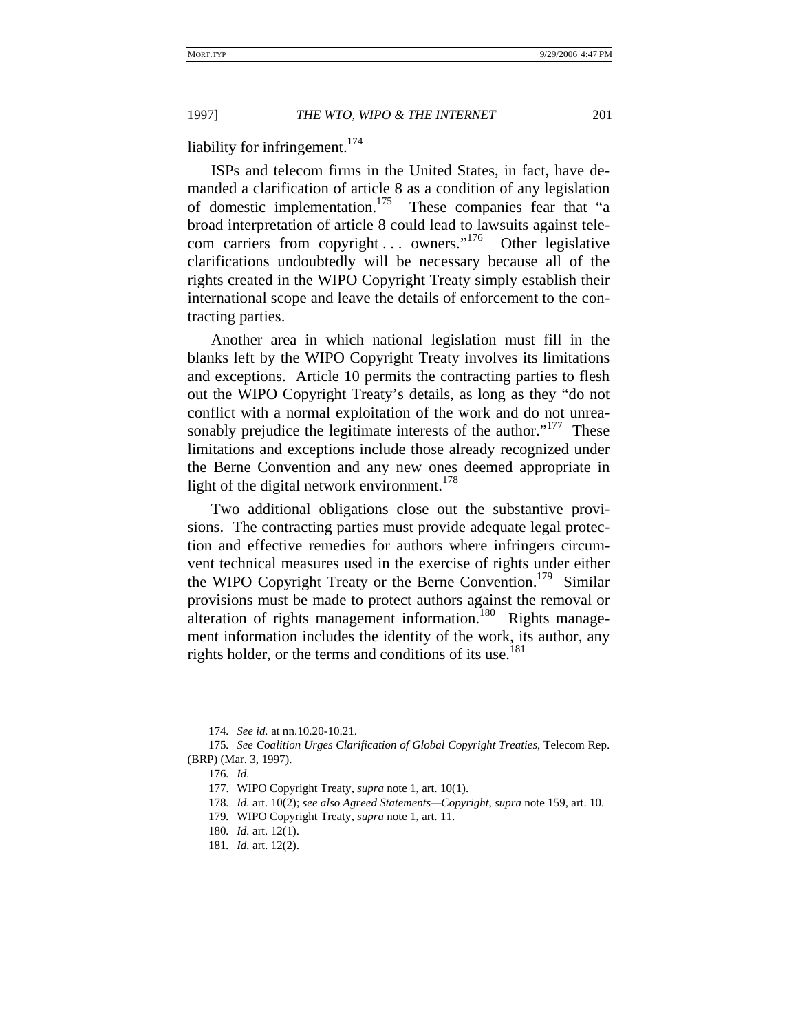liability for infringement.[174]

ISPs and telecom firms in the United States, in fact, have demanded a clarification of article 8 as a condition of any legislation of domestic implementation.[175] These companies fear that "a broad interpretation of article 8 could lead to lawsuits against telecom carriers from copyright . . . owners."[176] Other legislative clarifications undoubtedly will be necessary because all of the rights created in the WIPO Copyright Treaty simply establish their international scope and leave the details of enforcement to the contracting parties.

Another area in which national legislation must fill in the blanks left by the WIPO Copyright Treaty involves its limitations and exceptions. Article 10 permits the contracting parties to flesh out the WIPO Copyright Treaty's details, as long as they "do not conflict with a normal exploitation of the work and do not unreasonably prejudice the legitimate interests of the author."[177] These limitations and exceptions include those already recognized under the Berne Convention and any new ones deemed appropriate in light of the digital network environment.[178]

Two additional obligations close out the substantive provisions. The contracting parties must provide adequate legal protection and effective remedies for authors where infringers circumvent technical measures used in the exercise of rights under either the WIPO Copyright Treaty or the Berne Convention.[179] Similar provisions must be made to protect authors against the removal or alteration of rights management information.[180] Rights management information includes the identity of the work, its author, any rights holder, or the terms and conditions of its use.[181]

---

174. *See id.* at nn.10.20-10.21.

175. *See Coalition Urges Clarification of Global Copyright Treaties*, Telecom Rep. (BRP) (Mar. 3, 1997).

176. *Id.*

177. WIPO Copyright Treaty, *supra* note 1, art. 10(1).

178. *Id.* art. 10(2); *see also Agreed Statements—Copyright*, *supra* note 159, art. 10.

179. WIPO Copyright Treaty, *supra* note 1, art. 11.

180. *Id.* art. 12(1).

181. *Id.* art. 12(2).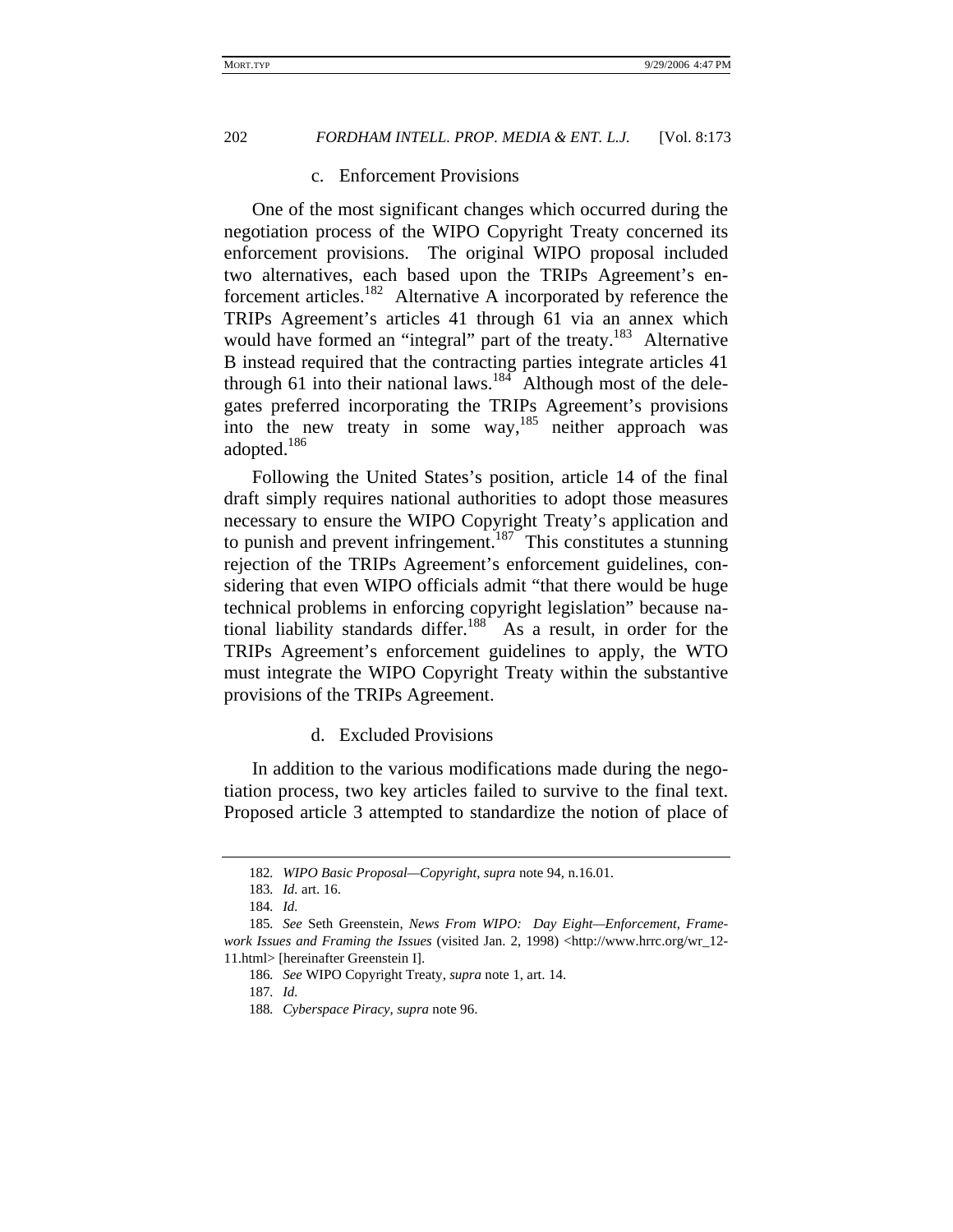### c. Enforcement Provisions

One of the most significant changes which occurred during the negotiation process of the WIPO Copyright Treaty concerned its enforcement provisions. The original WIPO proposal included two alternatives, each based upon the TRIPs Agreement's enforcement articles.[182] Alternative A incorporated by reference the TRIPs Agreement's articles 41 through 61 via an annex which would have formed an "integral" part of the treaty.[183] Alternative B instead required that the contracting parties integrate articles 41 through 61 into their national laws.[184] Although most of the delegates preferred incorporating the TRIPs Agreement's provisions into the new treaty in some way,[185] neither approach was adopted.[186]

Following the United States's position, article 14 of the final draft simply requires national authorities to adopt those measures necessary to ensure the WIPO Copyright Treaty's application and to punish and prevent infringement.[187] This constitutes a stunning rejection of the TRIPs Agreement's enforcement guidelines, considering that even WIPO officials admit "that there would be huge technical problems in enforcing copyright legislation" because national liability standards differ.[188] As a result, in order for the TRIPs Agreement's enforcement guidelines to apply, the WTO must integrate the WIPO Copyright Treaty within the substantive provisions of the TRIPs Agreement.

### d. Excluded Provisions

In addition to the various modifications made during the negotiation process, two key articles failed to survive to the final text. Proposed article 3 attempted to standardize the notion of place of

---

182. *WIPO Basic Proposal—Copyright*, *supra* note 94, n.16.01.

183. *Id.* art. 16.

184. *Id.*

185. *See* Seth Greenstein, *News From WIPO: Day Eight—Enforcement, Framework Issues and Framing the Issues* (visited Jan. 2, 1998) <http://www.hrrc.org/wr_12-11.html> [hereinafter Greenstein I].

186. *See* WIPO Copyright Treaty, *supra* note 1, art. 14.

187. *Id.*

188. *Cyberspace Piracy*, *supra* note 96.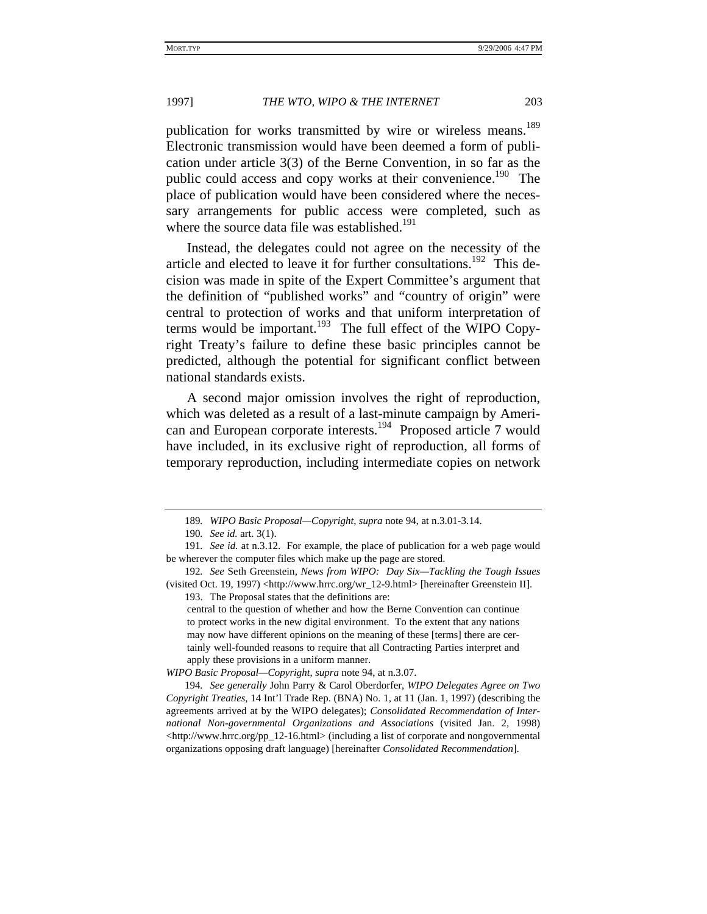publication for works transmitted by wire or wireless means.[189] Electronic transmission would have been deemed a form of publication under article 3(3) of the Berne Convention, in so far as the public could access and copy works at their convenience.[190] The place of publication would have been considered where the necessary arrangements for public access were completed, such as where the source data file was established.[191]

Instead, the delegates could not agree on the necessity of the article and elected to leave it for further consultations.[192] This decision was made in spite of the Expert Committee's argument that the definition of "published works" and "country of origin" were central to protection of works and that uniform interpretation of terms would be important.[193] The full effect of the WIPO Copyright Treaty's failure to define these basic principles cannot be predicted, although the potential for significant conflict between national standards exists.

A second major omission involves the right of reproduction, which was deleted as a result of a last-minute campaign by American and European corporate interests.[194] Proposed article 7 would have included, in its exclusive right of reproduction, all forms of temporary reproduction, including intermediate copies on network

---

189. *WIPO Basic Proposal—Copyright*, *supra* note 94, at n.3.01-3.14.

190. *See id.* art. 3(1).

191. *See id.* at n.3.12. For example, the place of publication for a web page would be wherever the computer files which make up the page are stored.

192. *See* Seth Greenstein, *News from WIPO: Day Six—Tackling the Tough Issues* (visited Oct. 19, 1997) <http://www.hrrc.org/wr_12-9.html> [hereinafter Greenstein II].

193. The Proposal states that the definitions are:

> central to the question of whether and how the Berne Convention can continue to protect works in the new digital environment. To the extent that any nations may now have different opinions on the meaning of these [terms] there are certainly well-founded reasons to require that all Contracting Parties interpret and apply these provisions in a uniform manner.

*WIPO Basic Proposal—Copyright*, *supra* note 94, at n.3.07.

194. *See generally* John Parry & Carol Oberdorfer, *WIPO Delegates Agree on Two Copyright Treaties*, 14 Int'l Trade Rep. (BNA) No. 1, at 11 (Jan. 1, 1997) (describing the agreements arrived at by the WIPO delegates); *Consolidated Recommendation of International Non-governmental Organizations and Associations* (visited Jan. 2, 1998) <http://www.hrrc.org/pp_12-16.html> (including a list of corporate and nongovernmental organizations opposing draft language) [hereinafter *Consolidated Recommendation*].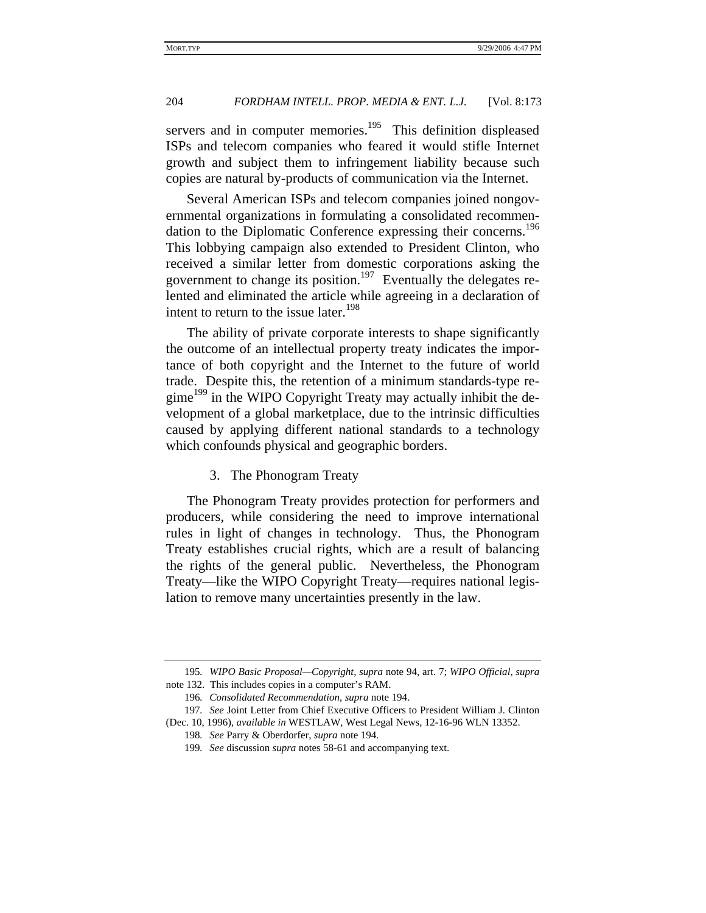servers and in computer memories.[195] This definition displeased ISPs and telecom companies who feared it would stifle Internet growth and subject them to infringement liability because such copies are natural by-products of communication via the Internet.

Several American ISPs and telecom companies joined nongovernmental organizations in formulating a consolidated recommendation to the Diplomatic Conference expressing their concerns.[196] This lobbying campaign also extended to President Clinton, who received a similar letter from domestic corporations asking the government to change its position.[197] Eventually the delegates relented and eliminated the article while agreeing in a declaration of intent to return to the issue later.[198]

The ability of private corporate interests to shape significantly the outcome of an intellectual property treaty indicates the importance of both copyright and the Internet to the future of world trade. Despite this, the retention of a minimum standards-type regime[199] in the WIPO Copyright Treaty may actually inhibit the development of a global marketplace, due to the intrinsic difficulties caused by applying different national standards to a technology which confounds physical and geographic borders.

### 3. The Phonogram Treaty

The Phonogram Treaty provides protection for performers and producers, while considering the need to improve international rules in light of changes in technology. Thus, the Phonogram Treaty establishes crucial rights, which are a result of balancing the rights of the general public. Nevertheless, the Phonogram Treaty—like the WIPO Copyright Treaty—requires national legislation to remove many uncertainties presently in the law.

---

195. *WIPO Basic Proposal—Copyright*, *supra* note 94, art. 7; *WIPO Official*, *supra* note 132. This includes copies in a computer's RAM.

196. *Consolidated Recommendation*, *supra* note 194.

197. *See* Joint Letter from Chief Executive Officers to President William J. Clinton (Dec. 10, 1996), *available in* WESTLAW, West Legal News, 12-16-96 WLN 13352.

198. *See* Parry & Oberdorfer, *supra* note 194.

199. *See* discussion *supra* notes 58-61 and accompanying text.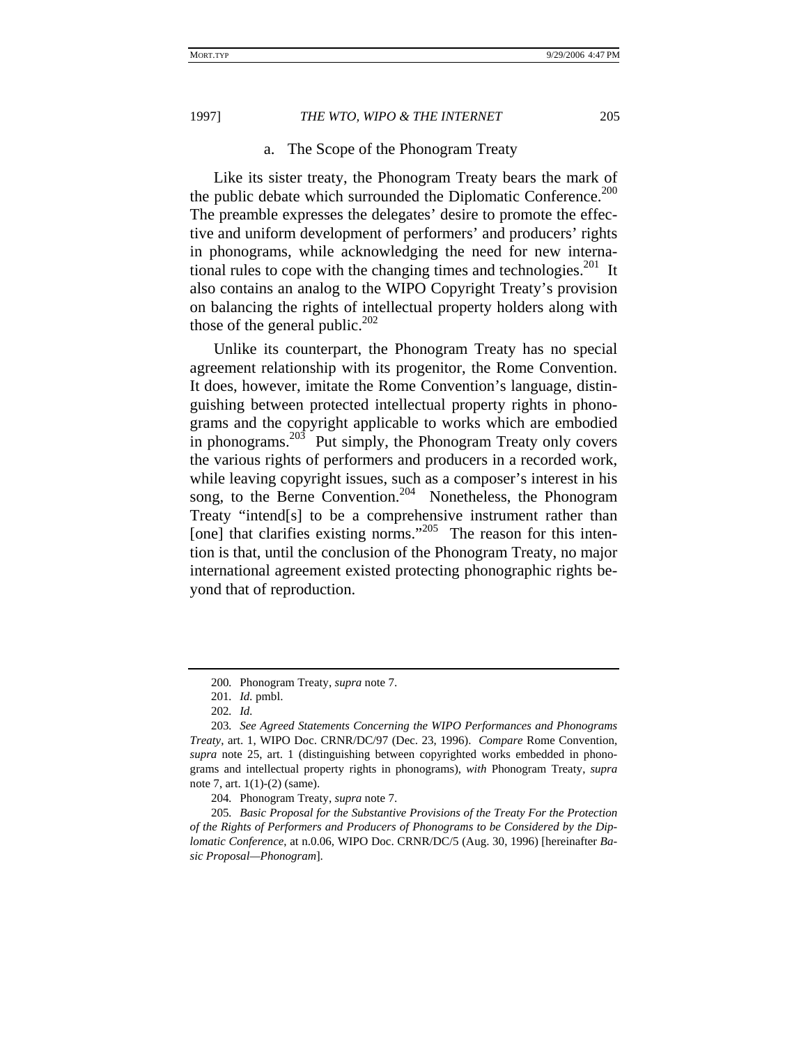### a. The Scope of the Phonogram Treaty

Like its sister treaty, the Phonogram Treaty bears the mark of the public debate which surrounded the Diplomatic Conference.[200] The preamble expresses the delegates' desire to promote the effective and uniform development of performers' and producers' rights in phonograms, while acknowledging the need for new international rules to cope with the changing times and technologies.[201] It also contains an analog to the WIPO Copyright Treaty's provision on balancing the rights of intellectual property holders along with those of the general public.[202]

Unlike its counterpart, the Phonogram Treaty has no special agreement relationship with its progenitor, the Rome Convention. It does, however, imitate the Rome Convention's language, distinguishing between protected intellectual property rights in phonograms and the copyright applicable to works which are embodied in phonograms.[203] Put simply, the Phonogram Treaty only covers the various rights of performers and producers in a recorded work, while leaving copyright issues, such as a composer's interest in his song, to the Berne Convention.[204] Nonetheless, the Phonogram Treaty "intend[s] to be a comprehensive instrument rather than [one] that clarifies existing norms."[205] The reason for this intention is that, until the conclusion of the Phonogram Treaty, no major international agreement existed protecting phonographic rights beyond that of reproduction.

---

200. Phonogram Treaty, *supra* note 7.

201. *Id.* pmbl.

202. *Id.*

203. *See Agreed Statements Concerning the WIPO Performances and Phonograms Treaty*, art. 1, WIPO Doc. CRNR/DC/97 (Dec. 23, 1996). *Compare* Rome Convention, *supra* note 25, art. 1 (distinguishing between copyrighted works embedded in phonograms and intellectual property rights in phonograms), *with* Phonogram Treaty, *supra* note 7, art. 1(1)-(2) (same).

204. Phonogram Treaty, *supra* note 7.

205. *Basic Proposal for the Substantive Provisions of the Treaty For the Protection of the Rights of Performers and Producers of Phonograms to be Considered by the Diplomatic Conference*, at n.0.06, WIPO Doc. CRNR/DC/5 (Aug. 30, 1996) [hereinafter *Basic Proposal—Phonogram*].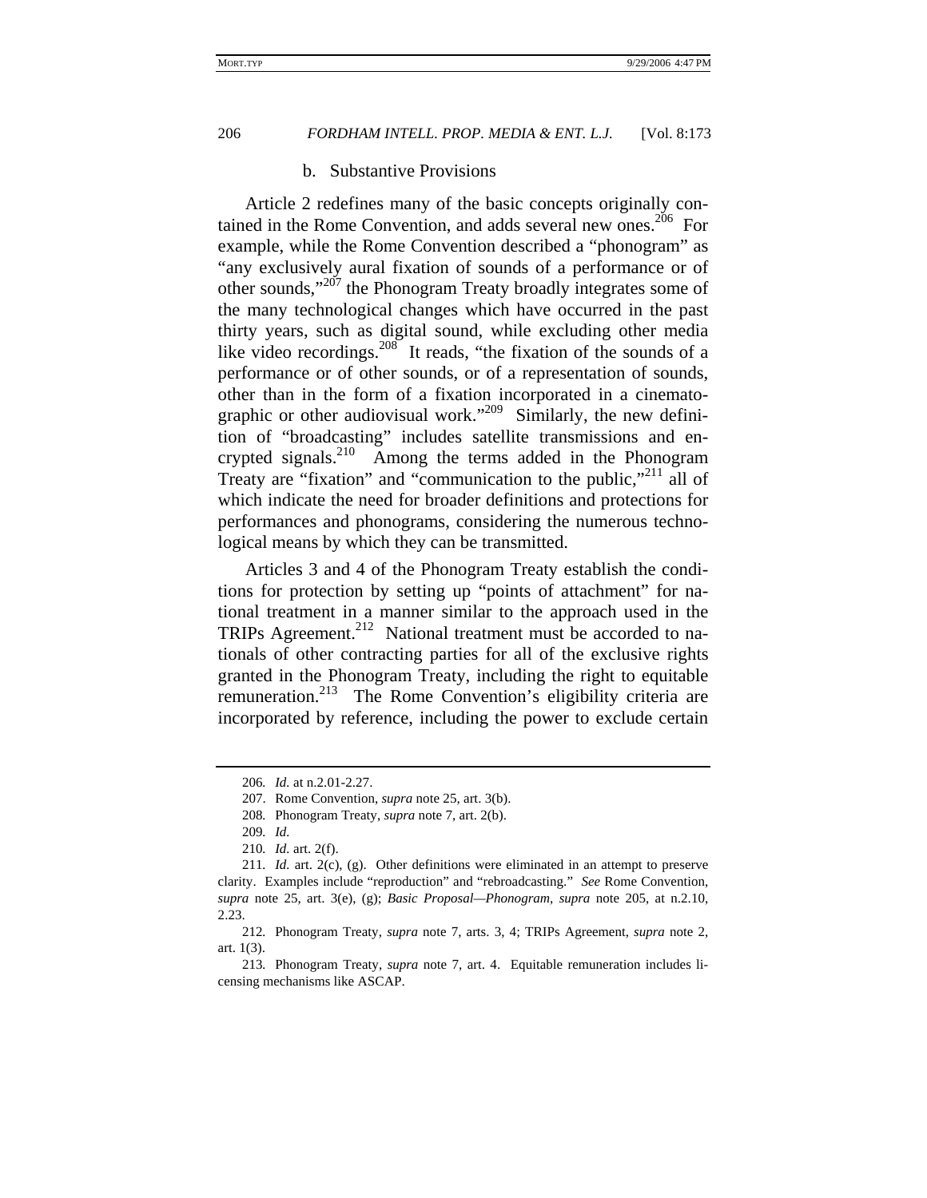#### b. Substantive Provisions

Article 2 redefines many of the basic concepts originally contained in the Rome Convention, and adds several new ones.[206] For example, while the Rome Convention described a "phonogram" as "any exclusively aural fixation of sounds of a performance or of other sounds,"[207] the Phonogram Treaty broadly integrates some of the many technological changes which have occurred in the past thirty years, such as digital sound, while excluding other media like video recordings.[208] It reads, "the fixation of the sounds of a performance or of other sounds, or of a representation of sounds, other than in the form of a fixation incorporated in a cinematographic or other audiovisual work."[209] Similarly, the new definition of "broadcasting" includes satellite transmissions and encrypted signals.[210] Among the terms added in the Phonogram Treaty are "fixation" and "communication to the public,"[211] all of which indicate the need for broader definitions and protections for performances and phonograms, considering the numerous technological means by which they can be transmitted.

Articles 3 and 4 of the Phonogram Treaty establish the conditions for protection by setting up "points of attachment" for national treatment in a manner similar to the approach used in the TRIPs Agreement.[212] National treatment must be accorded to nationals of other contracting parties for all of the exclusive rights granted in the Phonogram Treaty, including the right to equitable remuneration.[213] The Rome Convention's eligibility criteria are incorporated by reference, including the power to exclude certain

---

206. *Id.* at n.2.01-2.27.

207. Rome Convention, *supra* note 25, art. 3(b).

208. Phonogram Treaty, *supra* note 7, art. 2(b).

209. *Id.*

210. *Id.* art. 2(f).

211. *Id.* art. 2(c), (g). Other definitions were eliminated in an attempt to preserve clarity. Examples include "reproduction" and "rebroadcasting." *See* Rome Convention, *supra* note 25, art. 3(e), (g); *Basic Proposal—Phonogram*, *supra* note 205, at n.2.10, 2.23.

212. Phonogram Treaty, *supra* note 7, arts. 3, 4; TRIPs Agreement, *supra* note 2, art. 1(3).

213. Phonogram Treaty, *supra* note 7, art. 4. Equitable remuneration includes licensing mechanisms like ASCAP.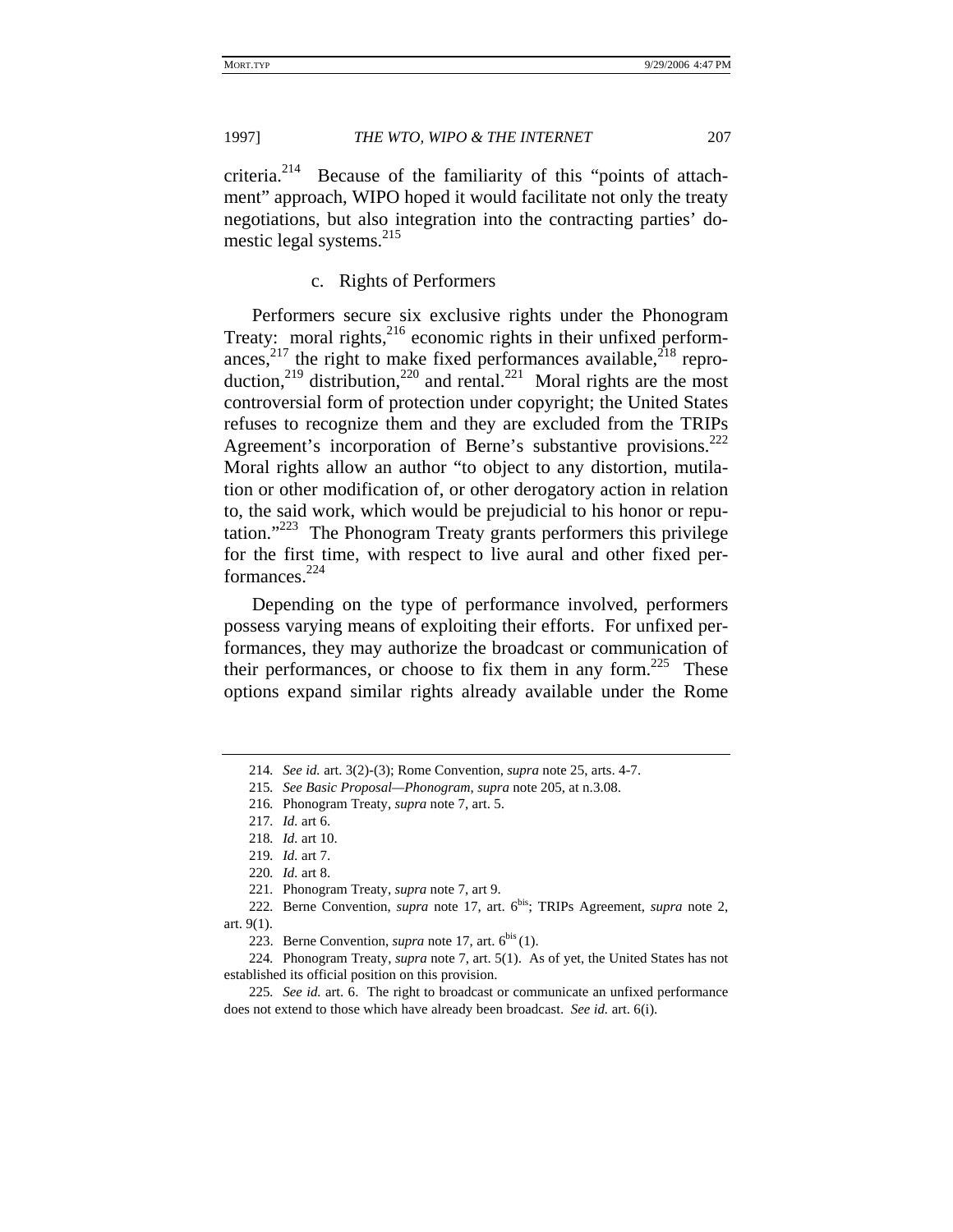criteria.[214] Because of the familiarity of this "points of attachment" approach, WIPO hoped it would facilitate not only the treaty negotiations, but also integration into the contracting parties' domestic legal systems.[215]

#### c. Rights of Performers

Performers secure six exclusive rights under the Phonogram Treaty: moral rights,[216] economic rights in their unfixed performances,[217] the right to make fixed performances available,[218] reproduction,[219] distribution,[220] and rental.[221] Moral rights are the most controversial form of protection under copyright; the United States refuses to recognize them and they are excluded from the TRIPs Agreement's incorporation of Berne's substantive provisions.[222] Moral rights allow an author "to object to any distortion, mutilation or other modification of, or other derogatory action in relation to, the said work, which would be prejudicial to his honor or reputation."[223] The Phonogram Treaty grants performers this privilege for the first time, with respect to live aural and other fixed performances.[224]

Depending on the type of performance involved, performers possess varying means of exploiting their efforts. For unfixed performances, they may authorize the broadcast or communication of their performances, or choose to fix them in any form.[225] These options expand similar rights already available under the Rome

---

214. *See id.* art. 3(2)-(3); Rome Convention, *supra* note 25, arts. 4-7.

215. *See Basic Proposal—Phonogram*, *supra* note 205, at n.3.08.

216. Phonogram Treaty, *supra* note 7, art. 5.

217. *Id.* art 6.

218. *Id.* art 10.

219. *Id.* art 7.

220. *Id.* art 8.

221. Phonogram Treaty, *supra* note 7, art 9.

222. Berne Convention, *supra* note 17, art. 6bis; TRIPs Agreement, *supra* note 2, art. 9(1).

223. Berne Convention, *supra* note 17, art. 6bis (1).

224. Phonogram Treaty, *supra* note 7, art. 5(1). As of yet, the United States has not established its official position on this provision.

225. *See id.* art. 6. The right to broadcast or communicate an unfixed performance does not extend to those which have already been broadcast. *See id.* art. 6(i).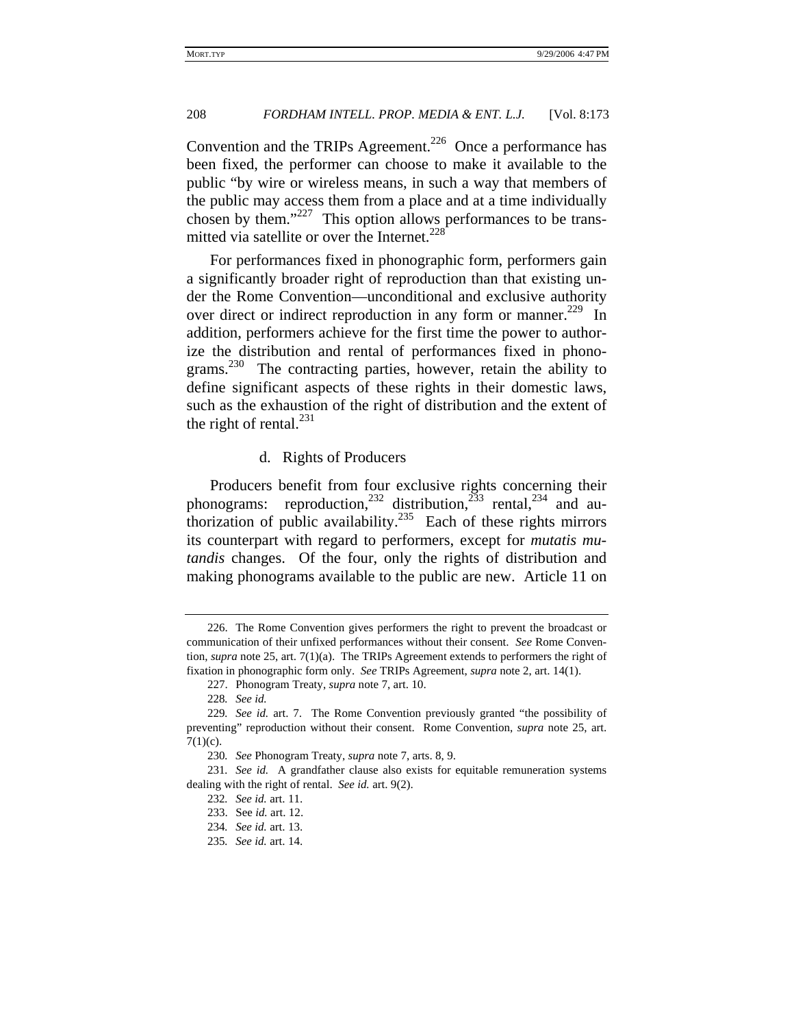Convention and the TRIPs Agreement.[226] Once a performance has been fixed, the performer can choose to make it available to the public "by wire or wireless means, in such a way that members of the public may access them from a place and at a time individually chosen by them."[227] This option allows performances to be transmitted via satellite or over the Internet.[228]

For performances fixed in phonographic form, performers gain a significantly broader right of reproduction than that existing under the Rome Convention—unconditional and exclusive authority over direct or indirect reproduction in any form or manner.[229] In addition, performers achieve for the first time the power to authorize the distribution and rental of performances fixed in phonograms.[230] The contracting parties, however, retain the ability to define significant aspects of these rights in their domestic laws, such as the exhaustion of the right of distribution and the extent of the right of rental.[231]

d. Rights of Producers

Producers benefit from four exclusive rights concerning their phonograms: reproduction,[232] distribution,[233] rental,[234] and authorization of public availability.[235] Each of these rights mirrors its counterpart with regard to performers, except for *mutatis mutandis* changes. Of the four, only the rights of distribution and making phonograms available to the public are new. Article 11 on

---

226. The Rome Convention gives performers the right to prevent the broadcast or communication of their unfixed performances without their consent. *See* Rome Convention, *supra* note 25, art. 7(1)(a). The TRIPs Agreement extends to performers the right of fixation in phonographic form only. *See* TRIPs Agreement, *supra* note 2, art. 14(1).

227. Phonogram Treaty, *supra* note 7, art. 10.

228. *See id.*

229. *See id.* art. 7. The Rome Convention previously granted "the possibility of preventing" reproduction without their consent. Rome Convention, *supra* note 25, art. 7(1)(c).

230. *See* Phonogram Treaty, *supra* note 7, arts. 8, 9.

231. *See id.* A grandfather clause also exists for equitable remuneration systems dealing with the right of rental. *See id.* art. 9(2).

232. *See id.* art. 11.

233. See *id.* art. 12.

234. *See id.* art. 13.

235. *See id.* art. 14.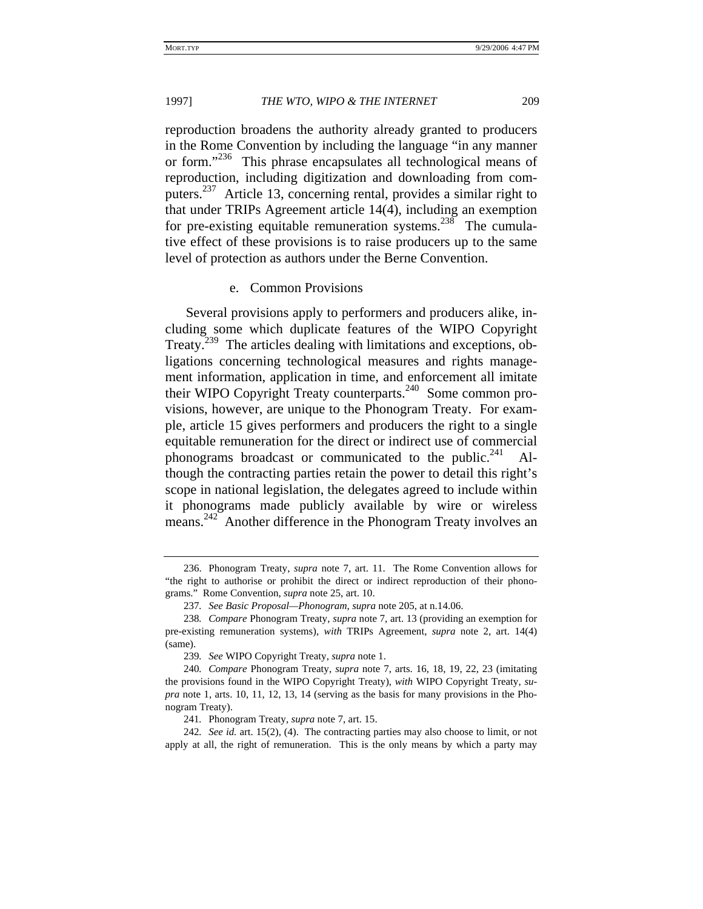reproduction broadens the authority already granted to producers in the Rome Convention by including the language "in any manner or form."[236] This phrase encapsulates all technological means of reproduction, including digitization and downloading from computers.[237] Article 13, concerning rental, provides a similar right to that under TRIPs Agreement article 14(4), including an exemption for pre-existing equitable remuneration systems.[238] The cumulative effect of these provisions is to raise producers up to the same level of protection as authors under the Berne Convention.

e. Common Provisions

Several provisions apply to performers and producers alike, including some which duplicate features of the WIPO Copyright Treaty.[239] The articles dealing with limitations and exceptions, obligations concerning technological measures and rights management information, application in time, and enforcement all imitate their WIPO Copyright Treaty counterparts.[240] Some common provisions, however, are unique to the Phonogram Treaty. For example, article 15 gives performers and producers the right to a single equitable remuneration for the direct or indirect use of commercial phonograms broadcast or communicated to the public.[241] Although the contracting parties retain the power to detail this right's scope in national legislation, the delegates agreed to include within it phonograms made publicly available by wire or wireless means.[242] Another difference in the Phonogram Treaty involves an

---

236. Phonogram Treaty, *supra* note 7, art. 11. The Rome Convention allows for "the right to authorise or prohibit the direct or indirect reproduction of their phonograms." Rome Convention, *supra* note 25, art. 10.

237. *See Basic Proposal—Phonogram*, *supra* note 205, at n.14.06.

238. *Compare* Phonogram Treaty, *supra* note 7, art. 13 (providing an exemption for pre-existing remuneration systems), *with* TRIPs Agreement, *supra* note 2, art. 14(4) (same).

239. *See* WIPO Copyright Treaty, *supra* note 1.

240. *Compare* Phonogram Treaty, *supra* note 7, arts. 16, 18, 19, 22, 23 (imitating the provisions found in the WIPO Copyright Treaty), *with* WIPO Copyright Treaty, *supra* note 1, arts. 10, 11, 12, 13, 14 (serving as the basis for many provisions in the Phonogram Treaty).

241. Phonogram Treaty, *supra* note 7, art. 15.

242. *See id.* art. 15(2), (4). The contracting parties may also choose to limit, or not apply at all, the right of remuneration. This is the only means by which a party may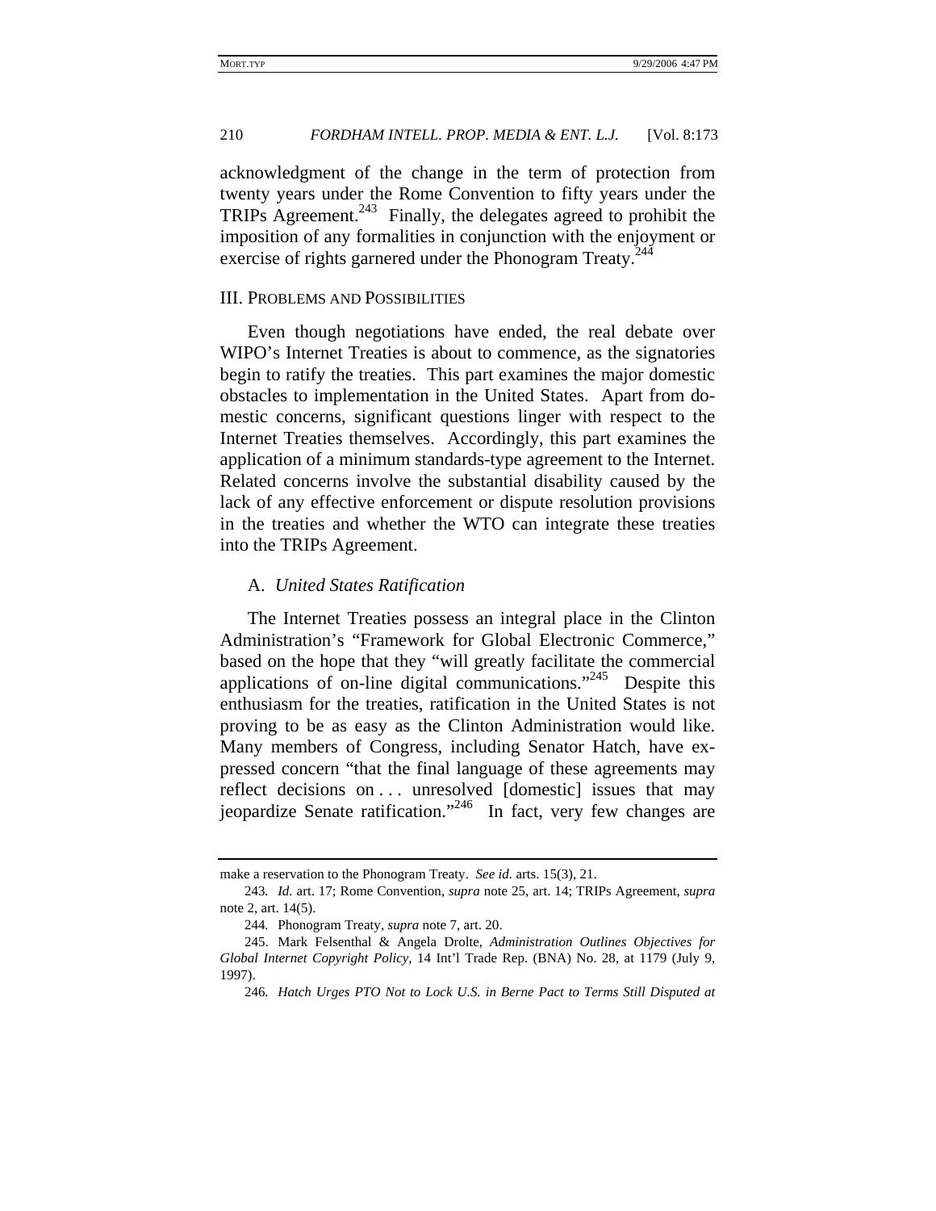acknowledgment of the change in the term of protection from twenty years under the Rome Convention to fifty years under the TRIPs Agreement.[243] Finally, the delegates agreed to prohibit the imposition of any formalities in conjunction with the enjoyment or exercise of rights garnered under the Phonogram Treaty.[244]

## III. Problems and Possibilities

Even though negotiations have ended, the real debate over WIPO's Internet Treaties is about to commence, as the signatories begin to ratify the treaties. This part examines the major domestic obstacles to implementation in the United States. Apart from domestic concerns, significant questions linger with respect to the Internet Treaties themselves. Accordingly, this part examines the application of a minimum standards-type agreement to the Internet. Related concerns involve the substantial disability caused by the lack of any effective enforcement or dispute resolution provisions in the treaties and whether the WTO can integrate these treaties into the TRIPs Agreement.

### A. *United States Ratification*

The Internet Treaties possess an integral place in the Clinton Administration's "Framework for Global Electronic Commerce," based on the hope that they "will greatly facilitate the commercial applications of on-line digital communications."[245] Despite this enthusiasm for the treaties, ratification in the United States is not proving to be as easy as the Clinton Administration would like. Many members of Congress, including Senator Hatch, have expressed concern "that the final language of these agreements may reflect decisions on . . . unresolved [domestic] issues that may jeopardize Senate ratification."[246] In fact, very few changes are

---

make a reservation to the Phonogram Treaty. *See id.* arts. 15(3), 21.

243. *Id.* art. 17; Rome Convention, *supra* note 25, art. 14; TRIPs Agreement, *supra* note 2, art. 14(5).

244. Phonogram Treaty, *supra* note 7, art. 20.

245. Mark Felsenthal & Angela Drolte, *Administration Outlines Objectives for Global Internet Copyright Policy*, 14 Int'l Trade Rep. (BNA) No. 28, at 1179 (July 9, 1997).

246. *Hatch Urges PTO Not to Lock U.S. in Berne Pact to Terms Still Disputed at*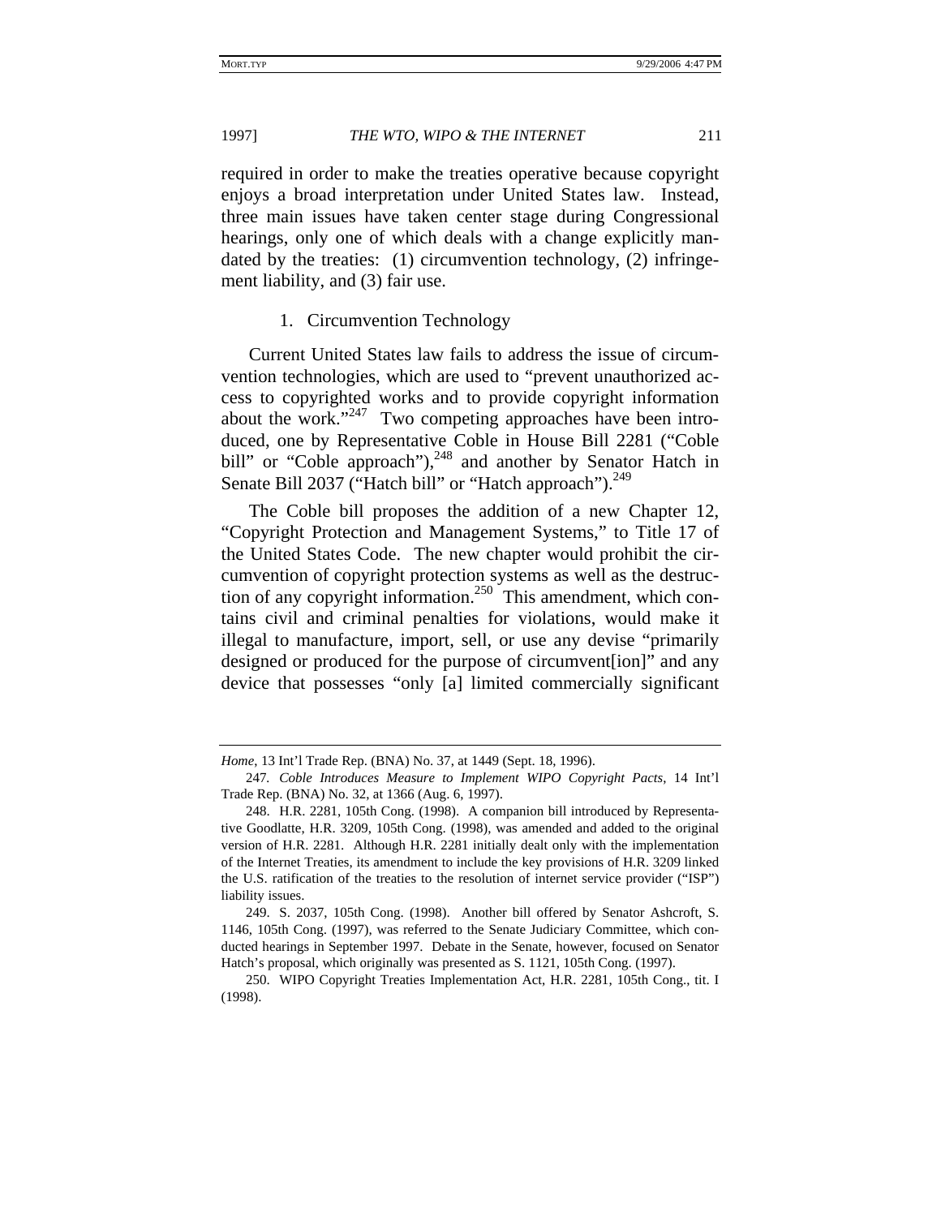required in order to make the treaties operative because copyright enjoys a broad interpretation under United States law. Instead, three main issues have taken center stage during Congressional hearings, only one of which deals with a change explicitly mandated by the treaties: (1) circumvention technology, (2) infringement liability, and (3) fair use.

### 1. Circumvention Technology

Current United States law fails to address the issue of circumvention technologies, which are used to "prevent unauthorized access to copyrighted works and to provide copyright information about the work."[247] Two competing approaches have been introduced, one by Representative Coble in House Bill 2281 ("Coble bill" or "Coble approach"),[248] and another by Senator Hatch in Senate Bill 2037 ("Hatch bill" or "Hatch approach").[249]

The Coble bill proposes the addition of a new Chapter 12, "Copyright Protection and Management Systems," to Title 17 of the United States Code. The new chapter would prohibit the circumvention of copyright protection systems as well as the destruction of any copyright information.[250] This amendment, which contains civil and criminal penalties for violations, would make it illegal to manufacture, import, sell, or use any devise "primarily designed or produced for the purpose of circumvent[ion]" and any device that possesses "only [a] limited commercially significant

---

*Home*, 13 Int'l Trade Rep. (BNA) No. 37, at 1449 (Sept. 18, 1996).

247. *Coble Introduces Measure to Implement WIPO Copyright Pacts*, 14 Int'l Trade Rep. (BNA) No. 32, at 1366 (Aug. 6, 1997).

248. H.R. 2281, 105th Cong. (1998). A companion bill introduced by Representative Goodlatte, H.R. 3209, 105th Cong. (1998), was amended and added to the original version of H.R. 2281. Although H.R. 2281 initially dealt only with the implementation of the Internet Treaties, its amendment to include the key provisions of H.R. 3209 linked the U.S. ratification of the treaties to the resolution of internet service provider ("ISP") liability issues.

249. S. 2037, 105th Cong. (1998). Another bill offered by Senator Ashcroft, S. 1146, 105th Cong. (1997), was referred to the Senate Judiciary Committee, which conducted hearings in September 1997. Debate in the Senate, however, focused on Senator Hatch's proposal, which originally was presented as S. 1121, 105th Cong. (1997).

250. WIPO Copyright Treaties Implementation Act, H.R. 2281, 105th Cong., tit. I (1998).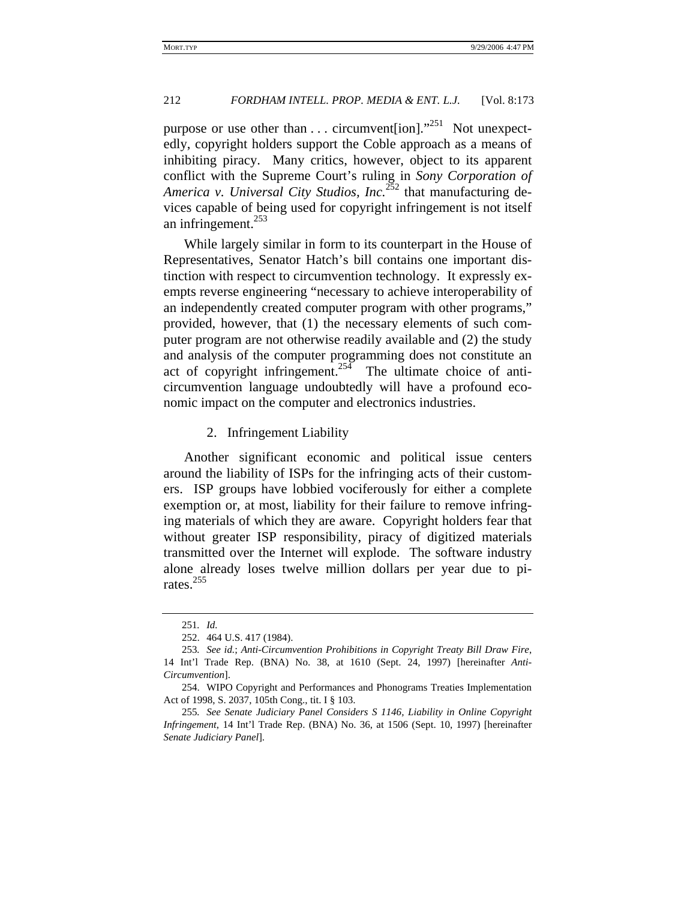purpose or use other than . . . circumvent[ion]."[251] Not unexpectedly, copyright holders support the Coble approach as a means of inhibiting piracy. Many critics, however, object to its apparent conflict with the Supreme Court's ruling in *Sony Corporation of America v. Universal City Studios, Inc.*[252] that manufacturing devices capable of being used for copyright infringement is not itself an infringement.[253]

While largely similar in form to its counterpart in the House of Representatives, Senator Hatch's bill contains one important distinction with respect to circumvention technology. It expressly exempts reverse engineering "necessary to achieve interoperability of an independently created computer program with other programs," provided, however, that (1) the necessary elements of such computer program are not otherwise readily available and (2) the study and analysis of the computer programming does not constitute an act of copyright infringement.[254] The ultimate choice of anti-circumvention language undoubtedly will have a profound economic impact on the computer and electronics industries.

### 2. Infringement Liability

Another significant economic and political issue centers around the liability of ISPs for the infringing acts of their customers. ISP groups have lobbied vociferously for either a complete exemption or, at most, liability for their failure to remove infringing materials of which they are aware. Copyright holders fear that without greater ISP responsibility, piracy of digitized materials transmitted over the Internet will explode. The software industry alone already loses twelve million dollars per year due to pirates.[255]

---

251. *Id.*

252. 464 U.S. 417 (1984).

253. *See id.*; *Anti-Circumvention Prohibitions in Copyright Treaty Bill Draw Fire*, 14 Int'l Trade Rep. (BNA) No. 38, at 1610 (Sept. 24, 1997) [hereinafter *Anti-Circumvention*].

254. WIPO Copyright and Performances and Phonograms Treaties Implementation Act of 1998, S. 2037, 105th Cong., tit. I § 103.

255. *See Senate Judiciary Panel Considers S 1146, Liability in Online Copyright Infringement*, 14 Int'l Trade Rep. (BNA) No. 36, at 1506 (Sept. 10, 1997) [hereinafter *Senate Judiciary Panel*].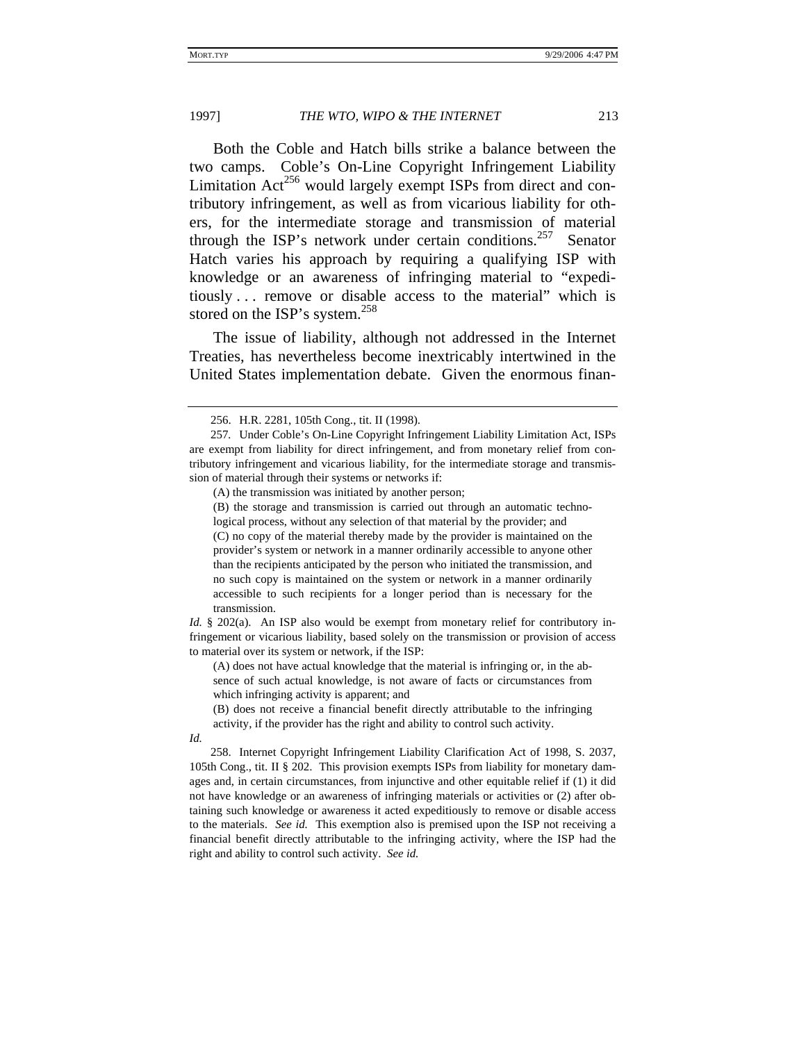Both the Coble and Hatch bills strike a balance between the two camps. Coble's On-Line Copyright Infringement Liability Limitation Act[256] would largely exempt ISPs from direct and contributory infringement, as well as from vicarious liability for others, for the intermediate storage and transmission of material through the ISP's network under certain conditions.[257] Senator Hatch varies his approach by requiring a qualifying ISP with knowledge or an awareness of infringing material to "expeditiously . . . remove or disable access to the material" which is stored on the ISP's system.[258]

The issue of liability, although not addressed in the Internet Treaties, has nevertheless become inextricably intertwined in the United States implementation debate. Given the enormous finan-

---

256. H.R. 2281, 105th Cong., tit. II (1998).

257. Under Coble's On-Line Copyright Infringement Liability Limitation Act, ISPs are exempt from liability for direct infringement, and from monetary relief from contributory infringement and vicarious liability, for the intermediate storage and transmission of material through their systems or networks if:

> (A) the transmission was initiated by another person;
>
> (B) the storage and transmission is carried out through an automatic technological process, without any selection of that material by the provider; and
>
> (C) no copy of the material thereby made by the provider is maintained on the provider's system or network in a manner ordinarily accessible to anyone other than the recipients anticipated by the person who initiated the transmission, and no such copy is maintained on the system or network in a manner ordinarily accessible to such recipients for a longer period than is necessary for the transmission.

*Id.* § 202(a). An ISP also would be exempt from monetary relief for contributory infringement or vicarious liability, based solely on the transmission or provision of access to material over its system or network, if the ISP:

> (A) does not have actual knowledge that the material is infringing or, in the absence of such actual knowledge, is not aware of facts or circumstances from which infringing activity is apparent; and
>
> (B) does not receive a financial benefit directly attributable to the infringing activity, if the provider has the right and ability to control such activity.

*Id.*

258. Internet Copyright Infringement Liability Clarification Act of 1998, S. 2037, 105th Cong., tit. II § 202. This provision exempts ISPs from liability for monetary damages and, in certain circumstances, from injunctive and other equitable relief if (1) it did not have knowledge or an awareness of infringing materials or activities or (2) after obtaining such knowledge or awareness it acted expeditiously to remove or disable access to the materials. *See id.* This exemption also is premised upon the ISP not receiving a financial benefit directly attributable to the infringing activity, where the ISP had the right and ability to control such activity. *See id.*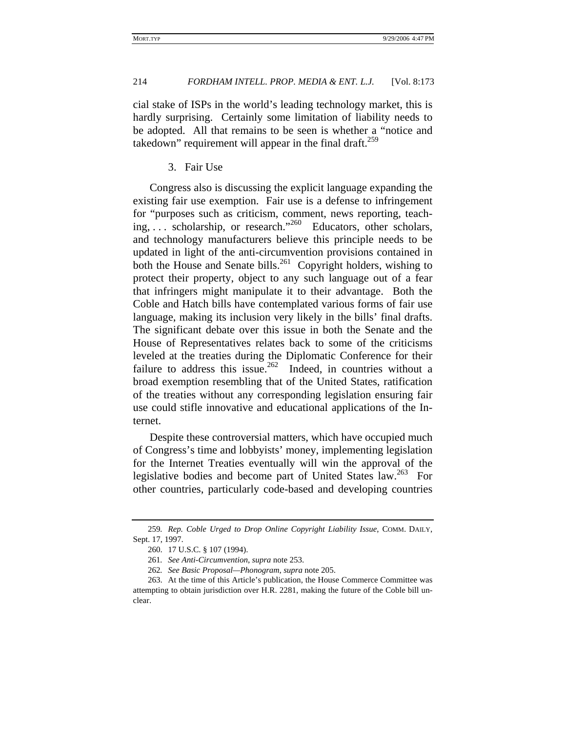cial stake of ISPs in the world's leading technology market, this is hardly surprising. Certainly some limitation of liability needs to be adopted. All that remains to be seen is whether a "notice and takedown" requirement will appear in the final draft.[259]

### 3. Fair Use

Congress also is discussing the explicit language expanding the existing fair use exemption. Fair use is a defense to infringement for "purposes such as criticism, comment, news reporting, teaching, . . . scholarship, or research."[260] Educators, other scholars, and technology manufacturers believe this principle needs to be updated in light of the anti-circumvention provisions contained in both the House and Senate bills.[261] Copyright holders, wishing to protect their property, object to any such language out of a fear that infringers might manipulate it to their advantage. Both the Coble and Hatch bills have contemplated various forms of fair use language, making its inclusion very likely in the bills' final drafts. The significant debate over this issue in both the Senate and the House of Representatives relates back to some of the criticisms leveled at the treaties during the Diplomatic Conference for their failure to address this issue.[262] Indeed, in countries without a broad exemption resembling that of the United States, ratification of the treaties without any corresponding legislation ensuring fair use could stifle innovative and educational applications of the Internet.

Despite these controversial matters, which have occupied much of Congress's time and lobbyists' money, implementing legislation for the Internet Treaties eventually will win the approval of the legislative bodies and become part of United States law.[263] For other countries, particularly code-based and developing countries

---

259. *Rep. Coble Urged to Drop Online Copyright Liability Issue*, COMM. DAILY, Sept. 17, 1997.

260. 17 U.S.C. § 107 (1994).

261. *See Anti-Circumvention*, *supra* note 253.

262. *See Basic Proposal—Phonogram*, *supra* note 205.

263. At the time of this Article's publication, the House Commerce Committee was attempting to obtain jurisdiction over H.R. 2281, making the future of the Coble bill unclear.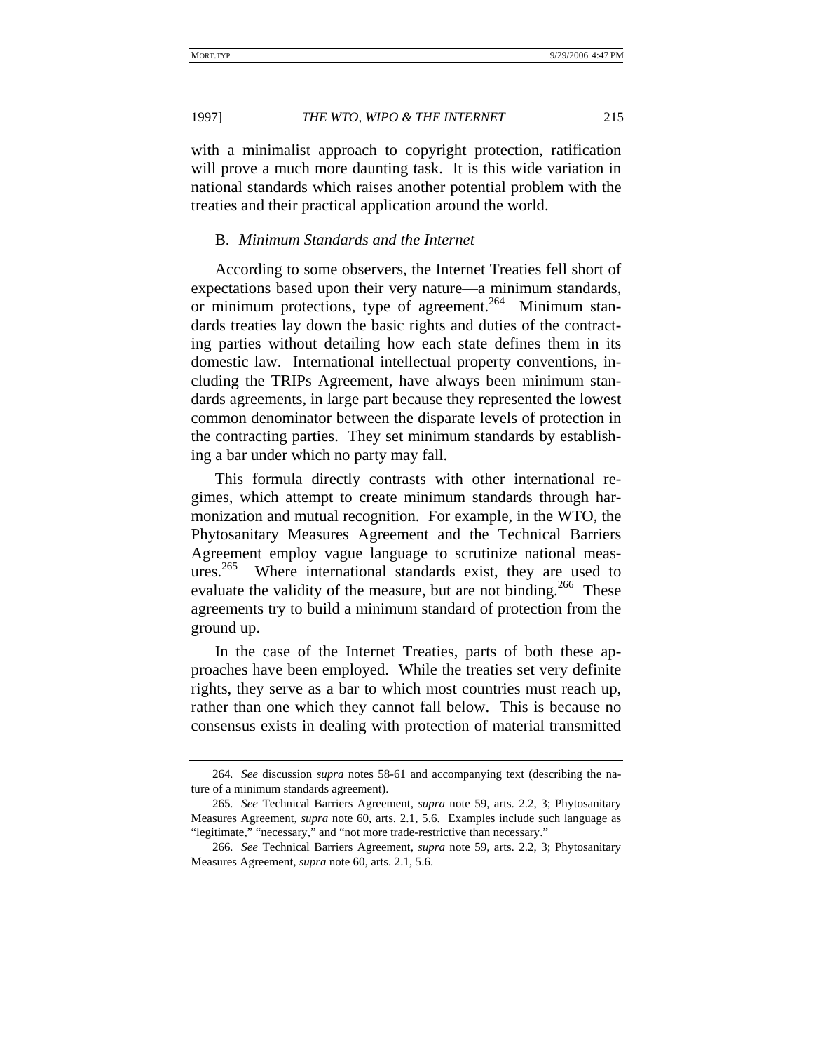with a minimalist approach to copyright protection, ratification will prove a much more daunting task. It is this wide variation in national standards which raises another potential problem with the treaties and their practical application around the world.

### B. *Minimum Standards and the Internet*

According to some observers, the Internet Treaties fell short of expectations based upon their very nature—a minimum standards, or minimum protections, type of agreement.[264] Minimum standards treaties lay down the basic rights and duties of the contracting parties without detailing how each state defines them in its domestic law. International intellectual property conventions, including the TRIPs Agreement, have always been minimum standards agreements, in large part because they represented the lowest common denominator between the disparate levels of protection in the contracting parties. They set minimum standards by establishing a bar under which no party may fall.

This formula directly contrasts with other international regimes, which attempt to create minimum standards through harmonization and mutual recognition. For example, in the WTO, the Phytosanitary Measures Agreement and the Technical Barriers Agreement employ vague language to scrutinize national measures.[265] Where international standards exist, they are used to evaluate the validity of the measure, but are not binding.[266] These agreements try to build a minimum standard of protection from the ground up.

In the case of the Internet Treaties, parts of both these approaches have been employed. While the treaties set very definite rights, they serve as a bar to which most countries must reach up, rather than one which they cannot fall below. This is because no consensus exists in dealing with protection of material transmitted

---

264. *See* discussion *supra* notes 58-61 and accompanying text (describing the nature of a minimum standards agreement).

265. *See* Technical Barriers Agreement, *supra* note 59, arts. 2.2, 3; Phytosanitary Measures Agreement, *supra* note 60, arts. 2.1, 5.6. Examples include such language as "legitimate," "necessary," and "not more trade-restrictive than necessary."

266. *See* Technical Barriers Agreement, *supra* note 59, arts. 2.2, 3; Phytosanitary Measures Agreement, *supra* note 60, arts. 2.1, 5.6.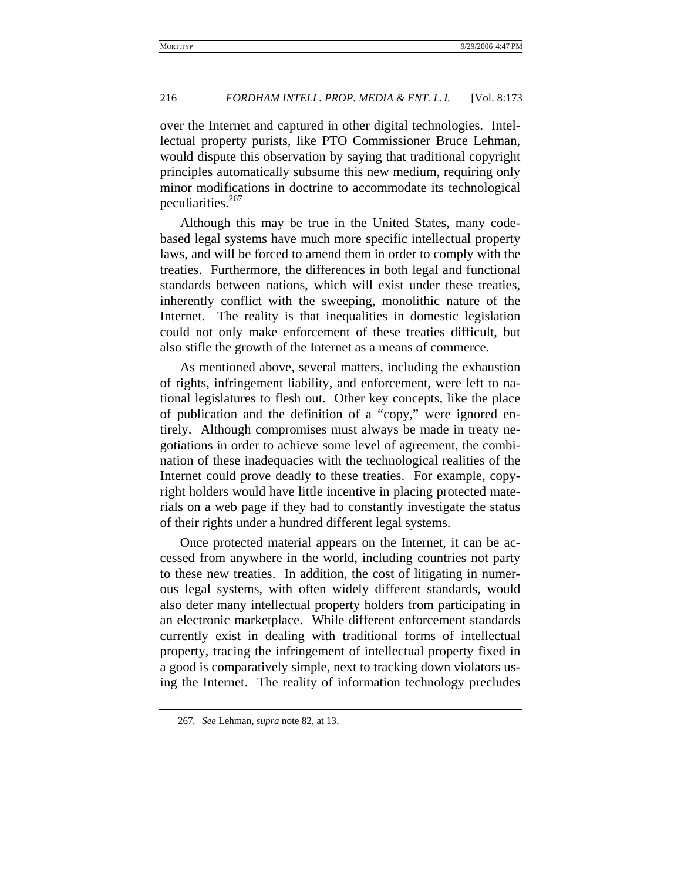over the Internet and captured in other digital technologies. Intellectual property purists, like PTO Commissioner Bruce Lehman, would dispute this observation by saying that traditional copyright principles automatically subsume this new medium, requiring only minor modifications in doctrine to accommodate its technological peculiarities.[267]

Although this may be true in the United States, many code-based legal systems have much more specific intellectual property laws, and will be forced to amend them in order to comply with the treaties. Furthermore, the differences in both legal and functional standards between nations, which will exist under these treaties, inherently conflict with the sweeping, monolithic nature of the Internet. The reality is that inequalities in domestic legislation could not only make enforcement of these treaties difficult, but also stifle the growth of the Internet as a means of commerce.

As mentioned above, several matters, including the exhaustion of rights, infringement liability, and enforcement, were left to national legislatures to flesh out. Other key concepts, like the place of publication and the definition of a "copy," were ignored entirely. Although compromises must always be made in treaty negotiations in order to achieve some level of agreement, the combination of these inadequacies with the technological realities of the Internet could prove deadly to these treaties. For example, copyright holders would have little incentive in placing protected materials on a web page if they had to constantly investigate the status of their rights under a hundred different legal systems.

Once protected material appears on the Internet, it can be accessed from anywhere in the world, including countries not party to these new treaties. In addition, the cost of litigating in numerous legal systems, with often widely different standards, would also deter many intellectual property holders from participating in an electronic marketplace. While different enforcement standards currently exist in dealing with traditional forms of intellectual property, tracing the infringement of intellectual property fixed in a good is comparatively simple, next to tracking down violators using the Internet. The reality of information technology precludes

---

267. *See* Lehman, *supra* note 82, at 13.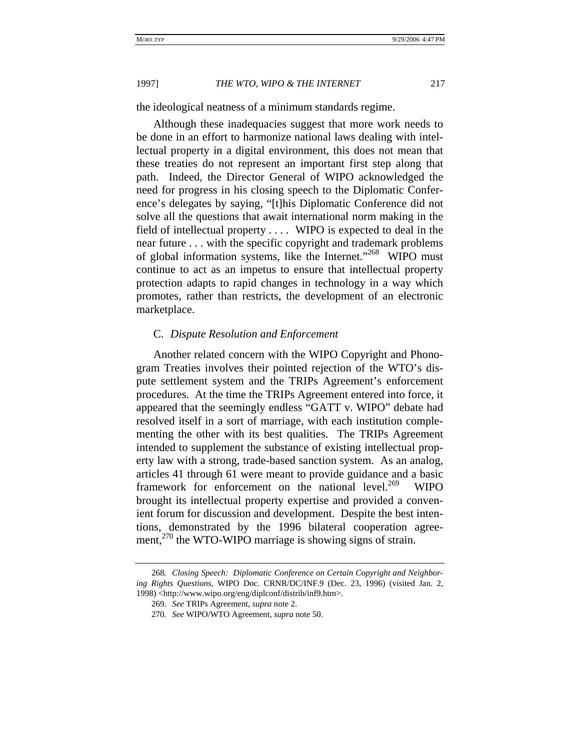the ideological neatness of a minimum standards regime.

Although these inadequacies suggest that more work needs to be done in an effort to harmonize national laws dealing with intellectual property in a digital environment, this does not mean that these treaties do not represent an important first step along that path. Indeed, the Director General of WIPO acknowledged the need for progress in his closing speech to the Diplomatic Conference's delegates by saying, "[t]his Diplomatic Conference did not solve all the questions that await international norm making in the field of intellectual property . . . . WIPO is expected to deal in the near future . . . with the specific copyright and trademark problems of global information systems, like the Internet."[268] WIPO must continue to act as an impetus to ensure that intellectual property protection adapts to rapid changes in technology in a way which promotes, rather than restricts, the development of an electronic marketplace.

### C. *Dispute Resolution and Enforcement*

Another related concern with the WIPO Copyright and Phonogram Treaties involves their pointed rejection of the WTO's dispute settlement system and the TRIPs Agreement's enforcement procedures. At the time the TRIPs Agreement entered into force, it appeared that the seemingly endless "GATT v. WIPO" debate had resolved itself in a sort of marriage, with each institution complementing the other with its best qualities. The TRIPs Agreement intended to supplement the substance of existing intellectual property law with a strong, trade-based sanction system. As an analog, articles 41 through 61 were meant to provide guidance and a basic framework for enforcement on the national level.[269] WIPO brought its intellectual property expertise and provided a convenient forum for discussion and development. Despite the best intentions, demonstrated by the 1996 bilateral cooperation agreement,[270] the WTO-WIPO marriage is showing signs of strain.

---

268. *Closing Speech: Diplomatic Conference on Certain Copyright and Neighboring Rights Questions*, WIPO Doc. CRNR/DC/INF.9 (Dec. 23, 1996) (visited Jan. 2, 1998) <http://www.wipo.org/eng/diplconf/distrib/inf9.htm>.

269. *See* TRIPs Agreement, *supra* note 2.

270. *See* WIPO/WTO Agreement, *supra* note 50.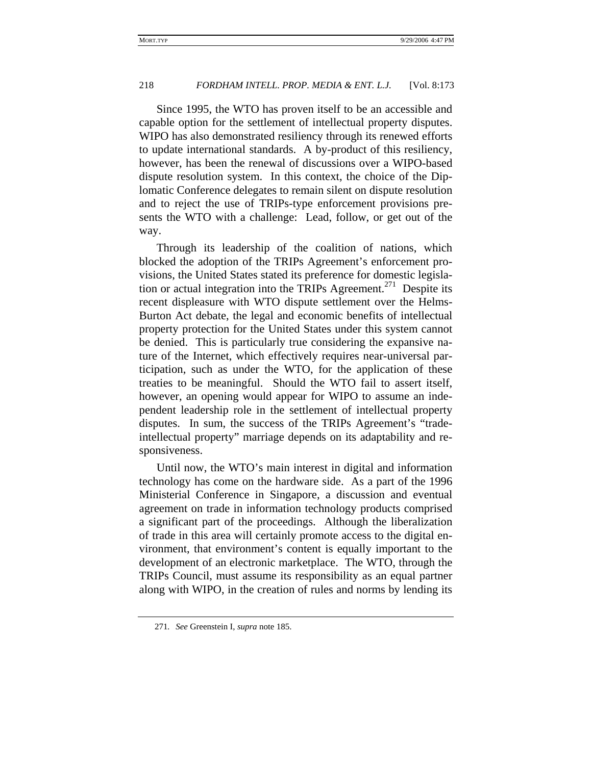Since 1995, the WTO has proven itself to be an accessible and capable option for the settlement of intellectual property disputes. WIPO has also demonstrated resiliency through its renewed efforts to update international standards. A by-product of this resiliency, however, has been the renewal of discussions over a WIPO-based dispute resolution system. In this context, the choice of the Diplomatic Conference delegates to remain silent on dispute resolution and to reject the use of TRIPs-type enforcement provisions presents the WTO with a challenge: Lead, follow, or get out of the way.

Through its leadership of the coalition of nations, which blocked the adoption of the TRIPs Agreement's enforcement provisions, the United States stated its preference for domestic legislation or actual integration into the TRIPs Agreement.[271] Despite its recent displeasure with WTO dispute settlement over the Helms-Burton Act debate, the legal and economic benefits of intellectual property protection for the United States under this system cannot be denied. This is particularly true considering the expansive nature of the Internet, which effectively requires near-universal participation, such as under the WTO, for the application of these treaties to be meaningful. Should the WTO fail to assert itself, however, an opening would appear for WIPO to assume an independent leadership role in the settlement of intellectual property disputes. In sum, the success of the TRIPs Agreement's "trade-intellectual property" marriage depends on its adaptability and responsiveness.

Until now, the WTO's main interest in digital and information technology has come on the hardware side. As a part of the 1996 Ministerial Conference in Singapore, a discussion and eventual agreement on trade in information technology products comprised a significant part of the proceedings. Although the liberalization of trade in this area will certainly promote access to the digital environment, that environment's content is equally important to the development of an electronic marketplace. The WTO, through the TRIPs Council, must assume its responsibility as an equal partner along with WIPO, in the creation of rules and norms by lending its

271. *See* Greenstein I, *supra* note 185.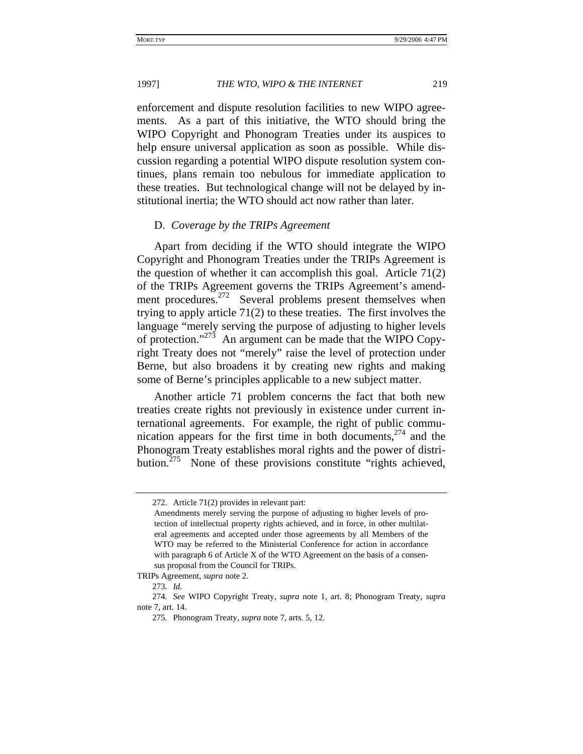enforcement and dispute resolution facilities to new WIPO agreements. As a part of this initiative, the WTO should bring the WIPO Copyright and Phonogram Treaties under its auspices to help ensure universal application as soon as possible. While discussion regarding a potential WIPO dispute resolution system continues, plans remain too nebulous for immediate application to these treaties. But technological change will not be delayed by institutional inertia; the WTO should act now rather than later.

### D. *Coverage by the TRIPs Agreement*

Apart from deciding if the WTO should integrate the WIPO Copyright and Phonogram Treaties under the TRIPs Agreement is the question of whether it can accomplish this goal. Article 71(2) of the TRIPs Agreement governs the TRIPs Agreement's amendment procedures.[272] Several problems present themselves when trying to apply article 71(2) to these treaties. The first involves the language "merely serving the purpose of adjusting to higher levels of protection."[273] An argument can be made that the WIPO Copyright Treaty does not "merely" raise the level of protection under Berne, but also broadens it by creating new rights and making some of Berne's principles applicable to a new subject matter.

Another article 71 problem concerns the fact that both new treaties create rights not previously in existence under current international agreements. For example, the right of public communication appears for the first time in both documents,[274] and the Phonogram Treaty establishes moral rights and the power of distribution.[275] None of these provisions constitute "rights achieved,

---

272. Article 71(2) provides in relevant part:

> Amendments merely serving the purpose of adjusting to higher levels of protection of intellectual property rights achieved, and in force, in other multilateral agreements and accepted under those agreements by all Members of the WTO may be referred to the Ministerial Conference for action in accordance with paragraph 6 of Article X of the WTO Agreement on the basis of a consensus proposal from the Council for TRIPs.

TRIPs Agreement, *supra* note 2.

273. *Id*.

274. *See* WIPO Copyright Treaty, *supra* note 1, art. 8; Phonogram Treaty, *supra* note 7, art. 14.

275. Phonogram Treaty, *supra* note 7, arts. 5, 12.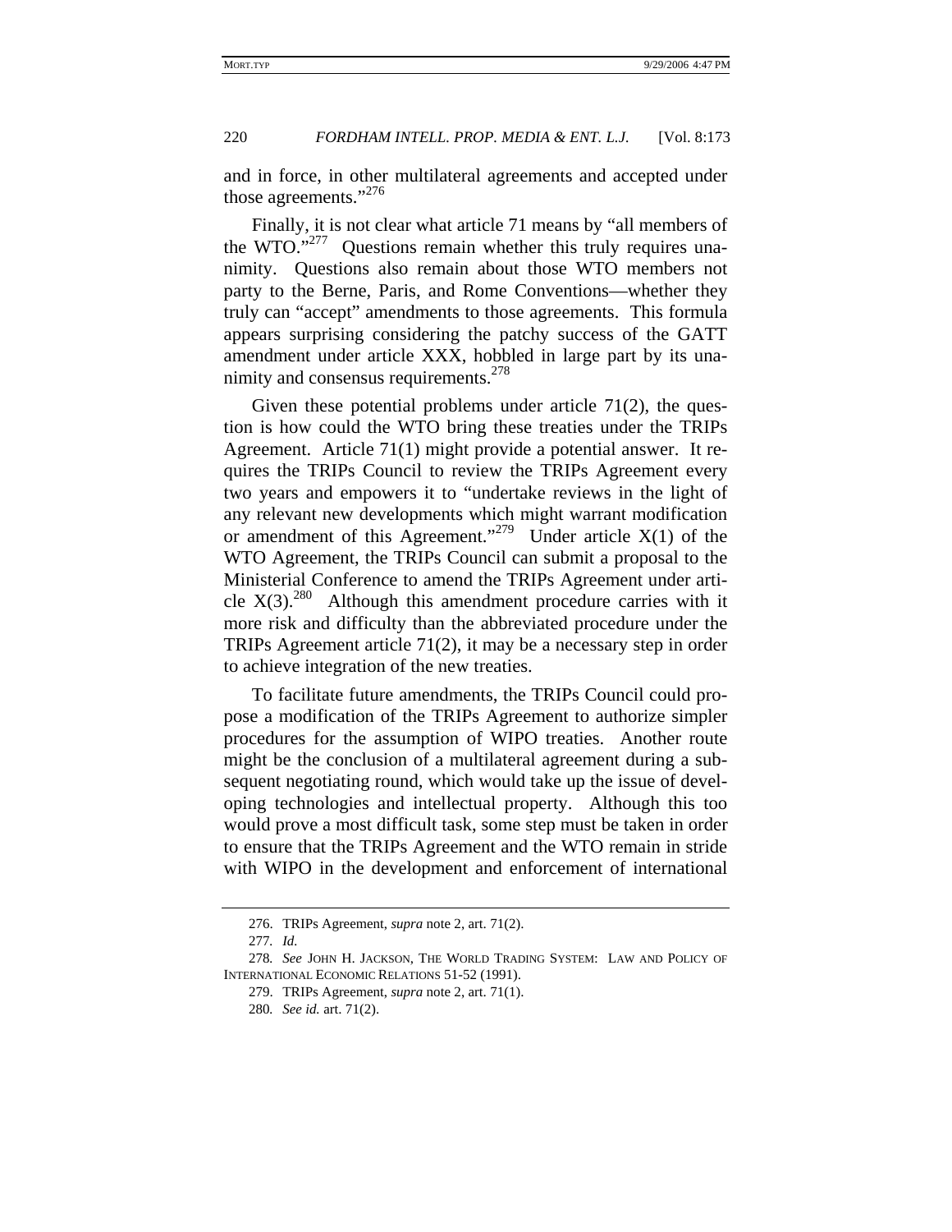and in force, in other multilateral agreements and accepted under those agreements."[276]

Finally, it is not clear what article 71 means by "all members of the WTO."[277] Questions remain whether this truly requires unanimity. Questions also remain about those WTO members not party to the Berne, Paris, and Rome Conventions—whether they truly can "accept" amendments to those agreements. This formula appears surprising considering the patchy success of the GATT amendment under article XXX, hobbled in large part by its unanimity and consensus requirements.[278]

Given these potential problems under article 71(2), the question is how could the WTO bring these treaties under the TRIPs Agreement. Article 71(1) might provide a potential answer. It requires the TRIPs Council to review the TRIPs Agreement every two years and empowers it to "undertake reviews in the light of any relevant new developments which might warrant modification or amendment of this Agreement."[279] Under article X(1) of the WTO Agreement, the TRIPs Council can submit a proposal to the Ministerial Conference to amend the TRIPs Agreement under article X(3).[280] Although this amendment procedure carries with it more risk and difficulty than the abbreviated procedure under the TRIPs Agreement article 71(2), it may be a necessary step in order to achieve integration of the new treaties.

To facilitate future amendments, the TRIPs Council could propose a modification of the TRIPs Agreement to authorize simpler procedures for the assumption of WIPO treaties. Another route might be the conclusion of a multilateral agreement during a subsequent negotiating round, which would take up the issue of developing technologies and intellectual property. Although this too would prove a most difficult task, some step must be taken in order to ensure that the TRIPs Agreement and the WTO remain in stride with WIPO in the development and enforcement of international

---

276. TRIPs Agreement, *supra* note 2, art. 71(2).

277. *Id.*

278. *See* JOHN H. JACKSON, THE WORLD TRADING SYSTEM: LAW AND POLICY OF INTERNATIONAL ECONOMIC RELATIONS 51-52 (1991).

279. TRIPs Agreement, *supra* note 2, art. 71(1).

280. *See id.* art. 71(2).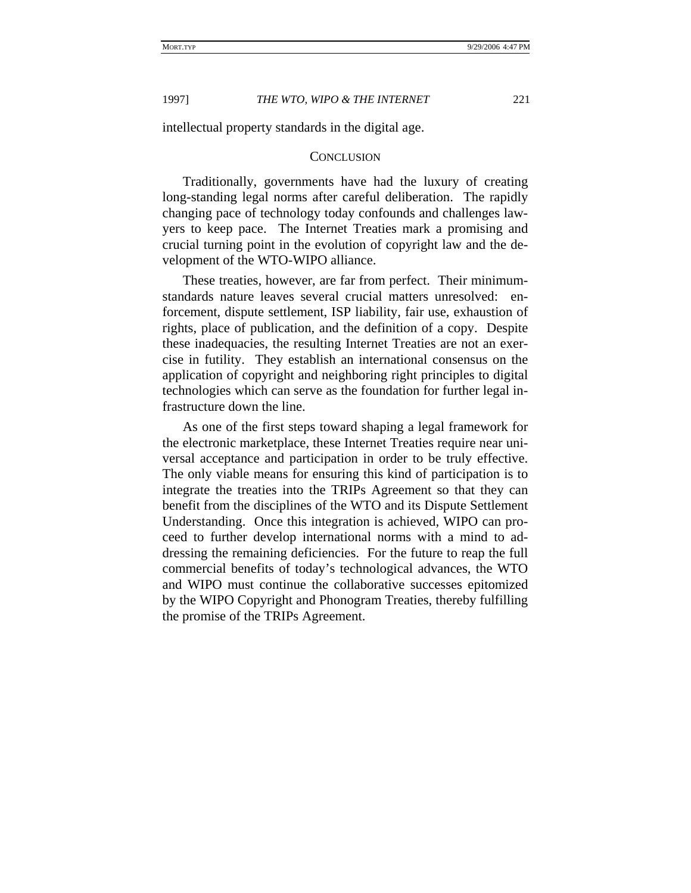intellectual property standards in the digital age.

## CONCLUSION

Traditionally, governments have had the luxury of creating long-standing legal norms after careful deliberation. The rapidly changing pace of technology today confounds and challenges lawyers to keep pace. The Internet Treaties mark a promising and crucial turning point in the evolution of copyright law and the development of the WTO-WIPO alliance.

These treaties, however, are far from perfect. Their minimum-standards nature leaves several crucial matters unresolved: enforcement, dispute settlement, ISP liability, fair use, exhaustion of rights, place of publication, and the definition of a copy. Despite these inadequacies, the resulting Internet Treaties are not an exercise in futility. They establish an international consensus on the application of copyright and neighboring right principles to digital technologies which can serve as the foundation for further legal infrastructure down the line.

As one of the first steps toward shaping a legal framework for the electronic marketplace, these Internet Treaties require near universal acceptance and participation in order to be truly effective. The only viable means for ensuring this kind of participation is to integrate the treaties into the TRIPs Agreement so that they can benefit from the disciplines of the WTO and its Dispute Settlement Understanding. Once this integration is achieved, WIPO can proceed to further develop international norms with a mind to addressing the remaining deficiencies. For the future to reap the full commercial benefits of today's technological advances, the WTO and WIPO must continue the collaborative successes epitomized by the WIPO Copyright and Phonogram Treaties, thereby fulfilling the promise of the TRIPs Agreement.